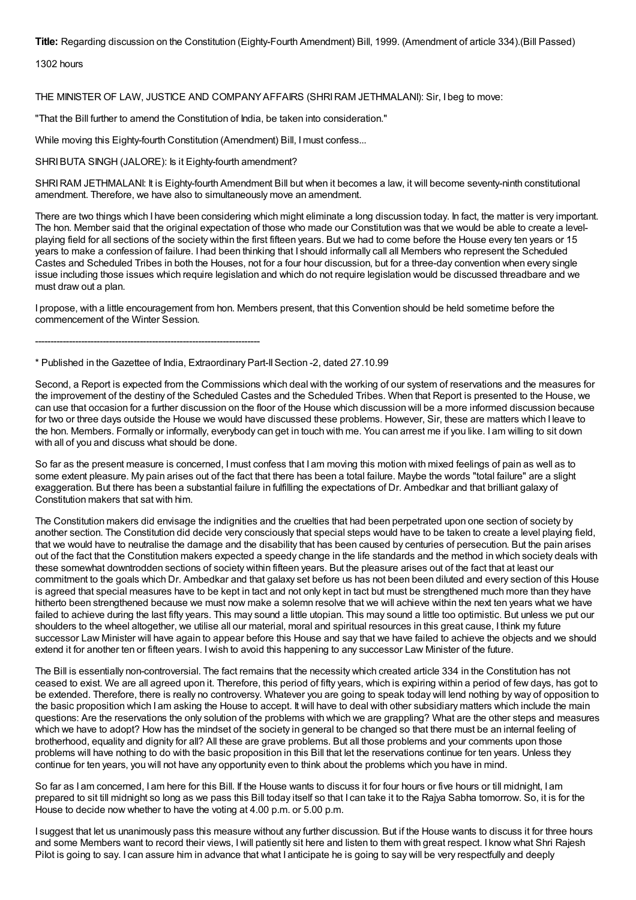**Title:** Regarding discussion on the Constitution (Eighty-Fourth Amendment) Bill, 1999. (Amendment of article 334).(Bill Passed)

1302 hours

THE MINISTER OF LAW, JUSTICE AND COMPANY AFFAIRS (SHRI RAM JETHMALANI): Sir, I beg to move:

"That the Bill further to amend the Constitution of India, be taken into consideration."

While moving this Eighty-fourth Constitution (Amendment) Bill, I must confess...

SHRI BUTA SINGH (JALORE): Is it Eighty-fourth amendment?

SHRI RAM JETHMALANI: It is Eighty-fourth Amendment Bill but when it becomes a law, it will become seventy-ninth constitutional amendment. Therefore, we have also to simultaneously move an amendment.

There are two things which I have been considering which might eliminate a long discussion today. In fact, the matter is very important. The hon. Member said that the original expectation of those who made our Constitution was that we would be able to create a level-playing field for all sections of the society within the first fifteen years. But we had to come before the House every ten years or 15 years to make a confession of failure. I had been thinking that I should informally call all Members who represent the Scheduled Castes and Scheduled Tribes in both the Houses, not for a four hour discussion, but for a three-day convention when every single issue including those issues which require legislation and which do not require legislation would be discussed threadbare and we must draw out a plan.

I propose, with a little encouragement from hon. Members present, that this Convention should be held sometime before the commencement of the Winter Session.

---

\* Published in the Gazettee of India, Extraordinary Part-II Section -2, dated 27.10.99

Second, a Report is expected from the Commissions which deal with the working of our system of reservations and the measures for the improvement of the destiny of the Scheduled Castes and the Scheduled Tribes. When that Report is presented to the House, we can use that occasion for a further discussion on the floor of the House which discussion will be a more informed discussion because for two or three days outside the House we would have discussed these problems. However, Sir, these are matters which I leave to the hon. Members. Formally or informally, everybody can get in touch with me. You can arrest me if you like. I am willing to sit down with all of you and discuss what should be done.

So far as the present measure is concerned, I must confess that I am moving this motion with mixed feelings of pain as well as to some extent pleasure. My pain arises out of the fact that there has been a total failure. Maybe the words "total failure" are a slight exaggeration. But there has been a substantial failure in fulfilling the expectations of Dr. Ambedkar and that brilliant galaxy of Constitution makers that sat with him.

The Constitution makers did envisage the indignities and the cruelties that had been perpetrated upon one section of society by another section. The Constitution did decide very consciously that special steps would have to be taken to create a level playing field, that we would have to neutralise the damage and the disability that has been caused by centuries of persecution. But the pain arises out of the fact that the Constitution makers expected a speedy change in the life standards and the method in which society deals with these somewhat downtrodden sections of society within fifteen years. But the pleasure arises out of the fact that at least our commitment to the goals which Dr. Ambedkar and that galaxy set before us has not been been diluted and every section of this House is agreed that special measures have to be kept in tact and not only kept in tact but must be strengthened much more than they have hitherto been strengthened because we must now make a solemn resolve that we will achieve within the next ten years what we have failed to achieve during the last fifty years. This may sound a little utopian. This may sound a little too optimistic. But unless we put our shoulders to the wheel altogether, we utilise all our material, moral and spiritual resources in this great cause, I think my future successor Law Minister will have again to appear before this House and say that we have failed to achieve the objects and we should extend it for another ten or fifteen years. I wish to avoid this happening to any successor Law Minister of the future.

The Bill is essentially non-controversial. The fact remains that the necessity which created article 334 in the Constitution has not ceased to exist. We are all agreed upon it. Therefore, this period of fifty years, which is expiring within a period of few days, has got to be extended. Therefore, there is really no controversy. Whatever you are going to speak today will lend nothing by way of opposition to the basic proposition which I am asking the House to accept. It will have to deal with other subsidiary matters which include the main questions: Are the reservations the only solution of the problems with which we are grappling? What are the other steps and measures which we have to adopt? How has the mindset of the society in general to be changed so that there must be an internal feeling of brotherhood, equality and dignity for all? All these are grave problems. But all those problems and your comments upon those problems will have nothing to do with the basic proposition in this Bill that let the reservations continue for ten years. Unless they continue for ten years, you will not have any opportunity even to think about the problems which you have in mind.

So far as I am concerned, I am here for this Bill. If the House wants to discuss it for four hours or five hours or till midnight, I am prepared to sit till midnight so long as we pass this Bill today itself so that I can take it to the Rajya Sabha tomorrow. So, it is for the House to decide now whether to have the voting at 4.00 p.m. or 5.00 p.m.

I suggest that let us unanimously pass this measure without any further discussion. But if the House wants to discuss it for three hours and some Members want to record their views, I will patiently sit here and listen to them with great respect. I know what Shri Rajesh Pilot is going to say. I can assure him in advance that what I anticipate he is going to say will be very respectfully and deeply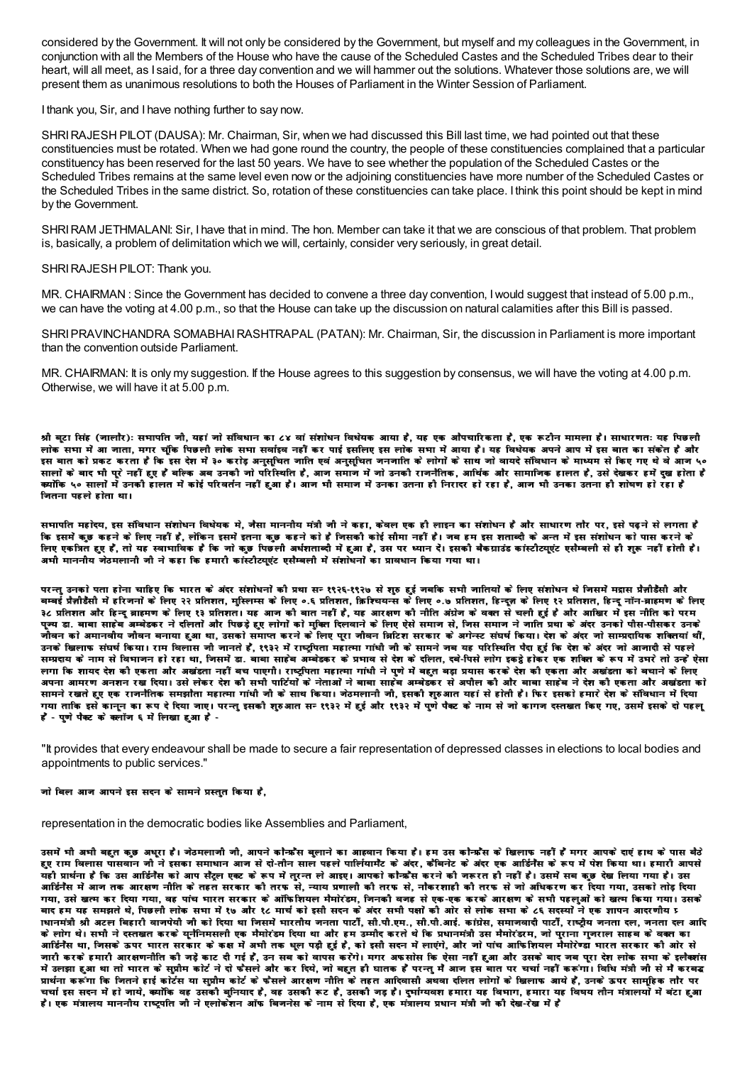considered by the Government. It will not only be considered by the Government, but myself and my colleagues in the Government, in conjunction with all the Members of the House who have the cause of the Scheduled Castes and the Scheduled Tribes dear to their heart, will all meet, as I said, for a three day convention and we will hammer out the solutions. Whatever those solutions are, we will present them as unanimous resolutions to both the Houses of Parliament in the Winter Session of Parliament.

I thank you, Sir, and I have nothing further to say now.

SHRI RAJESH PILOT (DAUSA): Mr. Chairman, Sir, when we had discussed this Bill last time, we had pointed out that these constituencies must be rotated. When we had gone round the country, the people of these constituencies complained that a particular constituency has been reserved for the last 50 years. We have to see whether the population of the Scheduled Castes or the Scheduled Tribes remains at the same level even now or the adjoining constituencies have more number of the Scheduled Castes or the Scheduled Tribes in the same district. So, rotation of these constituencies can take place. I think this point should be kept in mind by the Government.

SHRI RAM JETHMALANI: Sir, I have that in mind. The hon. Member can take it that we are conscious of that problem. That problem is, basically, a problem of delimitation which we will, certainly, consider very seriously, in great detail.

SHRI RAJESH PILOT: Thank you.

MR. CHAIRMAN : Since the Government has decided to convene a three day convention, I would suggest that instead of 5.00 p.m., we can have the voting at 4.00 p.m., so that the House can take up the discussion on natural calamities after this Bill is passed.

SHRI PRAVINCHANDRA SOMABHAI RASHTRAPAL (PATAN): Mr. Chairman, Sir, the discussion in Parliament is more important than the convention outside Parliament.

MR. CHAIRMAN: It is only my suggestion. If the House agrees to this suggestion by consensus, we will have the voting at 4.00 p.m. Otherwise, we will have it at 5.00 p.m.

श्री बूटा सिंह (जालौर): सभापति जी, यहां जो संविधान का ८४ वां संशोधन विधेयक आया है, यह एक औपचारिकता है, एक रूटीन मामला है। साधारणतः यह पिछली लोक सभा में आ जाता, मगर चूंकि पिछली लोक सभा सर्वाइव नहीं कर पाई इसलिए इस लोक सभा में आया है। यह विधेयक अपने आप में इस बात का संकेत है और इस बात को प्रकट करता है कि इस देश में ३० करोड़ अनुसूचित जाति एवं अनुसूचित जनजाति के लोगों के साथ जो वायदे संविधान के माध्यम से किए गए थे वे आज ५० सालों के बाद भी पूरे नहीं हुए हैं बल्कि अब उनकी जो परिस्थिति है, आज समाज में जो उनकी राजनीतिक, आर्थिक और सामाजिक हालत है, उसे देखकर हमें दुख होता है क्योंकि ५० सालों में उनकी हालत में कोई परिवर्तन नहीं हुआ है। आज भी समाज में उनका उतना ही निरादर हो रहा है, आज भी उनका उतना ही शोषण हो रहा है जितना पहले होता था।

सभापति महोदय, इस संविधान संशोधन विधेयक में, जैसा माननीय मंत्री जी ने कहा, केवल एक ही लाइन का संशोधन है और साधारण तौर पर, इसे पढ़ने से लगता है कि इसमें कुछ कहने के लिए नहीं है, लेकिन इसमें इतना कुछ कहने को है जिसकी कोई सीमा नहीं है। जब हम इस शताब्दी के अन्त में इस संशोधन को पास करने के लिए एकत्रित हुए हैं, तो यह स्वाभाविक है कि जो कुछ पिछली अर्धशताब्दी में हुआ है, उस पर ध्यान दें। इसकी बैकग्राउंड कांस्टीटयूएंट एसेम्बली से ही शुरू नहीं होती है। अभी माननीय जेठमलानी जी ने कहा कि हमारी कांस्टीटयूएंट एसेम्बली में संशोधनों का प्रावधान किया गया था।

परन्तु उनको पता होना चाहिए कि भारत के अंदर संशोधनों की प्रथा सन् १९२६-१९२७ से शुरू हुई जबकि सभी जातियों के लिए संशोधन थे जिसमें मद्रास प्रैज़ीडैंसी और बम्बई प्रैज़ीडैंसी में हरिजनों के लिए २२ प्रतिशत, मुस्लिम्स के लिए ०.६ प्रतिशत, क्रिश्चियन्स के लिए ०.७ प्रतिशत, हिन्दूज़ के लिए १२ प्रतिशत, हिन्दू नॉन-ब्राहमण के लिए ३८ प्रतिशत और हिन्दू ब्राहमण के लिए १३ प्रतिशत। यह आज की बात नहीं है, यह आरक्षण की नीति अंग्रेज के वक्त से चली हुई है और आखिर में इस नीति को परम पूज्य डा. बाबा साहेब अम्बेडकर ने दलितों और पिछड़े हुए लोगों को मुक्ति दिलवाने के लिए ऐसे समाज से, जिस समाज ने जाति प्रथा के अंदर उनको पीस-पीसकर उनके जीवन को अमानवीय जीवन बनाया हुआ था, उसको समाप्त करने के लिए पूरा जीवन ब्रिटिश सरकार के अगेन्स्ट संघर्ष किया। देश के अंदर जो साम्प्रदायिक शक्तियां थीं, उनके खिलाफ संघर्ष किया। राम विलास जी जानते हैं, १९३२ में राष्ट्रपिता महात्मा गांधी जी के सामने जब यह परिस्थिति पैदा हुई कि देश के अंदर जो आजादी से पहले सम्प्रदाय के नाम से विभाजन हो रहा था, जिसमें डा. बाबा साहेब अम्बेडकर के प्रभाव से देश के दलित, दबे-पिसे लोग इकट्ठे होकर एक शक्ति के रूप में उभरे तो उन्हें ऐसा लगा कि शायद देश की एकता और अखंडता नहीं बच पाएगी। राष्ट्रपिता महात्मा गांधी ने पुणे में बहुत बड़ा प्रयास करके देश की एकता और अखंडता को बचाने के लिए अपना आमरण अनशन रख दिया। उसे लेकर देश की सभी पार्टियों के नेताओं ने बाबा साहेब अम्बेडकर से अपील की और बाबा साहेब ने देश की एकता और अखंडता को सामने रखते हुए एक राजनीतिक समझौता महात्मा गांधी जी के साथ किया। जेठमलानी जी, इसकी शुरुआत यहां से होती है। फिर इसको हमारे देश के संविधान में दिया गया ताकि इसे कानून का रूप दे दिया जाए। परन्तु इसकी शुरुआत सन् १९३२ में हुई और १९३२ में पुणे पैक्ट के नाम से जो कागज दस्तखत किए गए, उसमें इसके दो पहलू हैं - पुणे पैक्ट के क्लॉज ६ में लिखा हुआ है -

"It provides that every endeavour shall be made to secure a fair representation of depressed classes in elections to local bodies and appointments to public services."

जो बिल आज आपने इस सदन के सामने प्रस्तुत किया है,

representation in the democratic bodies like Assemblies and Parliament,

उसमें भी अभी बहुत कुछ अधूरा है। जेठमलानी जी, आपने कॉन्फ्रैंस बुलाने का आह्वान किया है। हम उस कॉन्फ्रैंस के खिलाफ नहीं हैं मगर आपके दाएं हाथ के पास बैठे हुए राम विलास पासवान जी ने इसका समाधान आज से दो-तीन साल पहले पार्लियामैंट के अंदर, कैबिनेट के अंदर एक आर्डिनैंस के रूप में पेश किया था। हमारी आपसे यही प्रार्थना है कि उस आर्डिनैंस को आप सैंट्रल एक्ट के रूप में तुरन्त ले आइए। आपको कॉन्फ्रैंस करने की जरूरत ही नहीं है। उसमें सब कुछ देख लिया गया है। उस आर्डिनैंस में आज तक आरक्षण नीति के तहत सरकार की तरफ से, न्याय प्रणाली की तरफ से, नौकरशाही की तरफ से जो अधिकरण कर दिया गया, उसको तोड़ दिया गया, उसे खत्म कर दिया गया, वह पांच भारत सरकार के ऑफिशियल मैमोरेंडम, जिनकी वजह से एक-एक करके आरक्षण के सभी पहलुओं को खत्म किया गया। उसके बाद हम यह समझते थे, पिछली लोक सभा में १७ और १८ मार्च को इसी सदन के अंदर सभी पक्षों की ओर से लोक सभा के ८६ सदस्यों ने एक ज्ञापन आदरणीय प्रधानमंत्री श्री अटल बिहारी वाजपेयी जी को दिया था जिसमें भारतीय जनता पार्टी, सी.पी.एम., सी.पी.आई. कांग्रेस, समाजवादी पार्टी, राष्ट्रीय जनता दल, जनता दल आदि के लोग थे। सभी ने दस्तखत करके यूनैनिमसली एक मैमोरेंडम दिया था और हम उम्मीद करते थे कि प्रधानमंत्री उस मैमोरेंडम, जो पुराना गुजराल साहब के वक्त का आर्डिनैंस था, जिसके ऊपर भारत सरकार के कक्ष में अभी तक धूल पड़ी हुई है, को इसी सदन में लाएंगे, और जो पांच आफिशियल मैमोरेंडा भारत सरकार की ओर से जारी करके हमारी आरक्षणनीति की जड़ें काट दी गई हैं, उन सब को वापस करेंगे। मगर अफसोस कि ऐसा नहीं हुआ और उसके बाद जब पूरा देश लोक सभा के इलैक्शंस में उलझा हुआ था तो भारत के सुप्रीम कोर्ट ने दो फैसले और कर दिये, जो बहुत ही घातक हैं परन्तु मैं आज इस बात पर चर्चा नहीं करूंगा। विधि मंत्री जी से मैं करबद्ध प्रार्थना करूंगा कि जितने हाई कोर्ट्स या सुप्रीम कोर्ट के फैसले आरक्षण नीति के तहत आदिवासी अथवा दलित लोगों के खिलाफ आये हैं, उनके ऊपर सामूहिक तौर पर चर्चा इस सदन में हो जाये, क्योंकि वह उसकी बुनियाद है, वह उसकी रूट है, उसकी जड़ है। दुर्भाग्यवश हमारा यह विभाग, हमारा यह विषय तीन मंत्रालयों में बंटा हुआ है। एक मंत्रालय माननीय राष्ट्रपति जी ने एलोकेशन ऑफ बिजनेस के नाम से दिया है, एक मंत्रालय प्रधान मंत्री जी की देख-रेख में है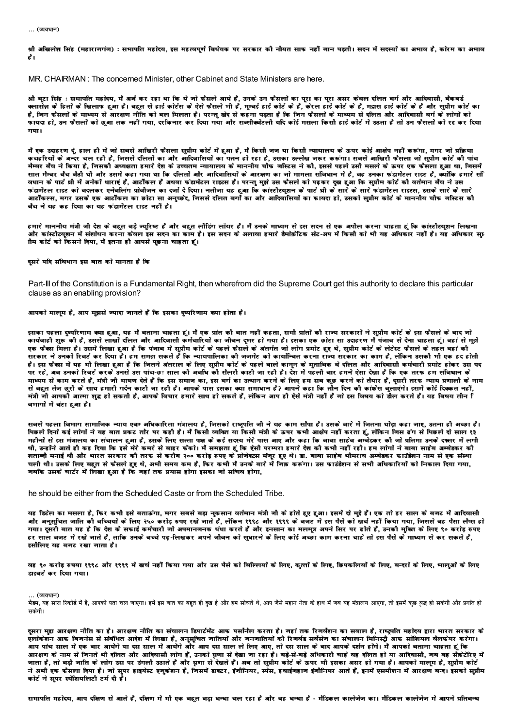... (व्यवधान)

**श्री अखिलेश सिंह (महाराजगंज) : सभापति महोदय, इस महत्वपूर्ण विधेयक पर सरकार की नीयत साफ नहीं जान पड़ती। सदन में सदस्यों का अभाव है, कोरम का अभाव है।**

MR. CHAIRMAN : The concerned Minister, other Cabinet and State Ministers are here.

**श्री बूटा सिंह : सभापति महोदय, मैं अर्ज कर रहा था कि ये जो फैसले आये हैं, उनके उन फैसलों का पूरा का पूरा असर केवल दलित वर्ग और आदिवासी, बैकवर्ड क्लासेज़ के हितों के खिलाफ हुआ है। बहुत से हाई कोर्टस के ऐसे फैसले भी हैं, मुम्बई हाई कोर्ट के हैं, केरल हाई कोर्ट के हैं, मद्रास हाई कोर्ट के हैं और सुप्रीम कोर्ट का है, जिन फैसलों के माध्यम से आरक्षण नीति को बल मिलता है। परन्तु खेद से कहना पड़ता है कि जिन फैसलों के माध्यम से दलित और आदिवासी वर्ग के लोगों को फायदा हो, उन फैसलों को छुआ तक नहीं गया, दरकिनार कर दिया गया और सब्सीक्वेंटली यदि कोई मसला किसी हाई कोर्ट में उठता है तो उन फैसलों को रद्द कर दिया गया।**

**मैं एक उदाहरण दूं, हाल ही में जो सबसे आखिरी फैसला सुप्रीम कोर्ट में हुआ है, मैं किसी जज या किसी न्यायालय के ऊपर कोई आक्षेप नहीं करूंगा, मगर जो प्रक्रिया कचहरियों के अन्दर चल रही है, जिससे दलितों का और आदिवासियों का पतन हो रहा है, उसका उल्लेख जरूर करूंगा। सबसे आखिरी फैसला जो सुप्रीम कोर्ट की पांच मैम्बर बैंच ने किया है, जिसकी अध्यक्षता हमारे देश के उच्चतम न्यायालय के माननीय चीफ जस्टिस ने की, इससे पहले उसी मसले के ऊपर एक फैसला हुआ था, जिसमें सात मैम्बर बैंच बैठी थी और उसमें कहा गया था कि दलितों और आदिवासियों के आरक्षण का जो मामला संविधान में है, वह उनका फंडामेंटल राइट है, क्योंकि हमारे संविधान के पार्ट थ्री में अनेकों धाराएं हैं, आर्टीकल हैं अथवा फंडामेंटल राइटस हैं। परन्तु मुझे उस फैसले को पढ़कर दुख हुआ कि सुप्रीम कोर्ट की वर्तमान बैंच ने उस फंडामेंटल राइट को बदलकर एनेबलिंग प्रोवीजन का दर्जा दे दिया। नतीजा यह हुआ कि कांस्टीट्यूशन के पार्ट थ्री के सारे के सारे फंडामेंटल राइटस, उसके सारे के सारे आर्टीकल्स, मगर उसके एक आर्टीकल का छोटा सा अनुच्छेद, जिससे दलित वर्गों का और आदिवासियों का फायदा हो, उसको सुप्रीम कोर्ट के माननीय चीफ जस्टिस की बैंच ने यह कह दिया का यह फंडामेंटल राइट नहीं है।**

**हमारे माननीय मंत्री जी देश के बहुत बड़े ज्यूरिष्ट हैं और बहुत लीडिंग लॉयर हैं। मैं उनके माध्यम से इस सदन से एक अपील करना चाहता हूं कि कांस्टीट्यूशन लिखना और कांस्टीट्यूशन में संशोधन करना केवल इस सदन का काम है। इस सदन के अलावा हमारे डैमोक्रेटिक सेट-अप में किसी को भी यह अधिकार नहीं है। यह अधिकार सुप्रीम कोर्ट को किसने दिया, मैं इतना ही आपसे पूछना चाहता हूं।**

**दूसरे यदि संविधान इस बात को मानता है कि**

Part-III of the Constitution is a Fundamental Right, then wherefrom did the Supreme Court get this authority to declare this particular clause as an enabling provision?

**आपको मालूम है, आप मुझसे ज्यादा जानते हैं कि इसका दुष्परिणाम क्या होता है।**

**इसका पहला दुष्परिणाम क्या हुआ, यह मैं बताना चाहता हूं। मैं एक प्रांत की बात नहीं कहता, सभी प्रांतों की राज्य सरकारों ने सुप्रीम कोर्ट के इस फैसले के बाद जो कार्यवाही शुरू की है, उससे लाखों दलित और आदिवासी कर्मचारियों का जीवन दूभर हो गया है। इसका एक छोटा सा उदाहरण मैं पंजाब से देना चाहता हूं। वहां से मुझे एक फैक्स मिला है। उसमें लिखा हुआ है कि पंजाब में सुप्रीम कोर्ट के पहले फैसले के अंतर्गत जो लोग प्रमोट हुए थे, सुप्रीम कोर्ट के लेटेस्ट फैसले के तहत वहां की सरकार ने उनको रिवर्ट कर दिया है। हम समझ सकते हैं कि न्यायपालिका की जजमेंट को कार्यान्वित करना राज्य सरकार का काम है, लेकिन उसकी भी एक हद होती है। इस फैक्स में यह भी लिखा हुआ है कि जितने अंतराल के लिए सुप्रीम कोर्ट के पहले वाले कानून के मुताबिक वे दलित और आदिवासी कर्मचारी प्रमोट होकर उस पद पर रहे, अब उनको रिवर्ट करके उनसे उस पांच-छः साल की अवधि की सैलरी काटी जा रही है। देश में पहली बार हमने ऐसा देखा है कि एक तरफ हम संविधान के माध्यम से काम करते हैं, मंत्री जी भाषण देते हैं कि इस समाज का, इस वर्ग का उत्थान करने के लिए हम सब कुछ करने को तैयार हैं, दूसरी तरफ न्याय प्रणाली के नाम से बहुत तेज छूरों के साथ हमारी गर्दन काटी जा रही है। आपके पास इसका क्या समाधान है? आपने कहा कि तीन दिन की कांफ्रेंस बुलाएंगे। इसमें कोई दिक्कत नहीं, मंत्री जी आपकी आत्मा शुद्ध हो सकती है, आपके विचार हमारे साथ हो सकते हैं, लेकिन आप ही ऐसे मंत्री नहीं हैं जो इस विषय को डील करते हैं। यह विषय तीन विभागों में बंटा हुआ है।**

**सबसे पहला विभाग सामाजिक न्याय एवम अधिकारिता मंत्रालय है, जिसको राष्ट्रपति जी ने यह काम सौंपा है। उसके बारे में जितना थोड़ा कहा जाए, उतना ही अच्छा है। पिछले दिनों कई लोगों ने यह बात प्रकट तौर पर कही है। मैं किसी व्यक्ति या किसी मंत्री के ऊपर कभी आक्षेप नहीं करता हूं, लेकिन जिस ढंग से पिछले दो साल १३ महीनों से इस मंत्रालय का संचालन हुआ है, उसके लिए सत्ता पक्ष के कई सदस्य मेरे पास आए और कहा कि बाबा साहेब अम्बेडकर की जो प्रतिमा उनके दफ्तर में लगी थी, उन्होंने आते ही कह दिया कि इसे मेरे कमरे से बाहर फेंको। मैं समझता हूं कि ऐसी परम्परा हमारे देश की कभी नहीं रही। हम लोगों ने बाबा साहेब अम्बेडकर की शताब्दी मनाई थी और भारत सरकार की तरफ से करीब २०० करोड़ रुपए के प्रोजेक्ट्स मंजूर हुए थे। डा. बाबा साहेब भीमराव अम्बेडकर फाउंडेशन नाम से एक संस्था चली थी। उसके लिए बहुत से फैसले हुए थे, अभी समय कम है, फिर कभी मैं उसके बारे में जिक्र करूंगा। उस फाउंडेशन से सभी अधिकारियों को निकाल दिया गया, जबकि उसके चार्टर में लिखा हुआ है कि जहां तक प्रयास होगा इसका जो सचिव होगा,**

he should be either from the Scheduled Caste or from the Scheduled Tribe.

**यह डिटेल का मसला है, फिर कभी इसे बताऊंगा, मगर सबसे बड़ा नुकसान वर्तमान मंत्री जी के होते हुए हुआ। इसमें दो मुद्दे हैं। एक तो हर साल के बजट में आदिवासी और अनुसूचित जाति की बच्चियों के लिए २५० करोड़ रुपए रखे जाते हैं, लेकिन १९९८ और १९९९ के बजट में इस पैसे को खर्च नहीं किया गया, जिससे वह पैसा लैप्स हो गया। दूसरी बात यह है कि देश के सफाई कर्मचारी जो अपमानजनक धंधा करते हैं और इनसान का मलमूत्र अपने सिर पर ढोते हैं, उनकी मुक्ति के लिए ९० करोड़ रुपए हर साल बजट में रखे जाते हैं, ताकि उनके बच्चे पढ़-लिखकर अपने जीवन को सुधारने के लिए कोई अच्छा काम करना चाहें तो इस पैसे के माध्यम से कर सकते हैं, इसीलिए यह बजट रखा जाता है।**

**वह ९० करोड़ रुपया १९९८ और १९९९ में खर्च नहीं किया गया और उस पैसे को बिल्लियों के लिए, कुत्तों के लिए, छिपकलियों के लिए, बन्दरों के लिए, भालुओं के लिए डाइवर्ट कर दिया गया।**

... (व्यवधान)

मैडम, यह सारा रिकोर्ड में है, आपको पता चल जाएगा। हमें इस बात का बहुत ही दुख है और हम सोचते थे, आप जैसे महान नेता के हाथ में जब यह मंत्रालय आएगा, तो इसमें कुछ वृद्धि हो सकेगी और प्रगति हो सकेगी।

**दूसरा मुद्दा आरक्षण नीति का है। आरक्षण नीति का संचालन डिपार्टमेंट आफ पर्सोनैल करता है। जहां तक रिजर्वेशन का सवाल है, राष्ट्रपति महोदय द्वारा भारत सरकार के एलोकेशन आफ बिजनेस से संबंधित आदेश में लिखा है, अनुसूचित जातियों और जनजातियों की रिजर्वड सर्वेसेज़ का संचालन मिनिस्ट्री आफ सोशियल वैलफेयर करेगा। आप पांच साल में एक बार आयेंगे या दस साल में आयेंगे और आप दस साल ले लिए आए, तो दस साल के बाद आपके दर्शन होंगे। मैं आपको बताना चाहता हूं कि आरक्षण के नाम से जितने भी दलित और आदिवासी लोग हैं, उनको घृणा से देखा जा रहा है। बड़े-से-बड़े अधिकारी चाहे वह दलित हो या आदिवासी, जब वह सैक्रेटरिएट में जाता है, तो बड़ी जाति के लोग उस पर उंगली उठाते हैं और घृणा से देखते हैं। अब तो सुप्रीम कोर्ट के ऊपर भी इसका असर हो गया है। आपको मालूम है, सुप्रीम कोर्ट ने अभी एक फैसला दिया है। जो सुपर हाइयेस्ट एजुकेशन है, जिसमें डाक्टर, इंजीनियर, स्पेस, हवाईजहाज इंजीनियर आते हैं, इनमें एसमीशन में आरक्षण बन्द। इसको सुप्रीम कोर्ट ने सुपर स्पेशियलिटी टर्म दी है।**

**सभापति महोदय, आप दक्षिण से आते हैं, दक्षिण में भी एक बहुत बड़ा धन्धा चल रहा है और वह धन्धा है - मैडिकल कालेजेज का। मैडिकल कालेजेज में आपने प्रतिबन्ध**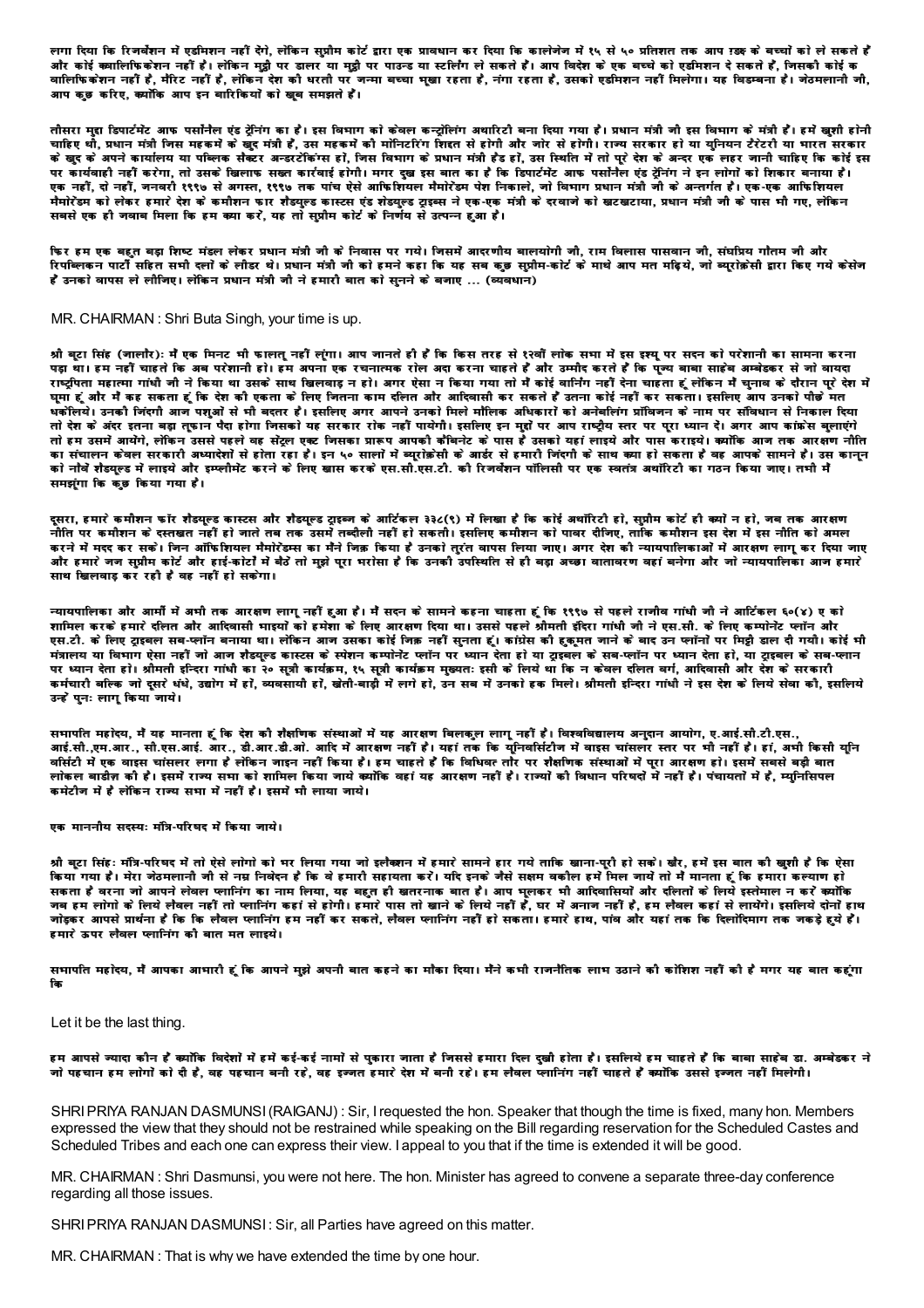लगा दिया कि रिजर्वेशन में एडमिशन नहीं देंगे, लेकिन सुप्रीम कोर्ट द्वारा एक प्रावधान कर दिया कि कालेजेज में १५ से ५० प्रतिशत तक आप रईस के बच्चों को ले सकते हैं और कोई क्वालिफिकेशन नहीं है। लेकिन मुट्ठी पर डालर या मुट्ठी पर पाउन्ड या स्टर्लिंग ले सकते हैं। आप विदेश के एक बच्चे को एडमिशन दे सकते हैं, जिसकी कोई क्वालिफिकेशन नहीं है, मैरिट नहीं है, लेकिन देश की धरती पर जन्मा बच्चा भूखा रहता है, नंगा रहता है, उसको एडमिशन नहीं मिलेगा। यह विडम्बना है। जेठमलानी जी, आप कुछ करिए, क्योंकि आप इन बारिकियों को खूब समझते हैं।

तीसरा मुद्दा डिपार्टमेंट आफ पर्सोनैल एंड ट्रेनिंग का है। इस विभाग को केवल कन्ट्रोलिंग अथारिटी बना दिया गया है। प्रधान मंत्री जी इस विभाग के मंत्री हैं। हमें खुशी होनी चाहिए थी, प्रधान मंत्री जिस महकमें के खुद मंत्री हैं, उस महकमें की मॉनिटरिंग शिद्दत से होगी और जोर से होगी। राज्य सरकार हो या युनियन टैरेटरी या भारत सरकार के खुद के अपने कार्यालय या पब्लिक सैक्टर अन्डरटेकिंग्स हों, जिस विभाग के प्रधान मंत्री हैड हों, उस स्थिति में तो पूरे देश के अन्दर एक लहर जानी चाहिए कि कोई इस पर कार्यवाही नहीं करेगा, तो उसके खिलाफ सख्त कार्यवाई होगी। मगर दुख इस बात का है कि डिपार्टमेंट आफ पर्सोनैल एंड ट्रेनिंग ने इन लोगों को शिकार बनाया है। एक नहीं, दो नहीं, जनवरी १९९७ से अगस्त, १९९७ तक पांच ऐसे आफिशियल मैमोरेंडम पेश निकाले, जो विभाग प्रधान मंत्री जी के अन्तर्गत है। एक-एक आफिशियल मैमोरेंडम को लेकर हमारे देश के कमीशन फार शैडयूल्ड कास्ट्स एंड शेडयूल्ड ट्राइब्स ने एक-एक मंत्री के दरवाजे को खटखटाया, प्रधान मंत्री जी के पास भी गए, लेकिन सबसे एक ही जवाब मिला कि हम क्या करें, यह तो सुप्रीम कोर्ट के निर्णय से उत्पन्न हुआ है।

फिर हम एक बहुत बड़ा शिष्ट मंडल लेकर प्रधान मंत्री जी के निवास पर गये। जिसमें आदरणीय बालयोगी जी, राम विलास पासवान जी, संघप्रिय गौतम जी और रिपब्लिकन पार्टी सहित सभी दलों के लीडर थे। प्रधान मंत्री जी को हमने कहा कि यह सब कुछ सुप्रीम-कोर्ट के माथे आप मत मढ़िये, जो ब्यूरोक्रेसी द्वारा किए गये केसेज हैं उनको वापस ले लीजिए। लेकिन प्रधान मंत्री जी ने हमारी बात को सुनने के बजाए ... (व्यवधान)

MR. CHAIRMAN : Shri Buta Singh, your time is up.

श्री बूटा सिंह (जालौर): मैं एक मिनट भी फालतू नहीं लूंगा। आप जानते ही हैं कि किस तरह से १२वीं लोक सभा में इस इस्यू पर सदन को परेशानी का सामना करना पड़ा था। हम नहीं चाहते कि अब परेशानी हो। हम अपना एक रचनात्मक रोल अदा करना चाहते हैं और उम्मीद करते हैं कि पूज्य बाबा साहब अम्बेडकर से जो वायदा राष्ट्रपिता महात्मा गांधी जी ने किया था उसके साथ खिलवाड़ न हो। अगर ऐसा न किया गया तो मैं कोई वार्निंग नहीं देना चाहता हूं लेकिन मैं चुनाव के दौरान पूरे देश में घूमा हूं और मैं कह सकता हूं कि देश की एकता के लिए जितना काम दलित और आदिवासी कर सकते हैं उतना कोई नहीं कर सकता। इसलिए आप उनको पीछे मत धकेलिये। उनकी जिंदगी आज पशुओं से भी बदतर है। इसलिए अगर आपने उनको मिले मौलिक अधिकारों को अनेबलिंग प्रॉविजन के नाम पर संविधान से निकाल दिया तो देश के अंदर इतना बड़ा तूफान पैदा होगा जिसको यह सरकार रोक नहीं पायेगी। इसलिए इन मुद्दों पर आप राष्ट्रीय स्तर पर पूरा ध्यान दें। अगर आप कांग्रेस बुलाएंगे तो हम उसमें आयेंगे, लेकिन उससे पहले यह सेंट्रल एक्ट जिसका प्रारूप आपकी कैबिनेट के पास है उसको यहां लाइये और पास कराइये। क्योंकि आज तक आरक्षण नीति का संचालन केवल सरकारी अध्यादेशों से होता रहा है। इन ५० सालों में ब्यूरोक्रेसी के आर्डर से हमारी जिंदगी के साथ क्या हो सकता है वह आपके सामने है। उस कानून को नौवें शैडयूल में लाइये और इम्प्लीमेंट करने के लिए खास करके एस.सी.एस.टी. की रिजर्वेशन पॉलिसी पर एक स्वतंत्र अथॉरिटी का गठन किया जाए। तभी मैं समझूंगा कि कुछ किया गया है।

दूसरा, हमारे कमीशन फॉर शैडयूल्ड कास्ट्स और शैडयूल्ड ट्राइब्स के आर्टिकल ३३८(९) में लिखा है कि कोई अथॉरिटी हो, सुप्रीम कोर्ट ही क्यों न हो, जब तक आरक्षण नीति पर कमीशन के दस्तखत नहीं हो जाते तब तक उसमें तब्दीली नहीं हो सकती। इसलिए कमीशन को पावर दीजिए, ताकि कमीशन इस देश में इस नीति को अमल करने में मदद कर सके। जिन ऑफिशियल मैमोरेंडम्स का मैंने जिक्र किया है उनको तुरंत वापस लिया जाए। अगर देश की न्यायपालिकाओं में आरक्षण लागू कर दिया जाए और हमारे जज सुप्रीम कोर्ट और हाई-कोर्टों में बैठें तो मुझे पूरा भरोसा है कि उनकी उपस्थिति से ही बड़ा अच्छा वातावरण वहां बनेगा और जो न्यायपालिका आज हमारे साथ खिलवाड़ कर रही है वह नहीं हो सकेगा।

न्यायपालिका और आर्मी में अभी तक आरक्षण लागू नहीं हुआ है। मैं सदन के सामने कहना चाहता हूं कि १९९७ से पहले राजीव गांधी जी ने आर्टिकल ६०(४) ए को शामिल करके हमारे दलित और आदिवासी भाइयों को हमेशा के लिए आरक्षण दिया था। उससे पहले श्रीमती इंदिरा गांधी जी ने एस.सी. के लिए कम्पोनेंट प्लॉन और एस.टी. के लिए ट्राइबल सब-प्लॉन बनाया था। लेकिन आज उसका कोई जिक्र नहीं सुनता हूं। कांग्रेस की हुकूमत जाने के बाद उन प्लॉनों पर मिट्टी डाल दी गयी। कोई भी मंत्रालय या विभाग ऐसा नहीं जो आज शैडयूल्ड कास्ट्स के स्पेशन कम्पोनेंट प्लॉन पर ध्यान देता हो या ट्राइबल के सब-प्लॉन पर ध्यान देता हो, या ट्राइबल के सब-प्लान पर ध्यान देता हो। श्रीमती इन्दिरा गांधी का २० सूत्री कार्यक्रम, १५ सूत्री कार्यक्रम मुख्यतः इसी के लिये था कि न केवल दलित वर्ग, आदिवासी और देश के सरकारी कर्मचारी बल्कि जो दूसरे धंधे, उद्योग में हों, व्यवसायी हों, खेती-बाड़ी में लगे हों, उन सब में उनको हक मिले। श्रीमती इन्दिरा गांधी ने इस देश के लिये सेवा की, इसलिये उन्हें पुनः लागू किया जाये।

सभापति महोदय, मैं यह मानता हूं कि देश की शैक्षणिक संस्थाओं में यह आरक्षण बिलकुल लागू नहीं है। विश्वविद्यालय अनुदान आयोग, ए.आई.सी.टी.एस., आई.सी.एम.आर., सी.एस.आई. आर., डी.आर.डी.ओ. आदि में आरक्षण नहीं है। यहां तक कि यूनिवर्सिटीज में वाइस चांसलर स्तर पर भी नहीं है। हां, अभी किसी यूनिवर्सिटी में एक वाइस चांसलर लगा है लेकिन जाइन नहीं किया है। हम चाहते हैं कि विधिवत तौर पर शैक्षणिक संस्थाओं में पूरा आरक्षण हो। इसमें सबसे बड़ी बात लोकल बाडीज़ की है। इसमें राज्य सभा को शामिल किया जाये क्योंकि वहां यह आरक्षण नहीं है। राज्यों की विधान परिषदों में नहीं है। पंचायतों में है, म्युनिसिपल कमेटीज में है लेकिन राज्य सभा में नहीं है। इसमें भी लाया जाये।

एक माननीय सदस्यः मंत्रि-परिषद में किया जाये।

श्री बूटा सिंहः मंत्रि-परिषद में तो ऐसे लोगों को भर लिया गया जो इलैक्शन में हमारे सामने हार गये ताकि खाना-पूरी हो सके। खैर, हमें इस बात की खुशी है कि ऐसा किया गया है। मेरा जेठमलानी जी से नम्र निवेदन है कि वे हमारी सहायता करें। यदि इनके जैसे सक्षम वकील हमें मिल जायें तो मैं मानता हूं कि हमारा कल्याण हो सकता है वरना जो आपने लेवल प्लानिंग का नाम लिया, यह बहुत ही खतरनाक बात है। आप भूलकर भी आदिवासियों और दलितों के लिये इस्तेमाल न करें क्योंकि जब हम लोगों के लिये लैवल नहीं तो प्लानिंग कहां से होगी। हमारे पास तो खाने के लिये नहीं है, घर में अनाज नहीं है, हम लैवल कहां से लायेंगे। इसलिये दोनों हाथ जोड़कर आपसे प्रार्थना है कि कि लैवल प्लानिंग हम नहीं कर सकते, लैवल प्लानिंग नहीं हो सकता। हमारे हाथ, पांव और यहां तक कि दिलोदिमाग तक जकड़े हुये हैं। हमारे ऊपर लैवल प्लानिंग की बात मत लाइये।

सभापति महोदय, मैं आपका आभारी हूं कि आपने मुझे अपनी बात कहने का मौका दिया। मैंने कभी राजनैतिक लाभ उठाने की कोशिश नहीं की है मगर यह बात कहूंगा कि

Let it be the last thing.

हम आपसे ज्यादा कौन हैं क्योंकि विदेशों में हमें कई-कई नामों से पुकारा जाता है जिससे हमारा दिल दुखी होता है। इसलिये हम चाहते हैं कि बाबा साहेब डा. अम्बेडकर ने जो पहचान हम लोगों को दी है, वह पहचान बनी रहे, वह इज्जत हमारे देश में बनी रहे। हम लैवल प्लानिंग नहीं चाहते हैं क्योंकि उससे इज्जत नहीं मिलेगी।

SHRI PRIYA RANJAN DASMUNSI (RAIGANJ) : Sir, I requested the hon. Speaker that though the time is fixed, many hon. Members expressed the view that they should not be restrained while speaking on the Bill regarding reservation for the Scheduled Castes and Scheduled Tribes and each one can express their view. I appeal to you that if the time is extended it will be good.

MR. CHAIRMAN : Shri Dasmunsi, you were not here. The hon. Minister has agreed to convene a separate three-day conference regarding all those issues.

SHRI PRIYA RANJAN DASMUNSI : Sir, all Parties have agreed on this matter.

MR. CHAIRMAN : That is why we have extended the time by one hour.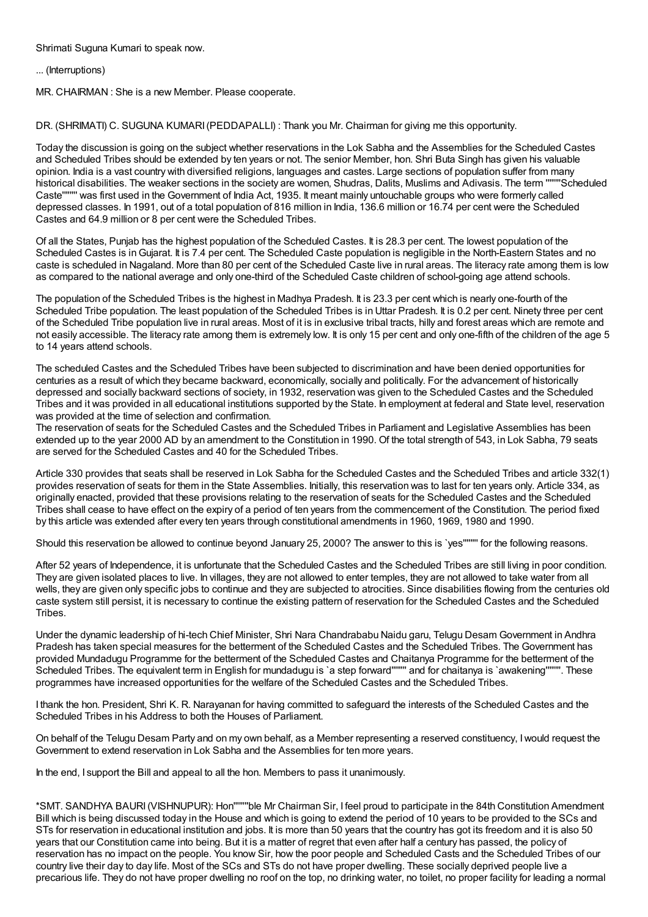Shrimati Suguna Kumari to speak now.

... (Interruptions)

MR. CHAIRMAN : She is a new Member. Please cooperate.

DR. (SHRIMATI) C. SUGUNA KUMARI (PEDDAPALLI) : Thank you Mr. Chairman for giving me this opportunity.

Today the discussion is going on the subject whether reservations in the Lok Sabha and the Assemblies for the Scheduled Castes and Scheduled Tribes should be extended by ten years or not. The senior Member, hon. Shri Buta Singh has given his valuable opinion. India is a vast country with diversified religions, languages and castes. Large sections of population suffer from many historical disabilities. The weaker sections in the society are women, Shudras, Dalits, Muslims and Adivasis. The term """"Scheduled Caste"""" was first used in the Government of India Act, 1935. It meant mainly untouchable groups who were formerly called depressed classes. In 1991, out of a total population of 816 million in India, 136.6 million or 16.74 per cent were the Scheduled Castes and 64.9 million or 8 per cent were the Scheduled Tribes.

Of all the States, Punjab has the highest population of the Scheduled Castes. It is 28.3 per cent. The lowest population of the Scheduled Castes is in Gujarat. It is 7.4 per cent. The Scheduled Caste population is negligible in the North-Eastern States and no caste is scheduled in Nagaland. More than 80 per cent of the Scheduled Caste live in rural areas. The literacy rate among them is low as compared to the national average and only one-third of the Scheduled Caste children of school-going age attend schools.

The population of the Scheduled Tribes is the highest in Madhya Pradesh. It is 23.3 per cent which is nearly one-fourth of the Scheduled Tribe population. The least population of the Scheduled Tribes is in Uttar Pradesh. It is 0.2 per cent. Ninety three per cent of the Scheduled Tribe population live in rural areas. Most of it is in exclusive tribal tracts, hilly and forest areas which are remote and not easily accessible. The literacy rate among them is extremely low. It is only 15 per cent and only one-fifth of the children of the age 5 to 14 years attend schools.

The scheduled Castes and the Scheduled Tribes have been subjected to discrimination and have been denied opportunities for centuries as a result of which they became backward, economically, socially and politically. For the advancement of historically depressed and socially backward sections of society, in 1932, reservation was given to the Scheduled Castes and the Scheduled Tribes and it was provided in all educational institutions supported by the State. In employment at federal and State level, reservation was provided at the time of selection and confirmation.
The reservation of seats for the Scheduled Castes and the Scheduled Tribes in Parliament and Legislative Assemblies has been extended up to the year 2000 AD by an amendment to the Constitution in 1990. Of the total strength of 543, in Lok Sabha, 79 seats are served for the Scheduled Castes and 40 for the Scheduled Tribes.

Article 330 provides that seats shall be reserved in Lok Sabha for the Scheduled Castes and the Scheduled Tribes and article 332(1) provides reservation of seats for them in the State Assemblies. Initially, this reservation was to last for ten years only. Article 334, as originally enacted, provided that these provisions relating to the reservation of seats for the Scheduled Castes and the Scheduled Tribes shall cease to have effect on the expiry of a period of ten years from the commencement of the Constitution. The period fixed by this article was extended after every ten years through constitutional amendments in 1960, 1969, 1980 and 1990.

Should this reservation be allowed to continue beyond January 25, 2000? The answer to this is `yes"""" for the following reasons.

After 52 years of Independence, it is unfortunate that the Scheduled Castes and the Scheduled Tribes are still living in poor condition. They are given isolated places to live. In villages, they are not allowed to enter temples, they are not allowed to take water from all wells, they are given only specific jobs to continue and they are subjected to atrocities. Since disabilities flowing from the centuries old caste system still persist, it is necessary to continue the existing pattern of reservation for the Scheduled Castes and the Scheduled Tribes.

Under the dynamic leadership of hi-tech Chief Minister, Shri Nara Chandrababu Naidu garu, Telugu Desam Government in Andhra Pradesh has taken special measures for the betterment of the Scheduled Castes and the Scheduled Tribes. The Government has provided Mundadugu Programme for the betterment of the Scheduled Castes and Chaitanya Programme for the betterment of the Scheduled Tribes. The equivalent term in English for mundadugu is `a step forward"""" and for chaitanya is `awakening"""". These programmes have increased opportunities for the welfare of the Scheduled Castes and the Scheduled Tribes.

I thank the hon. President, Shri K. R. Narayanan for having committed to safeguard the interests of the Scheduled Castes and the Scheduled Tribes in his Address to both the Houses of Parliament.

On behalf of the Telugu Desam Party and on my own behalf, as a Member representing a reserved constituency, I would request the Government to extend reservation in Lok Sabha and the Assemblies for ten more years.

In the end, I support the Bill and appeal to all the hon. Members to pass it unanimously.

*SMT. SANDHYA BAURI (VISHNUPUR): Hon""""ble Mr Chairman Sir, I feel proud to participate in the 84th Constitution Amendment Bill which is being discussed today in the House and which is going to extend the period of 10 years to be provided to the SCs and STs for reservation in educational institution and jobs. It is more than 50 years that the country has got its freedom and it is also 50 years that our Constitution came into being. But it is a matter of regret that even after half a century has passed, the policy of reservation has no impact on the people. You know Sir, how the poor people and Scheduled Casts and the Scheduled Tribes of our country live their day to day life. Most of the SCs and STs do not have proper dwelling. These socially deprived people live a precarious life. They do not have proper dwelling no roof on the top, no drinking water, no toilet, no proper facility for leading a normal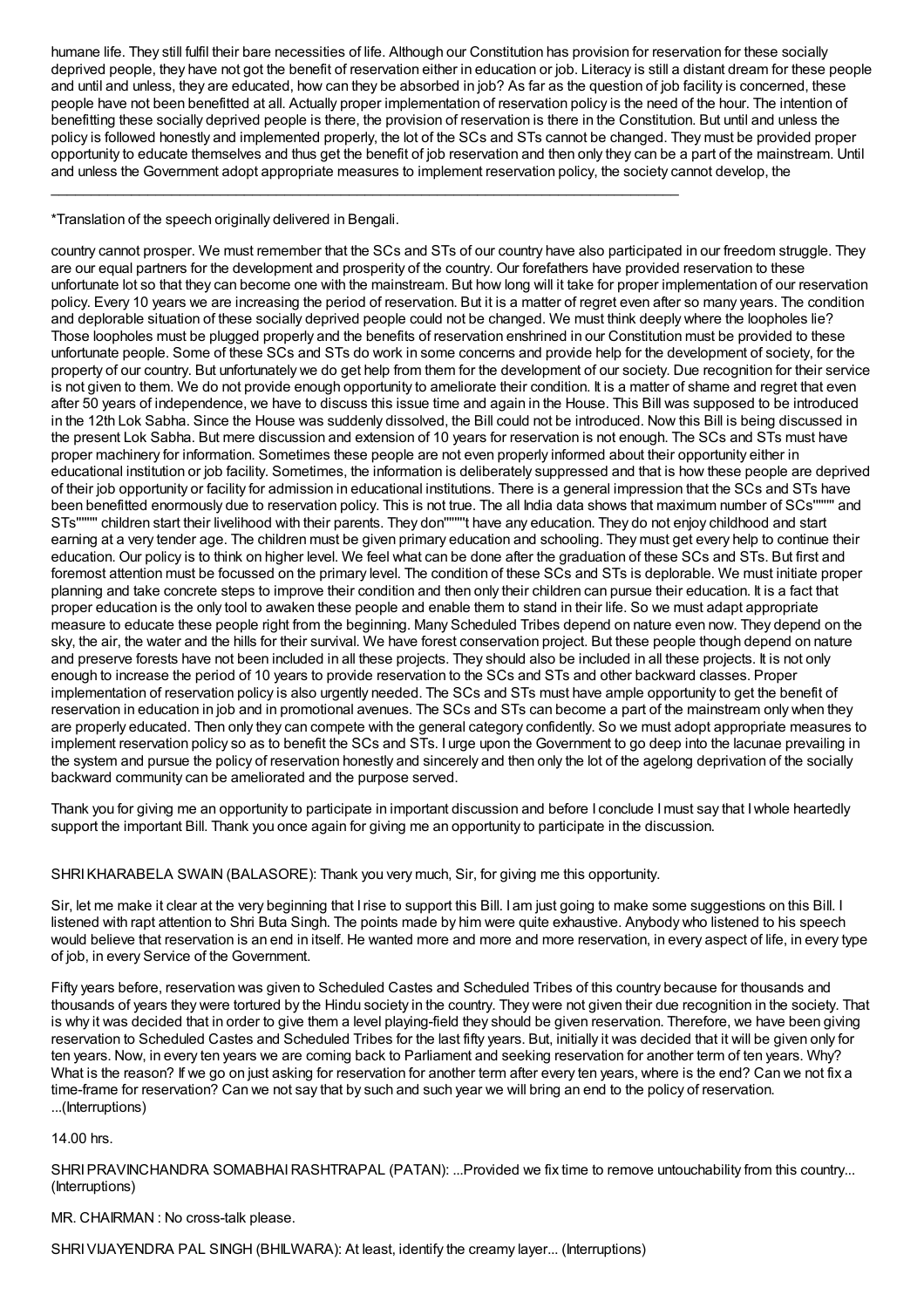humane life. They still fulfil their bare necessities of life. Although our Constitution has provision for reservation for these socially deprived people, they have not got the benefit of reservation either in education or job. Literacy is still a distant dream for these people and until and unless, they are educated, how can they be absorbed in job? As far as the question of job facility is concerned, these people have not been benefitted at all. Actually proper implementation of reservation policy is the need of the hour. The intention of benefitting these socially deprived people is there, the provision of reservation is there in the Constitution. But until and unless the policy is followed honestly and implemented properly, the lot of the SCs and STs cannot be changed. They must be provided proper opportunity to educate themselves and thus get the benefit of job reservation and then only they can be a part of the mainstream. Until and unless the Government adopt appropriate measures to implement reservation policy, the society cannot develop, the

---

*Translation of the speech originally delivered in Bengali.

country cannot prosper. We must remember that the SCs and STs of our country have also participated in our freedom struggle. They are our equal partners for the development and prosperity of the country. Our forefathers have provided reservation to these unfortunate lot so that they can become one with the mainstream. But how long will it take for proper implementation of our reservation policy. Every 10 years we are increasing the period of reservation. But it is a matter of regret even after so many years. The condition and deplorable situation of these socially deprived people could not be changed. We must think deeply where the loopholes lie? Those loopholes must be plugged properly and the benefits of reservation enshrined in our Constitution must be provided to these unfortunate people. Some of these SCs and STs do work in some concerns and provide help for the development of society, for the property of our country. But unfortunately we do get help from them for the development of our society. Due recognition for their service is not given to them. We do not provide enough opportunity to ameliorate their condition. It is a matter of shame and regret that even after 50 years of independence, we have to discuss this issue time and again in the House. This Bill was supposed to be introduced in the 12th Lok Sabha. Since the House was suddenly dissolved, the Bill could not be introduced. Now this Bill is being discussed in the present Lok Sabha. But mere discussion and extension of 10 years for reservation is not enough. The SCs and STs must have proper machinery for information. Sometimes these people are not even properly informed about their opportunity either in educational institution or job facility. Sometimes, the information is deliberately suppressed and that is how these people are deprived of their job opportunity or facility for admission in educational institutions. There is a general impression that the SCs and STs have been benefitted enormously due to reservation policy. This is not true. The all India data shows that maximum number of SCs"""" and STs"""" children start their livelihood with their parents. They don""""t have any education. They do not enjoy childhood and start earning at a very tender age. The children must be given primary education and schooling. They must get every help to continue their education. Our policy is to think on higher level. We feel what can be done after the graduation of these SCs and STs. But first and foremost attention must be focussed on the primary level. The condition of these SCs and STs is deplorable. We must initiate proper planning and take concrete steps to improve their condition and then only their children can pursue their education. It is a fact that proper education is the only tool to awaken these people and enable them to stand in their life. So we must adapt appropriate measure to educate these people right from the beginning. Many Scheduled Tribes depend on nature even now. They depend on the sky, the air, the water and the hills for their survival. We have forest conservation project. But these people though depend on nature and preserve forests have not been included in all these projects. They should also be included in all these projects. It is not only enough to increase the period of 10 years to provide reservation to the SCs and STs and other backward classes. Proper implementation of reservation policy is also urgently needed. The SCs and STs must have ample opportunity to get the benefit of reservation in education in job and in promotional avenues. The SCs and STs can become a part of the mainstream only when they are properly educated. Then only they can compete with the general category confidently. So we must adopt appropriate measures to implement reservation policy so as to benefit the SCs and STs. I urge upon the Government to go deep into the lacunae prevailing in the system and pursue the policy of reservation honestly and sincerely and then only the lot of the agelong deprivation of the socially backward community can be ameliorated and the purpose served.

Thank you for giving me an opportunity to participate in important discussion and before I conclude I must say that I whole heartedly support the important Bill. Thank you once again for giving me an opportunity to participate in the discussion.

SHRI KHARABELA SWAIN (BALASORE): Thank you very much, Sir, for giving me this opportunity.

Sir, let me make it clear at the very beginning that I rise to support this Bill. I am just going to make some suggestions on this Bill. I listened with rapt attention to Shri Buta Singh. The points made by him were quite exhaustive. Anybody who listened to his speech would believe that reservation is an end in itself. He wanted more and more and more reservation, in every aspect of life, in every type of job, in every Service of the Government.

Fifty years before, reservation was given to Scheduled Castes and Scheduled Tribes of this country because for thousands and thousands of years they were tortured by the Hindu society in the country. They were not given their due recognition in the society. That is why it was decided that in order to give them a level playing-field they should be given reservation. Therefore, we have been giving reservation to Scheduled Castes and Scheduled Tribes for the last fifty years. But, initially it was decided that it will be given only for ten years. Now, in every ten years we are coming back to Parliament and seeking reservation for another term of ten years. Why? What is the reason? If we go on just asking for reservation for another term after every ten years, where is the end? Can we not fix a time-frame for reservation? Can we not say that by such and such year we will bring an end to the policy of reservation. ...(Interruptions)

14.00 hrs.

SHRI PRAVINCHANDRA SOMABHAI RASHTRAPAL (PATAN): ...Provided we fix time to remove untouchability from this country... (Interruptions)

MR. CHAIRMAN : No cross-talk please.

SHRI VIJAYENDRA PAL SINGH (BHILWARA): At least, identify the creamy layer... (Interruptions)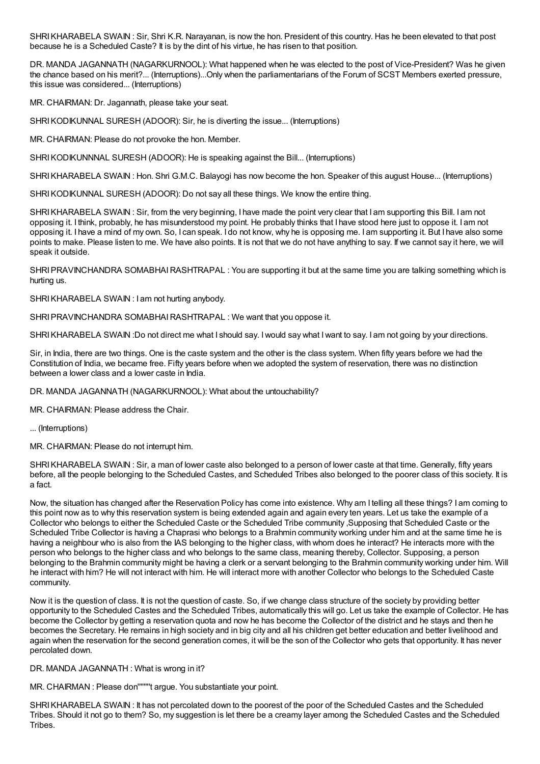SHRI KHARABELA SWAIN : Sir, Shri K.R. Narayanan, is now the hon. President of this country. Has he been elevated to that post because he is a Scheduled Caste? It is by the dint of his virtue, he has risen to that position.

DR. MANDA JAGANNATH (NAGARKURNOOL): What happened when he was elected to the post of Vice-President? Was he given the chance based on his merit?... (Interruptions)...Only when the parliamentarians of the Forum of SCST Members exerted pressure, this issue was considered... (Interruptions)

MR. CHAIRMAN: Dr. Jagannath, please take your seat.

SHRI KODIKUNNAL SURESH (ADOOR): Sir, he is diverting the issue... (Interruptions)

MR. CHAIRMAN: Please do not provoke the hon. Member.

SHRI KODIKUNNNAL SURESH (ADOOR): He is speaking against the Bill... (Interruptions)

SHRI KHARABELA SWAIN : Hon. Shri G.M.C. Balayogi has now become the hon. Speaker of this august House... (Interruptions)

SHRI KODIKUNNAL SURESH (ADOOR): Do not say all these things. We know the entire thing.

SHRI KHARABELA SWAIN : Sir, from the very beginning, I have made the point very clear that I am supporting this Bill. I am not opposing it. I think, probably, he has misunderstood my point. He probably thinks that I have stood here just to oppose it. I am not opposing it. I have a mind of my own. So, I can speak. I do not know, why he is opposing me. I am supporting it. But I have also some points to make. Please listen to me. We have also points. It is not that we do not have anything to say. If we cannot say it here, we will speak it outside.

SHRI PRAVINCHANDRA SOMABHAI RASHTRAPAL : You are supporting it but at the same time you are talking something which is hurting us.

SHRI KHARABELA SWAIN : I am not hurting anybody.

SHRI PRAVINCHANDRA SOMABHAI RASHTRAPAL : We want that you oppose it.

SHRI KHARABELA SWAIN :Do not direct me what I should say. I would say what I want to say. I am not going by your directions.

Sir, in India, there are two things. One is the caste system and the other is the class system. When fifty years before we had the Constitution of India, we became free. Fifty years before when we adopted the system of reservation, there was no distinction between a lower class and a lower caste in India.

DR. MANDA JAGANNATH (NAGARKURNOOL): What about the untouchability?

MR. CHAIRMAN: Please address the Chair.

... (Interruptions)

MR. CHAIRMAN: Please do not interrupt him.

SHRI KHARABELA SWAIN : Sir, a man of lower caste also belonged to a person of lower caste at that time. Generally, fifty years before, all the people belonging to the Scheduled Castes, and Scheduled Tribes also belonged to the poorer class of this society. It is a fact.

Now, the situation has changed after the Reservation Policy has come into existence. Why am I telling all these things? I am coming to this point now as to why this reservation system is being extended again and again every ten years. Let us take the example of a Collector who belongs to either the Scheduled Caste or the Scheduled Tribe community ,Supposing that Scheduled Caste or the Scheduled Tribe Collector is having a Chaprasi who belongs to a Brahmin community working under him and at the same time he is having a neighbour who is also from the IAS belonging to the higher class, with whom does he interact? He interacts more with the person who belongs to the higher class and who belongs to the same class, meaning thereby, Collector. Supposing, a person belonging to the Brahmin community might be having a clerk or a servant belonging to the Brahmin community working under him. Will he interact with him? He will not interact with him. He will interact more with another Collector who belongs to the Scheduled Caste community.

Now it is the question of class. It is not the question of caste. So, if we change class structure of the society by providing better opportunity to the Scheduled Castes and the Scheduled Tribes, automatically this will go. Let us take the example of Collector. He has become the Collector by getting a reservation quota and now he has become the Collector of the district and he stays and then he becomes the Secretary. He remains in high society and in big city and all his children get better education and better livelihood and again when the reservation for the second generation comes, it will be the son of the Collector who gets that opportunity. It has never percolated down.

DR. MANDA JAGANNATH : What is wrong in it?

MR. CHAIRMAN : Please don""""t argue. You substantiate your point.

SHRI KHARABELA SWAIN : It has not percolated down to the poorest of the poor of the Scheduled Castes and the Scheduled Tribes. Should it not go to them? So, my suggestion is let there be a creamy layer among the Scheduled Castes and the Scheduled Tribes.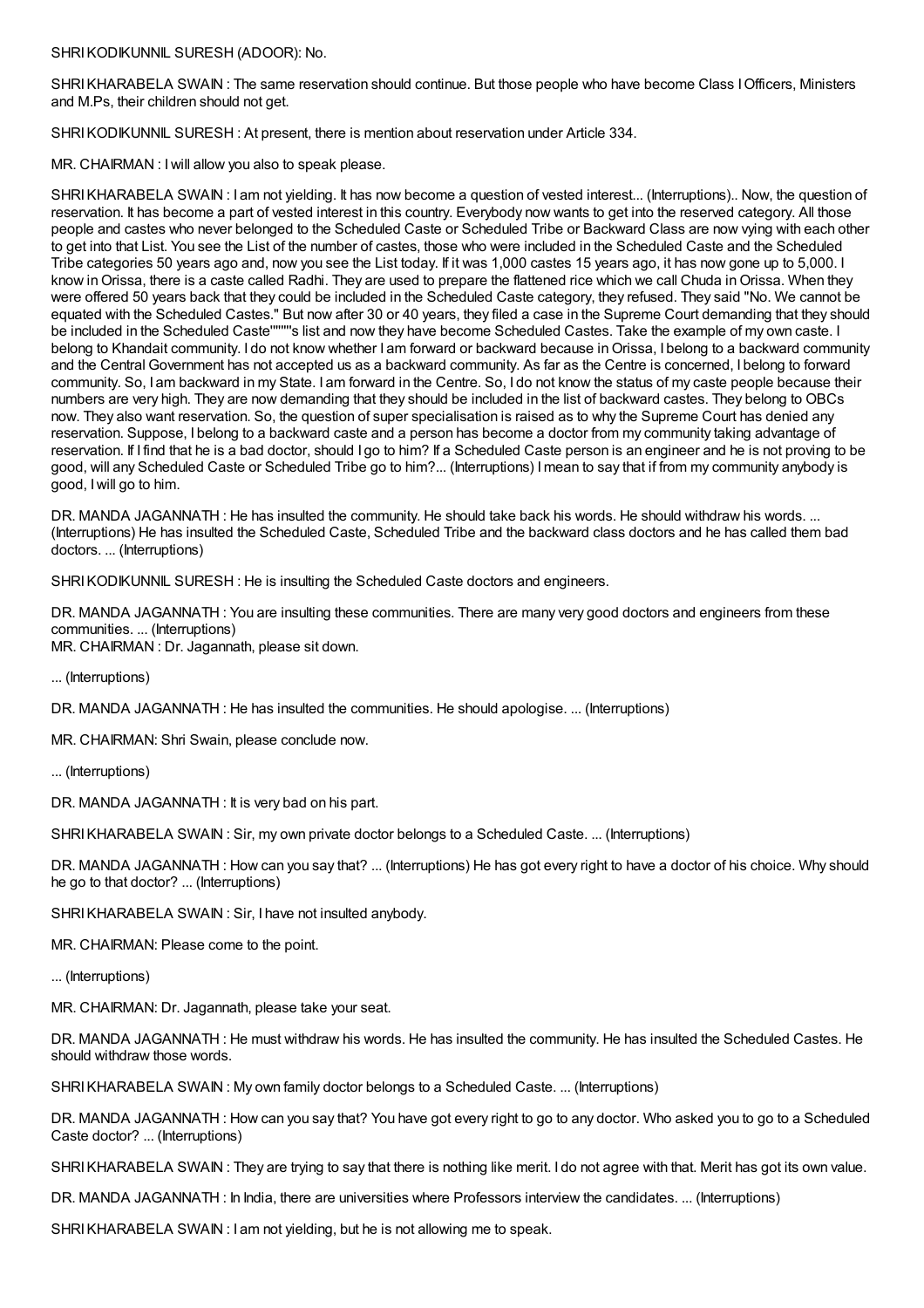SHRI KODIKUNNIL SURESH (ADOOR): No.

SHRI KHARABELA SWAIN : The same reservation should continue. But those people who have become Class I Officers, Ministers and M.Ps, their children should not get.

SHRI KODIKUNNIL SURESH : At present, there is mention about reservation under Article 334.

MR. CHAIRMAN : I will allow you also to speak please.

SHRI KHARABELA SWAIN : I am not yielding. It has now become a question of vested interest... (Interruptions).. Now, the question of reservation. It has become a part of vested interest in this country. Everybody now wants to get into the reserved category. All those people and castes who never belonged to the Scheduled Caste or Scheduled Tribe or Backward Class are now vying with each other to get into that List. You see the List of the number of castes, those who were included in the Scheduled Caste and the Scheduled Tribe categories 50 years ago and, now you see the List today. If it was 1,000 castes 15 years ago, it has now gone up to 5,000. I know in Orissa, there is a caste called Radhi. They are used to prepare the flattened rice which we call Chuda in Orissa. When they were offered 50 years back that they could be included in the Scheduled Caste category, they refused. They said "No. We cannot be equated with the Scheduled Castes." But now after 30 or 40 years, they filed a case in the Supreme Court demanding that they should be included in the Scheduled Caste""""s list and now they have become Scheduled Castes. Take the example of my own caste. I belong to Khandait community. I do not know whether I am forward or backward because in Orissa, I belong to a backward community and the Central Government has not accepted us as a backward community. As far as the Centre is concerned, I belong to forward community. So, I am backward in my State. I am forward in the Centre. So, I do not know the status of my caste people because their numbers are very high. They are now demanding that they should be included in the list of backward castes. They belong to OBCs now. They also want reservation. So, the question of super specialisation is raised as to why the Supreme Court has denied any reservation. Suppose, I belong to a backward caste and a person has become a doctor from my community taking advantage of reservation. If I find that he is a bad doctor, should I go to him? If a Scheduled Caste person is an engineer and he is not proving to be good, will any Scheduled Caste or Scheduled Tribe go to him?... (Interruptions) I mean to say that if from my community anybody is good, I will go to him.

DR. MANDA JAGANNATH : He has insulted the community. He should take back his words. He should withdraw his words. ... (Interruptions) He has insulted the Scheduled Caste, Scheduled Tribe and the backward class doctors and he has called them bad doctors. ... (Interruptions)

SHRI KODIKUNNIL SURESH : He is insulting the Scheduled Caste doctors and engineers.

DR. MANDA JAGANNATH : You are insulting these communities. There are many very good doctors and engineers from these communities. ... (Interruptions)

MR. CHAIRMAN : Dr. Jagannath, please sit down.

... (Interruptions)

DR. MANDA JAGANNATH : He has insulted the communities. He should apologise. ... (Interruptions)

MR. CHAIRMAN: Shri Swain, please conclude now.

... (Interruptions)

DR. MANDA JAGANNATH : It is very bad on his part.

SHRI KHARABELA SWAIN : Sir, my own private doctor belongs to a Scheduled Caste. ... (Interruptions)

DR. MANDA JAGANNATH : How can you say that? ... (Interruptions) He has got every right to have a doctor of his choice. Why should he go to that doctor? ... (Interruptions)

SHRI KHARABELA SWAIN : Sir, I have not insulted anybody.

MR. CHAIRMAN: Please come to the point.

... (Interruptions)

MR. CHAIRMAN: Dr. Jagannath, please take your seat.

DR. MANDA JAGANNATH : He must withdraw his words. He has insulted the community. He has insulted the Scheduled Castes. He should withdraw those words.

SHRI KHARABELA SWAIN : My own family doctor belongs to a Scheduled Caste. ... (Interruptions)

DR. MANDA JAGANNATH : How can you say that? You have got every right to go to any doctor. Who asked you to go to a Scheduled Caste doctor? ... (Interruptions)

SHRI KHARABELA SWAIN : They are trying to say that there is nothing like merit. I do not agree with that. Merit has got its own value.

DR. MANDA JAGANNATH : In India, there are universities where Professors interview the candidates. ... (Interruptions)

SHRI KHARABELA SWAIN : I am not yielding, but he is not allowing me to speak.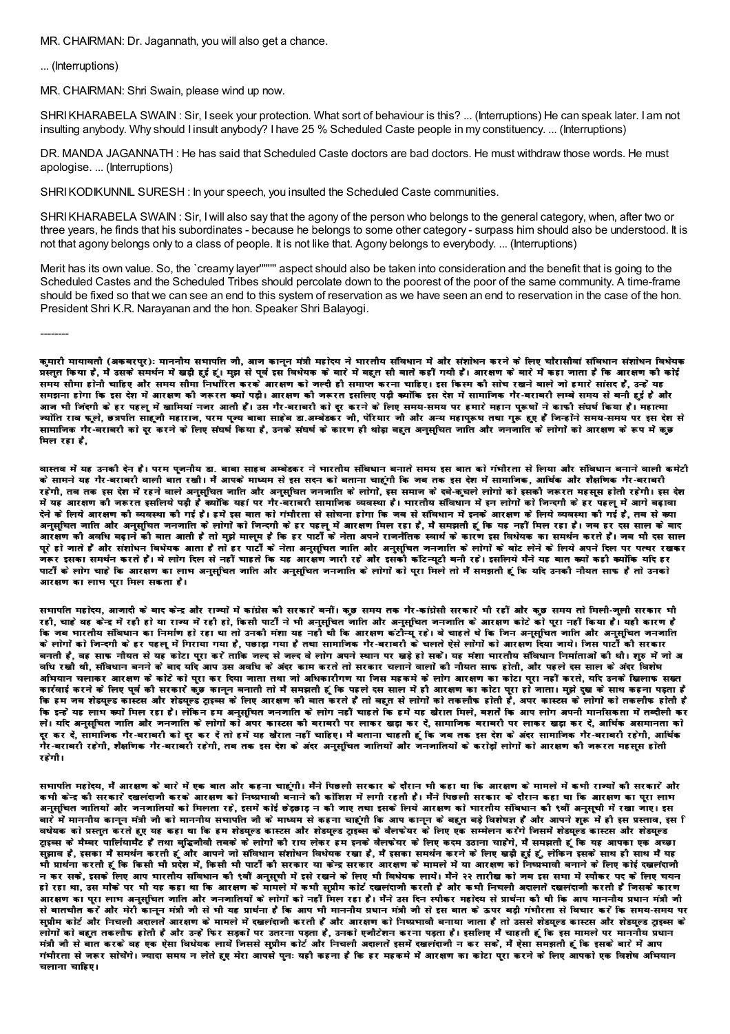MR. CHAIRMAN: Dr. Jagannath, you will also get a chance.

... (Interruptions)

MR. CHAIRMAN: Shri Swain, please wind up now.

SHRI KHARABELA SWAIN : Sir, I seek your protection. What sort of behaviour is this? ... (Interruptions) He can speak later. I am not insulting anybody. Why should I insult anybody? I have 25 % Scheduled Caste people in my constituency. ... (Interruptions)

DR. MANDA JAGANNATH : He has said that Scheduled Caste doctors are bad doctors. He must withdraw those words. He must apologise. ... (Interruptions)

SHRI KODIKUNNIL SURESH : In your speech, you insulted the Scheduled Caste communities.

SHRI KHARABELA SWAIN : Sir, I will also say that the agony of the person who belongs to the general category, when, after two or three years, he finds that his subordinates - because he belongs to some other category - surpass him should also be understood. It is not that agony belongs only to a class of people. It is not like that. Agony belongs to everybody. ... (Interruptions)

Merit has its own value. So, the `creamy layer'''''' aspect should also be taken into consideration and the benefit that is going to the Scheduled Castes and the Scheduled Tribes should percolate down to the poorest of the poor of the same community. A time-frame should be fixed so that we can see an end to this system of reservation as we have seen an end to reservation in the case of the hon. President Shri K.R. Narayanan and the hon. Speaker Shri Balayogi.

--------

कुमारी मायावती (अकबरपुर): माननीय सभापति जी, आज कानून मंत्री महोदय ने भारतीय संविधान में और संशोधन करने के लिए चौरासीवां संविधान संशोधन विधेयक प्रस्तुत किया है, मैं उसके समर्थन में खड़ी हुई हूं। मुझ से पूर्व इस विधेयक के बारे में बहुत सी बातें कहीं गयी हैं। आरक्षण के बारे में कहा जाता है कि आरक्षण की कोई समय सीमा होनी चाहिए और समय सीमा निर्धारित करके आरक्षण को जल्दी ही समाप्त करना चाहिए। इस किस्म की सोच रखने वाले जो हमारे सांसद हैं, उन्हें यह समझना होगा कि इस देश में आरक्षण की जरूरत क्यों पड़ी। आरक्षण की जरूरत इसलिए पड़ी क्योंकि इस देश में सामाजिक गैर-बराबरी लम्बे समय से बनी हुई है और आज भी जिंदगी के हर पहलू में खामियां नजर आती हैं। उस गैर-बराबरी को दूर करने के लिए समय-समय पर हमारे महान पुरूषों ने काफी संघर्ष किया है। महात्मा ज्योति राव फूले, छत्रपति साहूजी महाराज, परम पूज्य बाबा साहेब डा.अम्बेडकर जी, पेरियार जी और अन्य महापुरूष तथा गुरू हुए हैं जिन्होंने समय-समय पर इस देश से सामाजिक गैर-बराबरी को दूर करने के लिए संघर्ष किया है, उनके संघर्ष के कारण ही थोड़ा बहुत अनुसूचित जाति और जनजाति के लोगों को आरक्षण के रूप में कुछ मिल रहा है,

वास्तव में यह उनकी देन है। परम पूजनीय डा. बाबा साहब अम्बेडकर ने भारतीय संविधान बनाते समय इस बात को गंभीरता से लिया और संविधान बनाने वाली कमेटी के सामने यह गैर-बराबरी वाली बात रखी। मैं आपके माध्यम से इस सदन को बताना चाहूंगी कि जब तक इस देश में सामाजिक, आर्थिक और शैक्षणिक गैर-बराबरी रहेगी, तब तक इस देश में रहने वाले अनुसूचित जाति और अनुसूचित जनजाति के लोगों, इस समाज के दबे-कुचले लोगों को इसकी जरूरत महसूस होती रहेगी। इस देश में यह आरक्षण की जरूरत इसलिये पड़ी है क्योंकि यहां पर गैर-बराबरी सामाजिक व्यवस्था है। भारतीय संविधान में इन लोगों को जिन्दगी के हर पहलू में आगे बढ़ावा देने के लिये आरक्षण की व्यवस्था की गई है। हमें इस बात को गंभीरता से सोचना होगा कि जब से संविधान में इनके आरक्षण के लिये व्यवस्था की गई है, तब से क्या अनुसूचित जाति और अनुसूचित जनजाति के लोगों को जिन्दगी के हर पहलू में आरक्षण मिल रहा है, मैं समझती हूं कि यह नहीं मिल रहा है। जब हर दस साल के बाद आरक्षण की अवधि बढ़ाने की बात आती है तो मुझे मालूम है कि हर पार्टी के नेता अपने राजनीतिक स्वार्थ के कारण इस विधेयक का समर्थन करते हैं। जब भी दस साल पूरे हो जाते हैं और संशोधन विधेयक आता है तो हर पार्टी के नेता अनुसूचित जाति और अनुसूचित जनजाति के लोगों के वोट लेने के लिये अपने दिल पर पत्थर रखकर जरूर इसका समर्थन करते हैं। वे लोग दिल से नहीं चाहते कि यह आरक्षण जारी रहे और इसकी कंटिन्यूटी बनी रहे। इसलिये मैंने यह बात क्यों कही क्योंकि यदि हर पार्टी के लोग चाहें कि आरक्षण का लाभ अनुसूचित जाति और अनुसूचित जनजाति के लोगों को पूरा मिले तो मैं समझती हूं कि यदि उनकी नीयत साफ है तो उनको आरक्षण का लाभ पूरा मिल सकता है।

सभापति महोदय, आजादी के बाद केन्द्र और राज्यों में कांग्रेस की सरकारें बनीं। कुछ समय तक गैर-कांग्रेसी सरकारें भी रहीं और कुछ समय तो मिली-जुली सरकार भी रही, चाहे वह केन्द्र में रही हो या राज्य में रही हो, किसी पार्टी ने भी अनुसूचित जाति और अनुसूचित जनजाति के आरक्षण कोटे को पूरा नहीं किया है। वही कारण है कि जब भारतीय संविधान का निर्माण हो रहा था तो उनकी मंशा यह नहीं थी कि आरक्षण कंटीन्यू रहे। वे चाहते थे कि जिन अनुसूचित जाति और अनुसूचित जनजाति के लोगों को जिन्दगी के हर पहलू में गिराया गया है, पछाड़ा गया है तथा सामाजिक गैर-बराबरी के चलते ऐसे लोगों को आरक्षण दिया जाये। जिस पार्टी की सरकार बनती है, वह साफ नीयत से यह कोटा पूरा करे ताकि जल्द से जल्द वे लोग अपने स्थान पर खड़े हो सकें। यह मंशा भारतीय संविधान निर्माताओं की थी। शुरू में जो अवधि रखी थी, संविधान बनने के बाद यदि आप उस अवधि के अंदर काम करते तो सरकार चलाने वालों की नीयत साफ होती, और पहले दस साल के अंदर विशेष अभियान चलाकर आरक्षण के कोटे को पूरा कर दिया जाता तथा जो अधिकारीगण या जिस महकमे के लोग आरक्षण का कोटा पूरा नहीं करते, यदि उनके खिलाफ सख्त कार्रवाई करने के लिए पूर्व की सरकारें कुछ कानून बनाती तो मैं समझती हूं कि पहले दस साल में ही आरक्षण का कोटा पूरा हो जाता। मुझे दुख के साथ कहना पड़ता है कि हम जब शेड्यूल्ड कास्ट्स और शेड्यूल्ड ट्राइब्स के लिए आरक्षण की बात करते हैं तो बहुत से लोगों को तकलीफ होती है, अपर कास्ट्स के लोगों को तकलीफ होती है कि इन्हें यह लाभ क्यों मिल रहा है। लेकिन हम अनुसूचित जनजाति के लोग नहीं चाहते कि हमें यह खैरात मिले, बशर्ते कि आप लोग अपनी मानसिकता में तब्दीली कर लें। यदि अनुसूचित जाति और जनजाति के लोगों को अपर कास्ट्स की बराबरी पर लाकर खड़ा कर दें, सामाजिक बराबरी पर लाकर खड़ा कर दें, आर्थिक असमानता को दूर कर दें, सामाजिक गैर-बराबरी को दूर कर दें तो हमें यह खैरात नहीं चाहिए। मैं बताना चाहती हूं कि जब तक इस देश के अंदर सामाजिक गैर-बराबरी रहेगी, आर्थिक गैर-बराबरी रहेगी, शैक्षणिक गैर-बराबरी रहेगी, तब तक इस देश के अंदर अनुसूचित जातियों और जनजातियों के करोड़ों लोगों को आरक्षण की जरूरत महसूस होती रहेगी।

सभापति महोदय, मैं आरक्षण के बारे में एक बात और कहना चाहूंगी। मैंने पिछली सरकार के दौरान भी कहा था कि आरक्षण के मामले में कभी राज्यों की सरकारें और कभी केन्द्र की सरकारें दखलंदाजी करके आरक्षण को निष्प्रभावी बनाने की कोशिश में लगी रहती हैं। मैंने पिछली सरकार के दौरान कहा था कि आरक्षण का पूरा लाभ अनुसूचित जातियों और जनजातियों को मिलता रहे, इसमें कोई छेड़छाड़ न की जाए तथा इसके लिये आरक्षण को भारतीय संविधान की ९वीं अनुसूची में रखा जाए। इस बारे में माननीय कानून मंत्री जी को माननीय सभापति जी के माध्यम से कहना चाहूंगी कि आप कानून के बहुत बड़े विशेषज्ञ हैं और आपने शुरू में ही इस प्रस्ताव, इस विधेयक को प्रस्तुत करते हुए यह कहा था कि हम शेड्यूल्ड कास्ट्स और शेड्यूल्ड ट्राइब्स के वैलफेयर के लिए एक सम्मेलन करेंगे जिसमें शेड्यूल्ड कास्ट्स और शेड्यूल्ड ट्राइब्स के मैम्बर पार्लियामैंट हैं तथा बुद्धिजीवी तबके के लोगों की राय लेकर हम इनके वैलफेयर के लिए कदम उठाना चाहेंगे, मैं समझती हूं कि यह आपका एक अच्छा सुझाव है, इसका मैं समर्थन करती हूं और आपने जो संविधान संशोधन विधेयक रखा है, मैं इसका समर्थन करने के लिए खड़ी हुई हूं, लेकिन इसके साथ ही साथ मैं यह भी प्रार्थना करती हूं कि किसी भी प्रदेश में, किसी भी पार्टी की सरकार या केन्द्र सरकार आरक्षण के मामले में या आरक्षण को निष्प्रभावी बनाने के लिए कोई दखलंदाजी न कर सके, इसके लिए आप भारतीय संविधान की ९वीं अनुसूची में इसे रखने के लिए भी विधेयक लायें। मैंने २२ तारीख को जब इस सभा में स्पीकर पद के लिए चयन हो रहा था, उस मौके पर भी यह कहा था कि आरक्षण के मामले में कभी सुप्रीम कोर्ट दखलंदाजी करती है और कभी निचली अदालतें दखलंदाजी करती हैं जिसके कारण आरक्षण का पूरा लाभ अनुसूचित जाति और जनजातियों के लोगों को नहीं मिल रहा है। मैंने उस दिन स्पीकर महोदय से प्रार्थना की थी कि आप माननीय प्रधान मंत्री जी से बातचीत करें और मेरी कानून मंत्री जी से भी यह प्रार्थना है कि आप भी माननीय प्रधान मंत्री जी से इस बात के ऊपर बड़ी गंभीरता से विचार करें कि समय-समय पर सुप्रीम कोर्ट और निचली अदालतें आरक्षण के मामले में दखलंदाजी करती हैं और आरक्षण को निष्प्रभावी बनाया जाता है तो उससे शेड्यूल्ड कास्ट्स और शेड्यूल्ड ट्राइब्स के लोगों को बहुत तकलीफ होती है और उन्हें फिर सड़कों पर उतरना पड़ता है, उनको एजीटेशन करना पड़ता है। इसलिए मैं चाहती हूं कि इस मामले पर माननीय प्रधान मंत्री जी से बात करके वह एक ऐसा विधेयक लायें जिससे सुप्रीम कोर्ट और निचली अदालतें इसमें दखलंदाजी न कर सकें, मैं ऐसा समझती हूं कि इसके बारे में आप गंभीरता से जरूर सोचेंगे। ज्यादा समय न लेते हुए मेरा आपसे पुनः यही कहना है कि हर महकमे में आरक्षण का कोटा पूरा करने के लिए आपको एक विशेष अभियान चलाना चाहिए।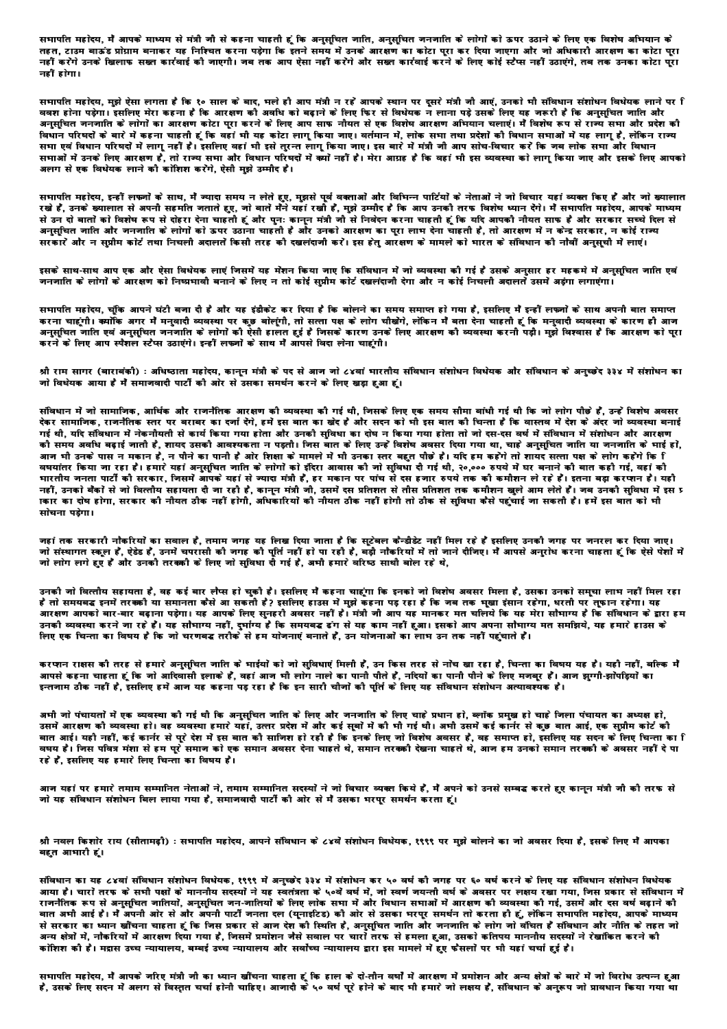सभापति महोदय, मैं आपके माध्यम से मंत्री जी से कहना चाहती हूं कि अनुसूचित जाति, अनुसूचित जनजाति के लोगों को ऊपर उठाने के लिए एक विशेष अभियान के तहत, टाइम बाउंड प्रोग्राम बनाकर यह निश्चित करना पड़ेगा कि इतने समय में उनके आरक्षण का कोटा पूरा कर दिया जाएगा और जो अधिकारी आरक्षण का कोटा पूरा नहीं करेंगे उनके खिलाफ सख्त कार्रवाई की जाएगी। जब तक आप ऐसा नहीं करेंगे और सख्त कार्रवाई करने के लिए कोई स्टैप्स नहीं उठाएंगे, तब तक उनका कोटा पूरा नहीं होगा।

सभापति महोदय, मुझे ऐसा लगता है कि १० साल के बाद, भले ही आप मंत्री न रहें आपके स्थान पर दूसरे मंत्री जी आएं, उनको भी संविधान संशोधन विधेयक लाने पर विवश होना पड़ेगा। इसलिए मेरा कहना है कि आरक्षण की अवधि को बढ़ाने के लिए फिर से विधेयक न लाना पड़े उसके लिए यह जरूरी है कि अनुसूचित जाति और अनुसूचित जनजाति के लोगों का आरक्षण कोटा पूरा करने के लिए आप साफ नीयत से एक विशेष आरक्षण अभियान चलाएं। मैं विशेष रूप से राज्य सभा और प्रदेश की विधान परिषदों के बारे में कहना चाहती हूं कि वहां भी यह कोटा लागू किया जाए। वर्तमान में, लोक सभा तथा प्रदेशों की विधान सभाओं में यह लागू है, लेकिन राज्य सभा एवं विधान परिषदों में लागू नहीं है। इसलिए वहां भी इसे तुरन्त लागू किया जाए। इस बारे में मंत्री जी आप सोच-विचार करें कि जब लोक सभा और विधान सभाओं में उनके लिए आरक्षण है, तो राज्य सभा और विधान परिषदों में क्यों नहीं है। मेरा आग्रह है कि वहां भी इस व्यवस्था को लागू किया जाए और इसके लिए आपको अलग से एक विधेयक लाने की कोशिश करेंगे, ऐसी मुझे उम्मीद है।

सभापति महोदय, इन्हीं लफ्जों के साथ, मैं ज्यादा समय न लेते हुए, मुझसे पूर्व वक्ताओं और विभिन्न पार्टियों के नेताओं ने जो विचार यहां व्यक्त किए हैं और जो ख्यालात रखे हैं, उनके ख्यालात से अपनी सहमति जताते हुए, जो बातें मैंने यहां रखी हैं, मुझे उम्मीद है कि आप उनकी तरफ विशेष ध्यान देंगे। मैं सभापति महोदय, आपके माध्यम से उन दो बातों को विशेष रूप से दोहरा देना चाहती हूं और पुनः कानून मंत्री जी से निवेदन करना चाहती हूं कि यदि आपकी नीयत साफ है और सरकार सच्चे दिल से अनुसूचित जाति और जनजाति के लोगों को ऊपर उठाना चाहती है और उनको आरक्षण का पूरा लाभ देना चाहती है, तो आरक्षण में न केन्द्र सरकार, न कोई राज्य सरकारें और न सुप्रीम कोर्ट तथा निचली अदालतें किसी तरह की दखलंदाजी करें। इस हेतु आरक्षण के मामले को भारत के संविधान की नौवीं अनुसूची में लाएं।

इसके साथ-साथ आप एक और ऐसा विधेयक लाएं जिसमें यह मेंशन किया जाए कि संविधान में जो व्यवस्था की गई है उसके अनुसार हर महकमे में अनुसूचित जाति एवं जनजाति के लोगों के आरक्षण को निष्प्रभावी बनाने के लिए न तो कोई सुप्रीम कोर्ट दखलंदाजी देगा और न कोई निचली अदालतें उसमें अड़ंगा लगाएंगी।

सभापति महोदय, चूंकि आपने घंटी बजा दी है और यह इंडीकेट कर दिया है कि बोलने का समय समाप्त हो गया है, इसलिए मैं इन्हीं लफ्जों के साथ अपनी बात समाप्त करना चाहूंगी। क्योंकि अगर मैं मनुवादी व्यवस्था पर कुछ बोलूंगी, तो सत्ता पक्ष के लोग चीखेंगे, लेकिन मैं बता देना चाहती हूं कि मनुवादी व्यवस्था के कारण ही आज अनुसूचित जाति एवं अनुसूचित जनजाति के लोगों की ऐसी हालत हुई है जिसके कारण उनके लिए आरक्षण की व्यवस्था करनी पड़ी। मुझे विश्वास है कि आरक्षण को पूरा करने के लिए आप स्पैशल स्टैप्स उठाएंगे। इन्हीं लफ्जों के साथ मैं आपसे विदा लेना चाहूंगी।

**श्री राम सागर (बाराबंकी) :** अधिष्ठाता महोदय, कानून मंत्री के पद से आज जो ८४वां भारतीय संविधान संशोधन विधेयक और संविधान के अनुच्छेद ३३४ में संशोधन का जो विधेयक आया है मैं समाजवादी पार्टी की ओर से उसका समर्थन करने के लिए खड़ा हुआ हूं।

संविधान में जो सामाजिक, आर्थिक और राजनीतिक आरक्षण की व्यवस्था की गई थी, जिसके लिए एक समय सीमा बांधी गई थी कि जो लोग पीछे हैं, उन्हें विशेष अवसर देकर सामाजिक, राजनीतिक स्तर पर बराबर का दर्जा देंगे, हमें इस बात का खेद है और सदन को भी इस बात की चिन्ता है कि वास्तव में देश के अंदर जो व्यवस्था बनाई गई थी, यदि संविधान में नेकनीयती से कार्य किया गया होता और उनकी सुविधा का दोष न किया गया होता तो जो दस-दस वर्ष में संविधान में संशोधन और आरक्षण की समय अवधि बढ़ाई जाती है, शायद उसकी आवश्यकता न पड़ती। जिस बात के लिए उन्हें विशेष अवसर दिया गया था, चाहे अनुसूचित जाति या जनजाति के भाई हों, आज भी उनके पास न मकान है, न पीने का पानी है और शिक्षा के मामले में भी उनका स्तर बहुत पीछे है। यदि हम कहेंगे तो शायद सत्ता पक्ष के लोग कहेंगे कि विषयांतर किया जा रहा है। हमारे यहां अनुसूचित जाति के लोगों को इंदिरा आवास की जो सुविधा दी गई थी, २०,००० रुपये में घर बनाने की बात कही गई, वहां की भारतीय जनता पार्टी की सरकार, जिसमें आपके यहां से ज्यादा मंत्री हैं, हर मकान पर पांच से दस हजार रुपये तक की कमीशन ले रहे हैं। इतना बड़ा करप्शन है। यही नहीं, उनको बैंकों से जो वित्तीय सहायता दी जा रही है, कानून मंत्री जी, उसमें दस प्रतिशत से तीस प्रतिशत तक कमीशन खुले आम लेते हैं। जब उनकी सुविधा में इस प्रकार का दोष होगा, सरकार की नीयत ठीक नहीं होगी, अधिकारियों की नीयत ठीक नहीं होगी तो ठीक से सुविधा कैसे पहुंचाई जा सकती है। हमें इस बात को भी सोचना पड़ेगा।

जहां तक सरकारी नौकरियों का सवाल है, तमाम जगह यह लिख दिया जाता है कि सूटेबल कैन्डीडेट नहीं मिल रहे हैं इसलिए उनकी जगह पर जनरल कर दिया जाए। जो संस्थागत स्कूल हैं, ऐडेड हैं, उनमें चपरासी की जगह की पूर्ति नहीं हो पा रही है, बड़ी नौकरियों में तो जाने दीजिए। मैं आपसे अनुरोध करना चाहता हूं कि ऐसे पेशों में जो लोग लगे हुए हैं और उनकी तरक्की के लिए जो सुविधा दी गई है, अभी हमारे वरिष्ठ साथी बोल रहे थे,

उनकी जो वित्तीय सहायता है, वह कई बार लैप्स हो चुकी है। इसलिए मैं कहना चाहूंगा कि इनको जो विशेष अवसर मिला है, उसका उनको समूचा लाभ नहीं मिल रहा है तो समयबद्ध इनमें तरक्की या समानता कैसे आ सकती है? इसलिए हाउस में मुझे कहना पड़ रहा है कि जब तक भूखा इंसान रहेगा, धरती पर तूफान रहेगा। यह आरक्षण आपको बार-बार बढ़ाना पड़ेगा। यह आपके लिए सुनहरी अवसर नहीं है। मंत्री जी आप यह मानकर मत चलिये कि यह मेरा सौभाग्य है कि संविधान के द्वारा हम उनकी व्यवस्था करने जा रहे हैं। यह सौभाग्य नहीं, दुर्भाग्य है कि समयबद्ध ढंग से यह काम नहीं हुआ। इसको आप अपना सौभाग्य मत समझिये, यह हमारे हाउस के लिए एक चिन्ता का विषय है कि जो चरणबद्ध तरीके से हम योजनाएं बनाते हैं, उन योजनाओं का लाभ उन तक नहीं पहुंचाते हैं।

करप्शन राक्षस की तरह से हमारे अनुसूचित जाति के भाइयों को जो सुविधाएं मिली हैं, उन किस तरह से नोंच खा रहा है, चिन्ता का विषय यह है। यही नहीं, बल्कि मैं आपसे कहना चाहता हूं कि जो आदिवासी इलाके हैं, वहां आज भी लोग नाले का पानी पीते हैं, नदियों का पानी पीने के लिए मजबूर हैं। आज झुग्गी-झोंपड़ियों का इन्तजाम ठीक नहीं है, इसलिए हमें आज यह कहना पड़ रहा है कि इन सारी चीजों की पूर्ति के लिए यह संविधान संशोधन अत्यावश्यक है।

अभी जो पंचायतों में एक व्यवस्था की गई थी कि अनुसूचित जाति के लिए और जनजाति के लिए चाहे प्रधान हो, ब्लॉक प्रमुख हो चाहे जिला पंचायत का अध्यक्ष हो, उसमें आरक्षण की व्यवस्था हो। वह व्यवस्था हमारे यहां, उत्तर प्रदेश में और कई सूबों में की भी गई थी। अभी उसमें कई कार्नर से कुछ बात आई, एक सुप्रीम कोर्ट की बात आई। यही नहीं, कई कार्नर से पूरे देश में इस बात की साजिश हो रही है कि इनके लिए जो विशेष अवसर है, वह समाप्त हो, इसलिए यह सदन के लिए चिन्ता का विषय है। जिस पवित्र मंशा से हम पूरे समाज को एक समान अवसर देना चाहते थे, समान तरक्की देखना चाहते थे, आज हम उनको समान तरक्की के अवसर नहीं दे पा रहे हैं, इसलिए यह हमारे लिए चिन्ता का विषय है।

आज यहां पर हमारे तमाम सम्मानित नेताओं ने, तमाम सम्मानित सदस्यों ने जो विचार व्यक्त किये हैं, मैं अपने को उनसे सम्बद्ध करते हुए कानून मंत्री जी की तरफ से जो यह संविधान संशोधन बिल लाया गया है, समाजवादी पार्टी की ओर से मैं उसका भरपूर समर्थन करता हूं।

**श्री नवल किशोर राय (सीतामढ़ी) :** सभापति महोदय, आपने संविधान के ८४वें संशोधन विधेयक, १९९९ पर मुझे बोलने का जो अवसर दिया है, इसके लिए मैं आपका बहुत आभारी हूं।

संविधान का यह ८४वां संविधान संशोधन विधेयक, १९९९ में अनुच्छेद ३३४ में संशोधन कर ५० वर्ष की जगह पर ६० वर्ष करने के लिए यह संविधान संशोधन विधेयक आया है। चारों तरफ के सभी पक्षों के माननीय सदस्यों ने यह स्वतंत्रता के ५०वें वर्ष में, जो स्वर्ण जयन्ती वर्ष के अवसर पर लक्ष्य रखा गया, जिस प्रकार से संविधान में राजनैतिक रूप से अनुसूचित जातियों, अनुसूचित जन-जातियों के लिए लोक सभा में और विधान सभाओं में आरक्षण की व्यवस्था की गई, उसमें और दस वर्ष बढ़ाने की बात अभी आई है। मैं अपनी ओर से और अपनी पार्टी जनता दल (यूनाइटेड) की ओर से उसका भरपूर समर्थन तो करता ही हूं, लेकिन सभापति महोदय, आपके माध्यम से सरकार का ध्यान खींचना चाहता हूं कि जिस प्रकार से आज देश की स्थिति है, अनुसूचित जाति और जनजाति के लोग जो वंचित हैं संविधान और नीति के तहत जो अन्य क्षेत्रों में, नौकरियों में आरक्षण दिया गया है, जिसमें प्रमोशन जैसे सवाल पर चारों तरफ से हमला हुआ, उसको कतिपय माननीय सदस्यों ने रेखांकित करने की कोशिश की है। मद्रास उच्च न्यायालय, बम्बई उच्च न्यायालय और सर्वोच्च न्यायालय द्वारा इस मामले में हुए फैसलों पर भी यहां चर्चा हुई है।

सभापति महोदय, मैं आपके जरिए मंत्री जी का ध्यान खींचना चाहता हूं कि हाल के दो-तीन वर्षों में आरक्षण में प्रमोशन और अन्य क्षेत्रों के बारे में जो विरोध उत्पन्न हुआ है, उसके लिए सदन में अलग से विस्तृत चर्चा होनी चाहिए। आजादी के ५० वर्ष पूरे होने के बाद भी हमारे जो लक्ष्य हैं, संविधान के अनुरूप जो प्रावधान किया गया था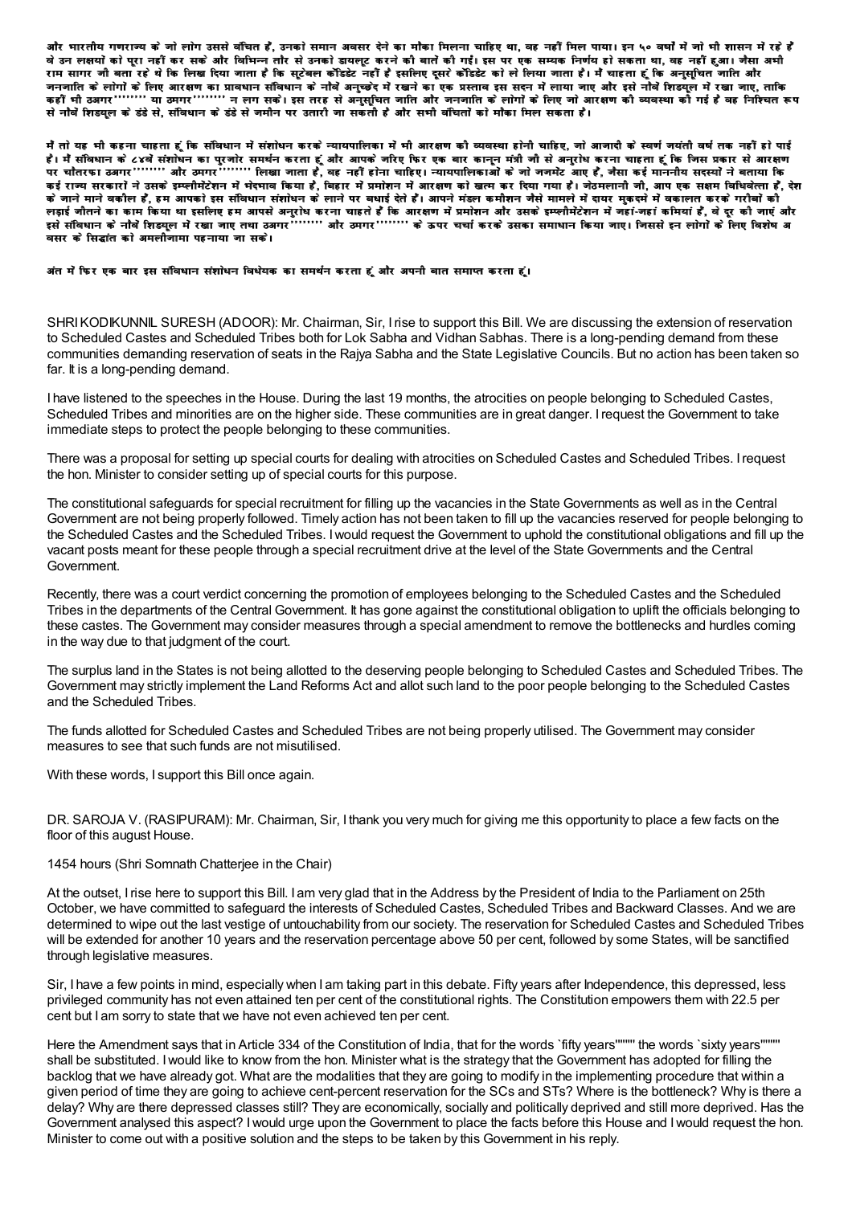और भारतीय गणराज्य के जो लोग उससे वंचित हैं, उनको समान अवसर देने का मौका मिलना चाहिए था, वह नहीं मिल पाया। इन ५० वर्षों में जो भी शासन में रहे हैं वे उन लक्ष्यों को पूरा नहीं कर सके और विभिन्न तौर से उनको डायलूट करने की बातें की गईं। इस पर एक सम्यक निर्णय हो सकता था, वह नहीं हुआ। जैसा अभी राम सागर जी बता रहे थे कि लिख दिया जाता है कि सूटेबल कैंडिडेट नहीं है इसलिए दूसरे कैंडिडेट को ले लिया जाता है। मैं चाहता हूं कि अनुसूचित जाति और जनजाति के लोगों के लिए आरक्षण का प्रावधान संविधान के नौवें अनुच्छेद में रखने का एक प्रस्ताव इस सदन में लाया जाए और इसे नौवें शिडयूल में रखा जाए, ताकि कहीं भी ठअगर''''''''' या ठमगर''''''''' न लग सकें। इस तरह से अनुसूचित जाति और जनजाति के लोगों के लिए जो आरक्षण की व्यवस्था की गई है वह निश्चित रूप से नौवें शिडयूल के डंडे से, संविधान के डंडे से जमीन पर उतारी जा सकती है और सभी वंचितों को मौका मिल सकता है।

मैं तो यह भी कहना चाहता हूं कि संविधान में संशोधन करके न्यायपालिका में भी आरक्षण की व्यवस्था होनी चाहिए, जो आजादी के स्वर्ण जयंती वर्ष तक नहीं हो पाई है। मैं संविधान के ८४वें संशोधन का पुरजोर समर्थन करता हूं और आपके जरिए फिर एक बार कानून मंत्री जी से अनुरोध करना चाहता हूं कि जिस प्रकार से आरक्षण पर चौतरफा ठअगर''''''''' और ठमगर''''''''' लिखा जाता है, वह नहीं होना चाहिए। न्यायपालिकाओं के जो जजमेंट आए हैं, जैसा कई माननीय सदस्यों ने बताया कि कई राज्य सरकारों ने उसके इम्प्लीमेंटेशन में भेदभाव किया है, बिहार में प्रमोशन में आरक्षण को खत्म कर दिया गया है। जेठमलानी जी, आप एक सक्षम विधिवेत्ता हैं, देश के जाने माने वकील हैं, हम आपको इस संविधान संशोधन के लाने पर बधाई देते हैं। आपने मंडल कमीशन जैसे मामले में दायर मुकदमें में वकालत करके गरीबों की लड़ाई जीतने का काम किया था इसलिए हम आपसे अनुरोध करना चाहते हैं कि आरक्षण में प्रमोशन और उसके इम्प्लीमेंटेशन में जहां-जहां कमियां हैं, वे दूर की जाएं और इसे संविधान के नौवें शिडयूल में रखा जाए तथा ठअगर''''''''' और ठमगर''''''''' के ऊपर चर्चा करके उसका समाधान किया जाए। जिससे इन लोगों के लिए विशेष अवसर के सिद्धांत को अमलीजामा पहनाया जा सके।

अंत में फिर एक बार इस संविधान संशोधन विधेयक का समर्थन करता हूं और अपनी बात समाप्त करता हूं।

SHRI KODIKUNNIL SURESH (ADOOR): Mr. Chairman, Sir, I rise to support this Bill. We are discussing the extension of reservation to Scheduled Castes and Scheduled Tribes both for Lok Sabha and Vidhan Sabhas. There is a long-pending demand from these communities demanding reservation of seats in the Rajya Sabha and the State Legislative Councils. But no action has been taken so far. It is a long-pending demand.

I have listened to the speeches in the House. During the last 19 months, the atrocities on people belonging to Scheduled Castes, Scheduled Tribes and minorities are on the higher side. These communities are in great danger. I request the Government to take immediate steps to protect the people belonging to these communities.

There was a proposal for setting up special courts for dealing with atrocities on Scheduled Castes and Scheduled Tribes. I request the hon. Minister to consider setting up of special courts for this purpose.

The constitutional safeguards for special recruitment for filling up the vacancies in the State Governments as well as in the Central Government are not being properly followed. Timely action has not been taken to fill up the vacancies reserved for people belonging to the Scheduled Castes and the Scheduled Tribes. I would request the Government to uphold the constitutional obligations and fill up the vacant posts meant for these people through a special recruitment drive at the level of the State Governments and the Central Government.

Recently, there was a court verdict concerning the promotion of employees belonging to the Scheduled Castes and the Scheduled Tribes in the departments of the Central Government. It has gone against the constitutional obligation to uplift the officials belonging to these castes. The Government may consider measures through a special amendment to remove the bottlenecks and hurdles coming in the way due to that judgment of the court.

The surplus land in the States is not being allotted to the deserving people belonging to Scheduled Castes and Scheduled Tribes. The Government may strictly implement the Land Reforms Act and allot such land to the poor people belonging to the Scheduled Castes and the Scheduled Tribes.

The funds allotted for Scheduled Castes and Scheduled Tribes are not being properly utilised. The Government may consider measures to see that such funds are not misutilised.

With these words, I support this Bill once again.

DR. SAROJA V. (RASIPURAM): Mr. Chairman, Sir, I thank you very much for giving me this opportunity to place a few facts on the floor of this august House.

1454 hours (Shri Somnath Chatterjee in the Chair)

At the outset, I rise here to support this Bill. I am very glad that in the Address by the President of India to the Parliament on 25th October, we have committed to safeguard the interests of Scheduled Castes, Scheduled Tribes and Backward Classes. And we are determined to wipe out the last vestige of untouchability from our society. The reservation for Scheduled Castes and Scheduled Tribes will be extended for another 10 years and the reservation percentage above 50 per cent, followed by some States, will be sanctified through legislative measures.

Sir, I have a few points in mind, especially when I am taking part in this debate. Fifty years after Independence, this depressed, less privileged community has not even attained ten per cent of the constitutional rights. The Constitution empowers them with 22.5 per cent but I am sorry to state that we have not even achieved ten per cent.

Here the Amendment says that in Article 334 of the Constitution of India, that for the words `fifty years''''''' the words `sixty years''''''' shall be substituted. I would like to know from the hon. Minister what is the strategy that the Government has adopted for filling the backlog that we have already got. What are the modalities that they are going to modify in the implementing procedure that within a given period of time they are going to achieve cent-percent reservation for the SCs and STs? Where is the bottleneck? Why is there a delay? Why are there depressed classes still? They are economically, socially and politically deprived and still more deprived. Has the Government analysed this aspect? I would urge upon the Government to place the facts before this House and I would request the hon. Minister to come out with a positive solution and the steps to be taken by this Government in his reply.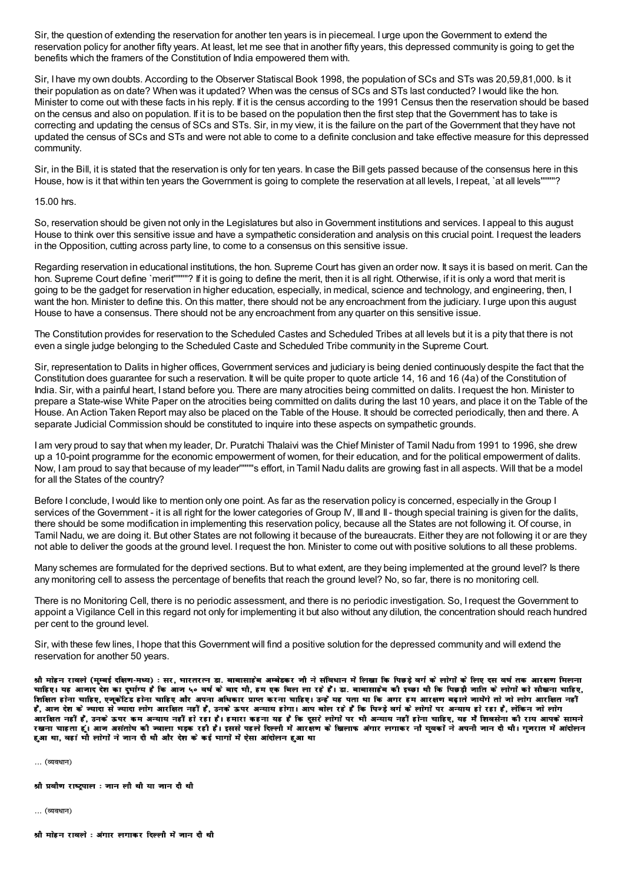Sir, the question of extending the reservation for another ten years is in piecemeal. I urge upon the Government to extend the reservation policy for another fifty years. At least, let me see that in another fifty years, this depressed community is going to get the benefits which the framers of the Constitution of India empowered them with.

Sir, I have my own doubts. According to the Observer Statiscal Book 1998, the population of SCs and STs was 20,59,81,000. Is it their population as on date? When was it updated? When was the census of SCs and STs last conducted? I would like the hon. Minister to come out with these facts in his reply. If it is the census according to the 1991 Census then the reservation should be based on the census and also on population. If it is to be based on the population then the first step that the Government has to take is correcting and updating the census of SCs and STs. Sir, in my view, it is the failure on the part of the Government that they have not updated the census of SCs and STs and were not able to come to a definite conclusion and take effective measure for this depressed community.

Sir, in the Bill, it is stated that the reservation is only for ten years. In case the Bill gets passed because of the consensus here in this House, how is it that within ten years the Government is going to complete the reservation at all levels, I repeat, `at all levels""""?

15.00 hrs.

So, reservation should be given not only in the Legislatures but also in Government institutions and services. I appeal to this august House to think over this sensitive issue and have a sympathetic consideration and analysis on this crucial point. I request the leaders in the Opposition, cutting across party line, to come to a consensus on this sensitive issue.

Regarding reservation in educational institutions, the hon. Supreme Court has given an order now. It says it is based on merit. Can the hon. Supreme Court define `merit""""? If it is going to define the merit, then it is all right. Otherwise, if it is only a word that merit is going to be the gadget for reservation in higher education, especially, in medical, science and technology, and engineering, then, I want the hon. Minister to define this. On this matter, there should not be any encroachment from the judiciary. I urge upon this august House to have a consensus. There should not be any encroachment from any quarter on this sensitive issue.

The Constitution provides for reservation to the Scheduled Castes and Scheduled Tribes at all levels but it is a pity that there is not even a single judge belonging to the Scheduled Caste and Scheduled Tribe community in the Supreme Court.

Sir, representation to Dalits in higher offices, Government services and judiciary is being denied continuously despite the fact that the Constitution does guarantee for such a reservation. It will be quite proper to quote article 14, 16 and 16 (4a) of the Constitution of India. Sir, with a painful heart, I stand before you. There are many atrocities being committed on dalits. I request the hon. Minister to prepare a State-wise White Paper on the atrocities being committed on dalits during the last 10 years, and place it on the Table of the House. An Action Taken Report may also be placed on the Table of the House. It should be corrected periodically, then and there. A separate Judicial Commission should be constituted to inquire into these aspects on sympathetic grounds.

I am very proud to say that when my leader, Dr. Puratchi Thalaivi was the Chief Minister of Tamil Nadu from 1991 to 1996, she drew up a 10-point programme for the economic empowerment of women, for their education, and for the political empowerment of dalits. Now, I am proud to say that because of my leader""""s effort, in Tamil Nadu dalits are growing fast in all aspects. Will that be a model for all the States of the country?

Before I conclude, I would like to mention only one point. As far as the reservation policy is concerned, especially in the Group I services of the Government - it is all right for the lower categories of Group IV, III and II - though special training is given for the dalits, there should be some modification in implementing this reservation policy, because all the States are not following it. Of course, in Tamil Nadu, we are doing it. But other States are not following it because of the bureaucrats. Either they are not following it or are they not able to deliver the goods at the ground level. I request the hon. Minister to come out with positive solutions to all these problems.

Many schemes are formulated for the deprived sections. But to what extent, are they being implemented at the ground level? Is there any monitoring cell to assess the percentage of benefits that reach the ground level? No, so far, there is no monitoring cell.

There is no Monitoring Cell, there is no periodic assessment, and there is no periodic investigation. So, I request the Government to appoint a Vigilance Cell in this regard not only for implementing it but also without any dilution, the concentration should reach hundred per cent to the ground level.

Sir, with these few lines, I hope that this Government will find a positive solution for the depressed community and will extend the reservation for another 50 years.

**श्री मोहन रावले (मुम्बई दक्षिण-मध्य) : सर, भारतरत्न डा. बाबासाहेब अम्बेडकर जी ने संविधान में लिखा कि पिछड़े वर्ग के लोगों के लिए दस वर्ष तक आरक्षण मिलना चाहिए। यह आजाद देश का दुर्भाग्य है कि आज ५० वर्ष के बाद भी, हम एक बिल ला रहे हैं। डा. बाबासाहेब की इच्छा थी कि पिछड़ी जाति के लोगों को सीखना चाहिए, शिक्षित होना चाहिए, एजुकेटिड होना चाहिए और अपना अधिकार प्राप्त करना चाहिए। उन्हें यह पता था कि अगर हम आरक्षण बढ़ाते जायेंगे तो जो लोग आरक्षित नहीं हैं, आज देश के ज्यादा से ज्यादा लोग आरक्षित नहीं हैं, उनके ऊपर अन्याय होगा। आप बोल रहे हैं कि पिछड़े वर्ग के लोगों पर अन्याय हो रहा है, लेकिन जो लोग आरक्षित नहीं हैं, उनके ऊपर कम अन्याय नहीं हो रहा है। हमारा कहना यह है कि दूसरे लोगों पर भी अन्याय नहीं होना चाहिए, यह मैं शिवसेना की राय आपके सामने रखना चाहता हूं। आज असंतोष की ज्वाला भड़क रही है। इससे पहले दिल्ली में आरक्षण के खिलाफ अंगार लगाकर नौ युवकों ने अपनी जान दी थी। गुजरात में आंदोलन हुआ था, वहां भी लोगों ने जान दी थी और देश के कई भागों में ऐसा आंदोलन हुआ था**

... (व्यवधान)

**श्री प्रवीण राष्ट्रपाल : जान ली थी या जान दी थी**

... (व्यवधान)

**श्री मोहन रावले : अंगार लगाकर दिल्ली में जान दी थी**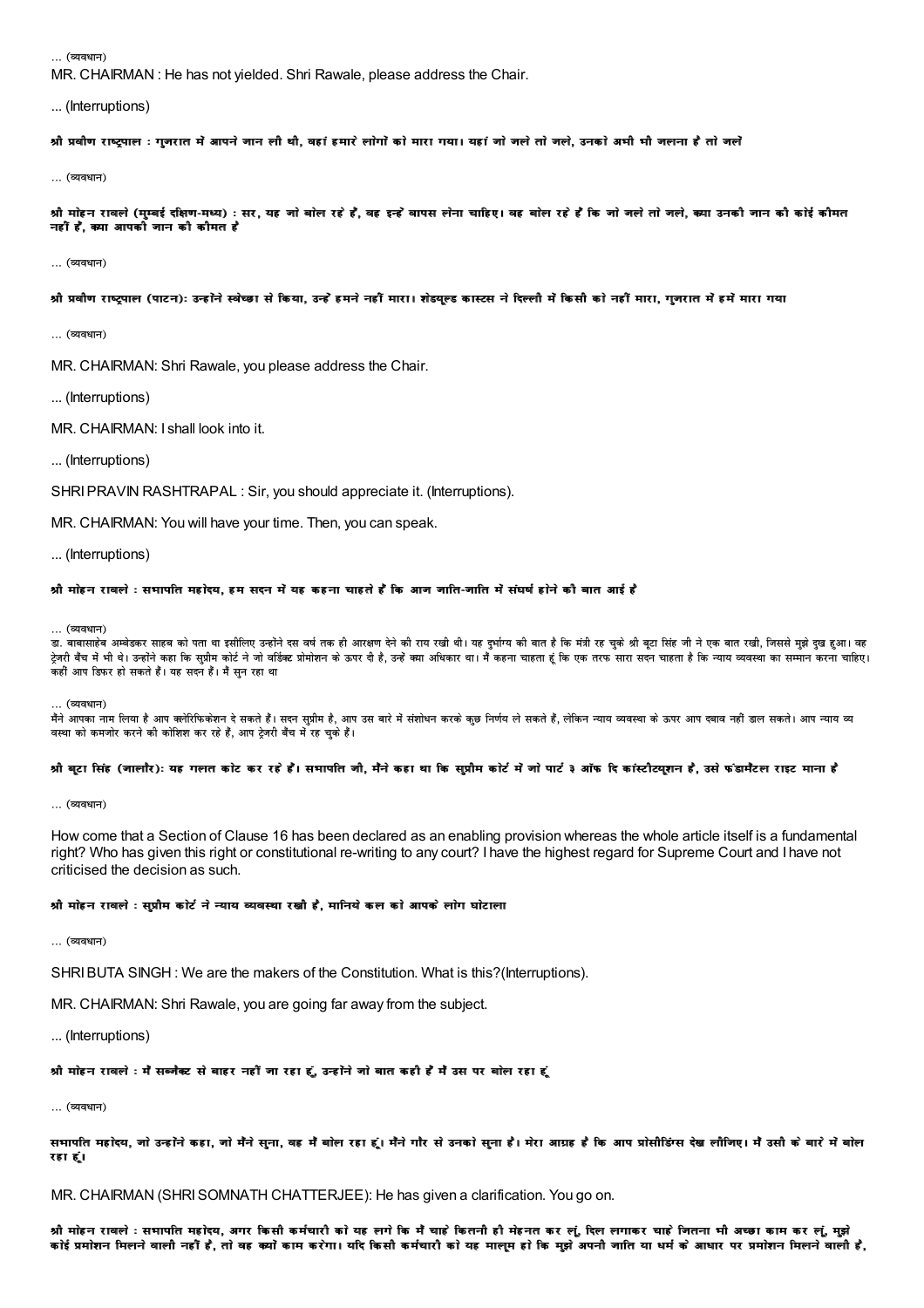... (व्यवधान)

MR. CHAIRMAN : He has not yielded. Shri Rawale, please address the Chair.

... (Interruptions)

**श्री प्रवीण राष्ट्रपाल : गुजरात में आपने जान ली थी, वहां हमारे लोगों को मारा गया। यहां जो जले तो जले, उनको अभी भी जलना है तो जलें**

... (व्यवधान)

**श्री मोहन रावले (मुम्बई दक्षिण-मध्य) : सर, यह जो बोल रहे हैं, वह इन्हें वापस लेना चाहिए। वह बोल रहे हैं कि जो जले तो जले, क्या उनकी जान की कोई कीमत नहीं है, क्या आपकी जान की कीमत है**

... (व्यवधान)

**श्री प्रवीण राष्ट्रपाल (पाटन): उन्होंने स्वेच्छा से किया, उन्हें हमने नहीं मारा। शेड्यूल्ड कास्ट्स ने दिल्ली में किसी को नहीं मारा, गुजरात में हमें मारा गया**

... (व्यवधान)

MR. CHAIRMAN: Shri Rawale, you please address the Chair.

... (Interruptions)

MR. CHAIRMAN: I shall look into it.

... (Interruptions)

SHRI PRAVIN RASHTRAPAL : Sir, you should appreciate it. (Interruptions).

MR. CHAIRMAN: You will have your time. Then, you can speak.

... (Interruptions)

**श्री मोहन रावले : सभापति महोदय, हम सदन में यह कहना चाहते हैं कि आज जाति-जाति में संघर्ष होने की बात आई है**

... (व्यवधान)
डा. बाबासाहेब अम्बेडकर साहब को पता था इसीलिए उन्होंने दस वर्ष तक ही आरक्षण देने की राय रखी थी। यह दुर्भाग्य की बात है कि मंत्री रह चुके श्री बूटा सिंह जी ने एक बात रखी, जिससे मुझे दुख हुआ। वह ट्रेजरी बैंच में भी थे। उन्होंने कहा कि सुप्रीम कोर्ट ने जो वर्डिक्ट प्रोमोशन के ऊपर दी है, उन्हें क्या अधिकार था। मैं कहना चाहता हूं कि एक तरफ सारा सदन चाहता है कि न्याय व्यवस्था का सम्मान करना चाहिए। कहीं आप डिफर हो सकते हैं। यह सदन है। मैं सुन रहा था

... (व्यवधान)
मैंने आपका नाम लिया है आप क्लेरिफिकेशन दे सकते हैं। सदन सुप्रीम है, आप उस बारे में संशोधन करके कुछ निर्णय ले सकते हैं, लेकिन न्याय व्यवस्था के ऊपर आप दबाव नहीं डाल सकते। आप न्याय व्यवस्था को कमजोर करने की कोशिश कर रहे हैं, आप ट्रेजरी बैंच में रह चुके हैं।

**श्री बूटा सिंह (जालौर): यह गलत कोट कर रहे हैं। सभापति जी, मैंने कहा था कि सुप्रीम कोर्ट में जो पार्ट ३ ऑफ दि कांस्टीट्यूशन है, उसे फंडामैंटल राइट माना है**

... (व्यवधान)

How come that a Section of Clause 16 has been declared as an enabling provision whereas the whole article itself is a fundamental right? Who has given this right or constitutional re-writing to any court? I have the highest regard for Supreme Court and I have not criticised the decision as such.

**श्री मोहन रावले : सुप्रीम कोर्ट ने न्याय व्यवस्था रखी है, मानिये कल को आपके लोग घोटाला**

... (व्यवधान)

SHRI BUTA SINGH : We are the makers of the Constitution. What is this?(Interruptions).

MR. CHAIRMAN: Shri Rawale, you are going far away from the subject.

... (Interruptions)

**श्री मोहन रावले : मैं सब्जैक्ट से बाहर नहीं जा रहा हूं, उन्होंने जो बात कही है मैं उस पर बोल रहा हूं**

... (व्यवधान)

**सभापति महोदय, जो उन्होंने कहा, जो मैंने सुना, वह मैं बोल रहा हूं। मैंने गौर से उनको सुना है। मेरा आग्रह है कि आप प्रोसीडिंग्स देख लीजिए। मैं उसी के बारे में बोल रहा हूं।**

MR. CHAIRMAN (SHRI SOMNATH CHATTERJEE): He has given a clarification. You go on.

**श्री मोहन रावले : सभापति महोदय, अगर किसी कर्मचारी को यह लगे कि मैं चाहे कितनी ही मेहनत कर लूं, दिल लगाकर चाहे जितना भी अच्छा काम कर लूं, मुझे कोई प्रमोशन मिलने वाली नहीं है, तो वह क्यों काम करेगा। यदि किसी कर्मचारी को यह मालूम हो कि मुझे अपनी जाति या धर्म के आधार पर प्रमोशन मिलने वाली है,**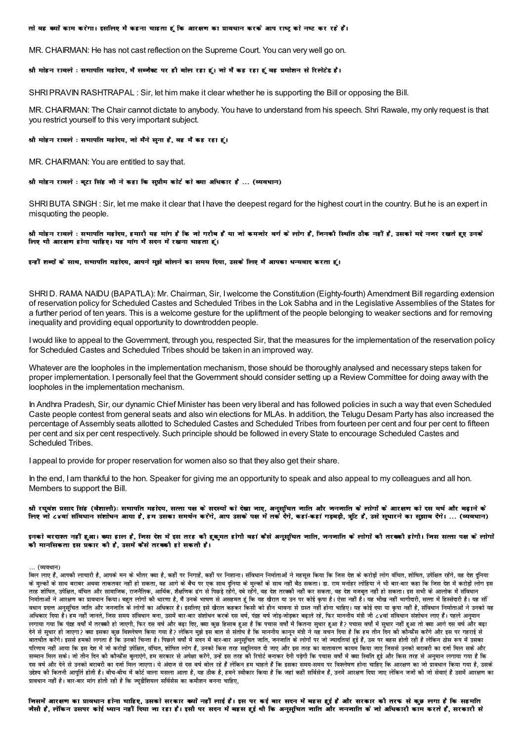**तो वह क्यों काम करेगा। इसलिए मै कहना चाहता हूं कि आरक्षण का प्रावधान करके आप राष्ट्र को नष्ट कर रहे हैं।**

MR. CHAIRMAN: He has not cast reflection on the Supreme Court. You can very well go on.

**श्री मोहन रावले : सभापति महोदय, मैं सब्जैक्ट पर ही बोल रहा हूं। जो मैं कह रहा हूं वह प्रमोशन से रिलेटेड है।**

SHRI PRAVIN RASHTRAPAL : Sir, let him make it clear whether he is supporting the Bill or opposing the Bill.

MR. CHAIRMAN: The Chair cannot dictate to anybody. You have to understand from his speech. Shri Rawale, my only request is that you restrict yourself to this very important subject.

**श्री मोहन रावले : सभापति महोदय, जो मैंने सुना है, वह मैं कह रहा हूं।**

MR. CHAIRMAN: You are entitled to say that.

**श्री मोहन रावले : बूटा सिंह जी ने कहा कि सुप्रीम कोर्ट को क्या अधिकार है ... (व्यवधान)**

SHRI BUTA SINGH : Sir, let me make it clear that I have the deepest regard for the highest court in the country. But he is an expert in misquoting the people.

**श्री मोहन रावले : सभापति महोदय, हमारी यह मांग है कि जो गरीब हैं या जो कमजोर वर्ग के लोग हैं, जिनकी स्थिति ठीक नहीं है, उसको मद्दे नजर रखते हुए उनके लिए भी आरक्षण होना चाहिए। यह मांग मैं सदन में रखना चाहता हूं।**

**इन्हीं शब्दों के साथ, सभापति महोदय, आपने मुझे बोलने का समय दिया, उसके लिए मैं आपका धन्यवाद करता हूं।**

SHRI D. RAMA NAIDU (BAPATLA): Mr. Chairman, Sir, I welcome the Constitution (Eighty-fourth) Amendment Bill regarding extension of reservation policy for Scheduled Castes and Scheduled Tribes in the Lok Sabha and in the Legislative Assemblies of the States for a further period of ten years. This is a welcome gesture for the upliftment of the people belonging to weaker sections and for removing inequality and providing equal opportunity to downtrodden people.

I would like to appeal to the Government, through you, respected Sir, that the measures for the implementation of the reservation policy for Scheduled Castes and Scheduled Tribes should be taken in an improved way.

Whatever are the loopholes in the implementation mechanism, those should be thoroughly analysed and necessary steps taken for proper implementation. I personally feel that the Government should consider setting up a Review Committee for doing away with the loopholes in the implementation mechanism.

In Andhra Pradesh, Sir, our dynamic Chief Minister has been very liberal and has followed policies in such a way that even Scheduled Caste people contest from general seats and also win elections for MLAs. In addition, the Telugu Desam Party has also increased the percentage of Assembly seats allotted to Scheduled Castes and Scheduled Tribes from fourteen per cent and four per cent to fifteen per cent and six per cent respectively. Such principle should be followed in every State to encourage Scheduled Castes and Scheduled Tribes.

I appeal to provide for proper reservation for women also so that they also get their share.

In the end, I am thankful to the hon. Speaker for giving me an opportunity to speak and also appeal to my colleagues and all hon. Members to support the Bill.

**श्री रघुवंश प्रसाद सिंह (वैशाली): सभापति महोदय, सत्ता पक्ष के सदस्यों को देखा जाए, अनुसूचित जाति और जनजाति के लोगों के आरक्षण को दस वर्ष और बढ़ाने के लिए जो ८४वां संविधान संशोधन आया है, हम उसका समर्थन करेंगे, आप उसके पक्ष में तर्क देंगे, कहां-कहां गड़बड़ी, त्रुटि है, उसे सुधारने का सुझाव देंगे। ... (व्यवधान)**

**इनको बरदाश्त नहीं हुआ। क्या हाल है, जिस देश में इस तरह की हुकूमत होगी वहां कैसे अनुसूचित जाति, जनजाति के लोगों की तरक्की होगी। जिस सत्ता पक्ष के लोगों की मानसिकता इस प्रकार की है, उसमें कैसे तरक्की हो सकती है।**

... (व्यवधान)

बिल लाए हैं, आपकी लाचारी है, आपके मन के भीतर क्या है, कहीं पर निगाहें, कहीं पर निशाना। संविधान निर्माताओं ने महसूस किया कि जिस देश के करोड़ों लोग वंचित, शोषित, उपेक्षित रहेंगे, वह देश दुनिया के मुल्कों के साथ बराबर अथवा ताकतवर नहीं हो सकता, वह आगे के बैंच पर एक साथ दुनिया के मुल्कों के साथ नहीं बैठ सकता। डा. राम मनोहर लोहिया ने भी बार-बार कहा कि जिस देश में करोड़ों लोग इस तरह शोषित, उपेक्षित, वंचित और सामाजिक, राजनैतिक, आर्थिक, शैक्षणिक ढंग से पिछड़े रहेंगे, दबे रहेंगे, वह देश तरक्की नहीं कर सकता, वह देश मजबूत नहीं हो सकता। इस सभी के आलोक में संविधान निर्माताओं ने आरक्षण का प्रावधान किया। बहुत लोगों की धारणा है, मैं उनके भाषण से असहमत हूं कि यह खैरात या उन पर कोई कृपा है। ऐसा नहीं है। यह भीख नहीं भागीदारी, सत्ता में हिस्सेदारी है। यह संविधान प्रदत्त अनुसूचित जाति और जनजाति के लोगों का अधिकार है। इसलिए इसे खैरात कहकर किसी को हीन भावना से ग्रस्त नहीं होना चाहिए। यह कोई दया या कृपा नहीं है, संविधान निर्माताओं ने उनको यह अधिकार दिया है। हम नहीं जानते, जिस समय संविधान बना, उसमें बार-बार संशोधन करके दस वर्ष, पंद्रह वर्ष जोड़-जोड़कर बढ़ाते रहे, फिर माननीय मंत्री जी ८४वां संविधान संशोधन लाए हैं। पहले अनुमान लगाया गया कि पंद्रह वर्षों में तरक्की हो जाएगी, फिर दस वर्ष और बढ़ा दिए, क्या कुछ हिसाब हुआ है कि पचास वर्षों में कितना सुधार हुआ है? पचास वर्षों में सुधार नहीं हुआ तो क्या आगे दस वर्ष और बढ़ा देने से सुधार हो जाएगा? क्या इसका कुछ विश्लेषण किया गया है? लेकिन मुझे इस बात से संतोष है कि माननीय कानून मंत्री ने यह वचन दिया है कि हम तीन दिन की कौन्फ्रैंस करेंगे और इस पर गहराई से बातचीत करेंगे। इससे हमको लगता है कि उनको चिन्ता है। पिछले वर्षों में सदन में बार-बार अनुसूचित जाति, जनजाति के लोगों पर जो ज्यादतियां हुई हैं, उस पर बहस होती रही है लेकिन ठोस रूप में उसका परिणाम नहीं आया कि इस देश में जो करोड़ों उपेक्षित, वंचित, शोषित लोग हैं, उनको किस तरह सहूलियत दी जाए और इस तरह का वातावरण कायम किया जाए जिससे उनको बराबरी का दर्जा मिल सके और सम्मान मिल सके। जो तीन दिन की कौन्फ्रैंस बुलाएंगे, हम सरकार से अपेक्षा करेंगे, उन्हें इस तरह की रिपोर्ट बनाकर देनी पड़ेगी कि पचास वर्षों में क्या स्थिति हुई और किस तरह से अनुमान लगाया गया है कि दस वर्ष और देने से उनको बराबरी का दर्जा मिल जाएगा। ये अंदाज से दस वर्ष बोल रहे हैं लेकिन हम चाहते हैं कि इसका समय-समय पर विश्लेषण होना चाहिए कि आरक्षण का जो प्रावधान किया गया है, उसके उद्देश्य की कितनी आपूर्ति होती है। बीच-बीच में कोर्ट वाला मसला आता है, यह ठीक है, हमने स्वीकार किया है कि जहां कहीं सर्विसेज हैं, उनमें आरक्षण दिया जाए लेकिन जजों की जो सेवाएं हैं उसमें आरक्षण का प्रावधान नहीं है। बार-बार मांग होती रही है कि ज्यूडीशियल सर्विसेस का कमीशन बनना चाहिए,

**जिसमें आरक्षण का प्रावधान होना चाहिए, उसको सरकार क्यों नहीं लाई है। इस पर कई बार सदन में बहस हुई है और सरकार की तरफ से कुछ लगा है कि सहमति जैसी है, लेकिन उसपर कोई ध्यान नहीं दिया जा रहा है। इसी पर सदन में बहस हुई थी कि अनुसूचित जाति और जनजाति के जो अधिकारी काम करते हैं, सरकारी से**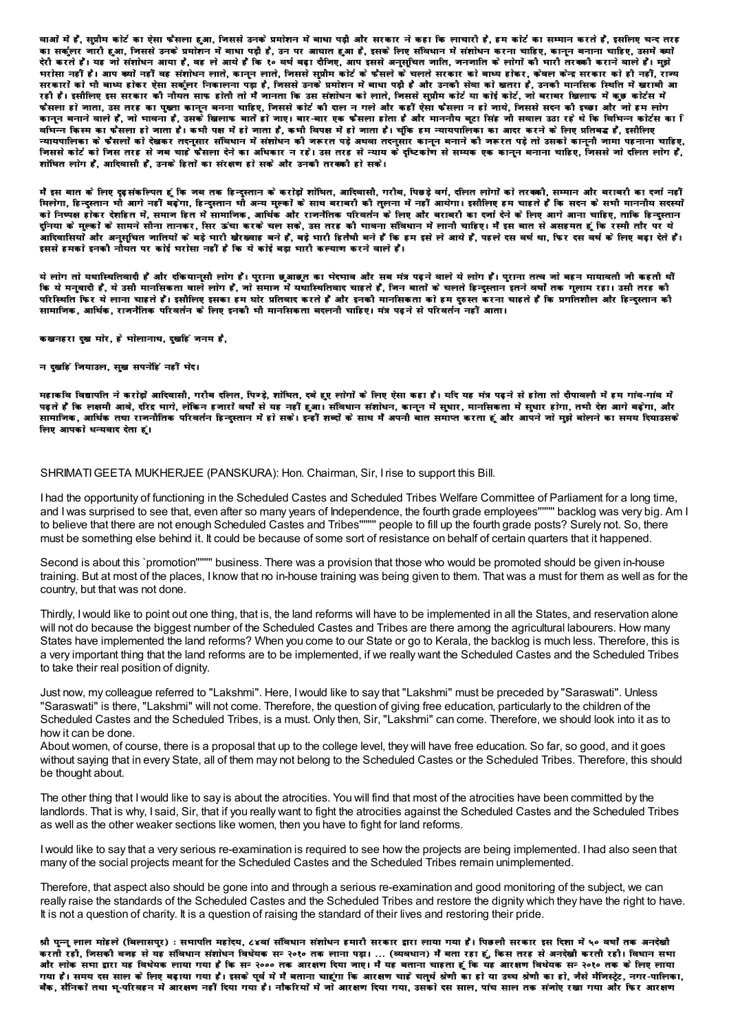वाओं में है, सुप्रीम कोर्ट का ऐसा फैसला हुआ, जिससे उनके प्रमोशन में बाधा पड़ी और सरकार ने कहा कि लाचारी है, हम कोर्ट का सम्मान करते हैं, इसलिए चन्द तरह का सर्कुलर जारी हुआ, जिससे उनके प्रमोशन में बाधा पड़ी है, उन पर आघात हुआ है, इसके लिए संविधान में संशोधन करना चाहिए, कानून बनाना चाहिए, उसमें क्यों देरी करते हैं। यह जो संशोधन आया है, वह ले आये हैं कि १० वर्ष बढ़ा दीजिए, आप इससे अनुसूचित जाति, जनजाति के लोगों की भारी तरक्की कराने वाले हैं। मुझे भरोसा नहीं है। आप क्यों नहीं वह संशोधन लाते, कानून लाते, जिससे सुप्रीम कोर्ट के फैसले के चलते सरकार को बाध्य होकर, केवल केन्द्र सरकार को ही नहीं, राज्य सरकारों को भी बाध्य होकर ऐसा सर्कुलर निकालना पड़ा है, जिससे उनके प्रमोशन में बाधा पड़ी है और उनकी सेवा को खतरा है, उनकी मानसिक स्थिति में खराबी आ रही है। इसीलिए इस सरकार की नीयत साफ होती तो मैं जानता कि उस संशोधन को लाते, जिससे सुप्रीम कोर्ट या कोई कोर्ट, जो बराबर खिलाफ में कुछ कोर्टस में फैसला हो जाता, उस तरह का पुख्ता कानून बनना चाहिए, जिससे कोर्ट की दाल न गले और कहीं ऐसा फैसला न हो जाये, जिससे सदन की इच्छा और जो हम लोग कानून बनाने वाले हैं, जो भावना है, उसके खिलाफ बातें हो जाए। बार-बार एक फैसला होता है और माननीय बूटा सिंह जी सवाल उठा रहे थे कि विभिन्न कोर्टस का विभिन्न किस्म का फैसला हो जाता है। कभी पक्ष में हो जाता है, कभी विपक्ष में हो जाता है। चूंकि हम न्यायपालिका का आदर करने के लिए प्रतिबद्ध हैं, इसीलिए न्यायपालिका के फैसलों को देखकर तदनुसार संविधान में संशोधन की जरूरत पड़े अथवा तदनुसार कानून बनाने की जरूरत पड़े तो उसको कानूनी जामा पहनाना चाहिए, जिससे कोर्ट को जिस तरह से जब चाहे फैसला देने का अधिकार न रहे। उस तरह से न्याय के दृष्टिकोण से सम्यक एक कानून बनाना चाहिए, जिससे जो दलित लोग हैं, शोषित लोग हैं, आदिवासी हैं, उनके हितों का संरक्षण हो सके और उनकी तरक्की हो सके।

मैं इस बात के लिए दृढ़संकल्पित हूं कि जब तक हिन्दुस्तान के करोड़ों शोषित, आदिवासी, गरीब, पिछड़े वर्ग, दलित लोगों को तरक्की, सम्मान और बराबरी का दर्जा नहीं मिलेगा, हिन्दुस्तान भी आगे नहीं बढ़ेगा, हिन्दुस्तान भी अन्य मुल्कों के साथ बराबरी की तुलना में नहीं आयेगा। इसीलिए हम चाहते हैं कि सदन के सभी माननीय सदस्यों को निष्पक्ष होकर देशहित में, समाज हित में सामाजिक, आर्थिक और राजनैतिक परिवर्तन के लिए और बराबरी का दर्जा देने के लिए आगे आना चाहिए, ताकि हिन्दुस्तान दुनिया के मुल्कों के सामने सीना तानकर, सिर ऊंचा करके चल सकें, उस तरह की भावना संविधान में लानी चाहिए। मैं इस बात से असहमत हूं कि रस्मी तौर पर ये आदिवासियों और अनुसूचित जातियों के बड़े भारी खैरख्वाह बने हैं, बड़े भारी हितैषी बने हैं कि हम इसे ले आये हैं, पहले दस वर्ष था, फिर दस वर्ष के लिए बढ़ा देते हैं। इससे हमको इनकी नीयत पर कोई भरोसा नहीं है कि ये कोई बड़ा भारी कल्याण करने वाले हैं।

ये लोग तो यथास्थितिवादी हैं और दकियानूसी लोग हैं। पुराना छुआछूत का भेदभाव और सब मंत्र पढ़ने वाले ये लोग हैं। पुराना तत्व जो बहन मायावती जी कहती थीं कि ये मनुवादी हैं, ये उसी मानसिकता वाले लोग हैं, जो समाज में यथास्थितिवाद चाहते हैं, जिन बातों के चलते हिन्दुस्तान इतने वर्षों तक गुलाम रहा। उसी तरह की परिस्थिति फिर ये लाना चाहते हैं। इसीलिए इसका हम घोर प्रतिवाद करते हैं और इनकी मानसिकता को हम दुरुस्त करना चाहते हैं कि प्रगतिशील और हिन्दुस्तान की सामाजिक, आर्थिक, राजनैतिक परिवर्तन के लिए इनकी भी मानसिकता बदलनी चाहिए। मंत्र पढ़ने से परिवर्तन नहीं आता।

कखनहरा दुख मोर, हे भोलानाथ, दुखहिं जनम है,

न दुखहिं जियाउल, सुख सपनेहिं नहीं भेद।

महाकवि विद्यापति ने करोड़ों आदिवासी, गरीब दलित, पिछड़े, शोषित, दबे हुए लोगों के लिए ऐसा कहा है। यदि यह मंत्र पढ़ने से होता तो दीपावली में हम गांव-गांव में पढ़ते हैं कि लक्ष्मी आवे, दरिद्र भागे, लेकिन हजारों वर्षों से यह नहीं हुआ। संविधान संशोधन, कानून में सुधार, मानसिकता में सुधार होगा, तभी देश आगे बढ़ेगा, और सामाजिक, आर्थिक तथा राजनीतिक परिवर्तन हिन्दुस्तान में हो सकें। इन्हीं शब्दों के साथ मैं अपनी बात समाप्त करता हूं और आपने जो मुझे बोलने का समय दियाउसके लिए आपको धन्यवाद देता हूं।

SHRIMATI GEETA MUKHERJEE (PANSKURA): Hon. Chairman, Sir, I rise to support this Bill.

I had the opportunity of functioning in the Scheduled Castes and Scheduled Tribes Welfare Committee of Parliament for a long time, and I was surprised to see that, even after so many years of Independence, the fourth grade employees"""" backlog was very big. Am I to believe that there are not enough Scheduled Castes and Tribes"""" people to fill up the fourth grade posts? Surely not. So, there must be something else behind it. It could be because of some sort of resistance on behalf of certain quarters that it happened.

Second is about this `promotion"""" business. There was a provision that those who would be promoted should be given in-house training. But at most of the places, I know that no in-house training was being given to them. That was a must for them as well as for the country, but that was not done.

Thirdly, I would like to point out one thing, that is, the land reforms will have to be implemented in all the States, and reservation alone will not do because the biggest number of the Scheduled Castes and Tribes are there among the agricultural labourers. How many States have implemented the land reforms? When you come to our State or go to Kerala, the backlog is much less. Therefore, this is a very important thing that the land reforms are to be implemented, if we really want the Scheduled Castes and the Scheduled Tribes to take their real position of dignity.

Just now, my colleague referred to "Lakshmi". Here, I would like to say that "Lakshmi" must be preceded by "Saraswati". Unless "Saraswati" is there, "Lakshmi" will not come. Therefore, the question of giving free education, particularly to the children of the Scheduled Castes and the Scheduled Tribes, is a must. Only then, Sir, "Lakshmi" can come. Therefore, we should look into it as to how it can be done.
About women, of course, there is a proposal that up to the college level, they will have free education. So far, so good, and it goes without saying that in every State, all of them may not belong to the Scheduled Castes or the Scheduled Tribes. Therefore, this should be thought about.

The other thing that I would like to say is about the atrocities. You will find that most of the atrocities have been committed by the landlords. That is why, I said, Sir, that if you really want to fight the atrocities against the Scheduled Castes and the Scheduled Tribes as well as the other weaker sections like women, then you have to fight for land reforms.

I would like to say that a very serious re-examination is required to see how the projects are being implemented. I had also seen that many of the social projects meant for the Scheduled Castes and the Scheduled Tribes remain unimplemented.

Therefore, that aspect also should be gone into and through a serious re-examination and good monitoring of the subject, we can really raise the standards of the Scheduled Castes and the Scheduled Tribes and restore the dignity which they have the right to have. It is not a question of charity. It is a question of raising the standard of their lives and restoring their pride.

श्री पुन्नू लाल मोहले (बिलासपुर) : सभापति महोदय, ८४वां संविधान संशोधन हमारी सरकार द्वारा लाया गया है। पिछली सरकार इस दिशा में ५० वर्षों तक अनदेखी करती रही, जिसकी वजह से यह संविधान संशोधन विधेयक सन् २०१० तक लाना पड़ा। ... (व्यवधान) मैं बता रहा हूं, किस तरह से अनदेखी करती रही। विधान सभा और लोक सभा द्वारा यह विधेयक लाया गया है कि सन् २००० तक आरक्षण दिया जाए। मैं यह बताना चाहता हूं कि यह आरक्षण विधेयक सन् २०१० तक के लिए लाया गया है। समय दस साल के लिए बढ़ाया गया है। इसके पूर्व में मैं बताना चाहूंगा कि आरक्षण चाहे चतुर्थ श्रेणी का हो या उच्च श्रेणी का हो, जैसे मैजिस्ट्रेट, नगर-पालिका, बैंक, सैनिकों तथा भू-परिवहन में आरक्षण नहीं दिया गया है। नौकरियों में जो आरक्षण दिया गया, उसको दस साल, पांच साल तक संजोए रखा गया और फिर आरक्षण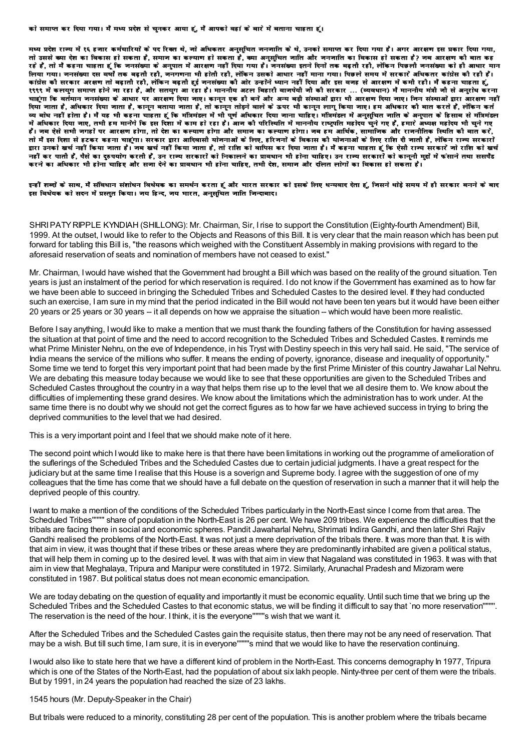को समाप्त कर दिया गया। मैं मध्य प्रदेश से चुनकर आया हूं, मैं आपको वहां के बारे में बताना चाहता हूं।

मध्य प्रदेश राज्य में १६ हजार कर्मचारियों के पद रिक्त थे, जो अधिकतर अनुसूचित जनजाति के थे, उनको समाप्त कर दिया गया है। अगर आरक्षण इस प्रकार दिया गया, तो उससे क्या देश का विकास हो सकता है, समाज का कल्याण हो सकता है, क्या अनुसूचित जाति और जनजाति का विकास हो सकता है? जब आरक्षण की बात कह रहे हैं, तो मैं कहना चाहता हूं कि जनसंख्या के अनुपात में आरक्षण नहीं दिया गया है। जनसंख्या इतने दिनों तक बढ़ती रही, लेकिन पिछली जनसंख्या को ही आधार मान लिया गया। जनसंख्या दस वर्षों तक बढ़ती रही, जनगणना भी होती रही, लेकिन उसको आधार नहीं माना गया। पिछले समय में सरकारें अधिकतर कांग्रेस की रही हैं। कांग्रेस की सरकार अरक्षण तो बढ़ाती रही, लेकिन बढ़ती हुई जनसंख्या की ओर उन्होंने ध्यान नहीं दिया और इस वजह से आरक्षण में कमी रही। मैं कहना चाहता हूं, १९९९ में कलयुग समाप्त होने जा रहा है, और सतयुग आ रहा है। माननीय अटल बिहारी वाजपेयी जी की सरकार ... (व्यवधान) मैं माननीय मंत्री जी से अनुरोध करना चाहूंगा कि वर्तमान जनसंख्या के आधार पर आरक्षण दिया जाए। कानून एक ही बने और अन्य बड़ी संस्थाओं द्वारा भी आरक्षण दिया जाए। जिन संस्थाओं द्वारा आरक्षण नहीं दिया जाता है, अधिकार दिया जाता है, कानून बताया जाता है, तो कानून तोड़ने वाले के ऊपर भी कानून लागू किया जाए। हम अधिकार की बात करते हैं, लेकिन कर्तव्य बोध नहीं होता है। मैं यह भी कहना चाहता हूं कि मंत्रिमंडल में भी पूर्ण अधिकार दिया जाना चाहिए। मंत्रिमंडल में अनुसूचित जाति के अनुपात के हिसाब से मंत्रिमंडल में अधिकार दिया जाए, तभी हम मानेंगे कि इस दिशा में काम हो रहा है। आज की परिस्थिति में माननीय राष्ट्रपति महोदय चुने गए हैं, हमारे अध्यक्ष महोदय भी चुने गए हैं। जब ऐसे सभी जगहों पर आरक्षण होगा, तो देश का कल्याण होगा और समाज का कल्याण होगा। जब हम आर्थिक, सामाजिक और राजनीतिक स्थिति की बात करें, तो मैं इस दिशा से हटकर कहना चाहूंगा। सरकार द्वारा आदिवासी योजनाओं के लिए, हरिजनों के विकास की योजनाओं के लिए राशि दी जाती है, लेकिन राज्य सरकारों द्वारा उनको खर्च नहीं किया जाता है। जब खर्च नहीं किया जाता है, तो राशि को वापिस कर दिया जाता है। मैं कहना चाहता हूं कि ऐसी राज्य सरकारें जो राशि को खर्च नहीं कर पाती हैं, पैसे का दुरुपयोग करती हैं, उन राज्य सरकारों को निकालने का प्रावधान भी होना चाहिए। उन राज्य सरकारों को कानूनी मुद्दों में फंसाने तथा ससपैंड करने का अधिकार भी होना चाहिए और सजा देने का प्रावधान भी होना चाहिए, तभी देश, समाज और दलित लोगों का विकास हो सकता है।

इन्हीं शब्दों के साथ, मैं संविधान संशोधन विधेयक का समर्थन करता हूं और भारत सरकार को इसके लिए धन्यवाद देता हूं, जिसने थोड़े समय में ही सरकार बनने के बाद इस विधेयक को सदन में प्रस्तुत किया। जय हिन्द, जय भारत, अनुसूचित जाति जिन्दाबाद।

SHRI PATY RIPPLE KYNDIAH (SHILLONG): Mr. Chairman, Sir, I rise to support the Constitution (Eighty-fourth Amendment) Bill, 1999. At the outset, I would like to refer to the Objects and Reasons of this Bill. It is very clear that the main reason which has been put forward for tabling this Bill is, "the reasons which weighed with the Constituent Assembly in making provisions with regard to the aforesaid reservation of seats and nomination of members have not ceased to exist."

Mr. Chairman, I would have wished that the Government had brought a Bill which was based on the reality of the ground situation. Ten years is just an instalment of the period for which reservation is required. I do not know if the Government has examined as to how far we have been able to succeed in bringing the Scheduled Tribes and Scheduled Castes to the desired level. If they had conducted such an exercise, I am sure in my mind that the period indicated in the Bill would not have been ten years but it would have been either 20 years or 25 years or 30 years -- it all depends on how we appraise the situation -- which would have been more realistic.

Before I say anything, I would like to make a mention that we must thank the founding fathers of the Constitution for having assessed the situation at that point of time and the need to accord recognition to the Scheduled Tribes and Scheduled Castes. It reminds me what Prime Minister Nehru, on the eve of Independence, in his Tryst with Destiny speech in this very hall said. He said, "The service of India means the service of the millions who suffer. It means the ending of poverty, ignorance, disease and inequality of opportunity." Some time we tend to forget this very important point that had been made by the first Prime Minister of this country Jawahar Lal Nehru. We are debating this measure today because we would like to see that these opportunities are given to the Scheduled Tribes and Scheduled Castes throughout the country in a way that helps them rise up to the level that we all desire them to. We know about the difficulties of implementing these grand desires. We know about the limitations which the administration has to work under. At the same time there is no doubt why we should not get the correct figures as to how far we have achieved success in trying to bring the deprived communities to the level that we had desired.

This is a very important point and I feel that we should make note of it here.

The second point which I would like to make here is that there have been limitations in working out the programme of amelioration of the suflerings of the Scheduled Tribes and the Scheduled Castes due to certain judicial judgments. I have a great respect for the judiciary but at the same time I realise that this House is a soverign and Supreme body. I agree with the suggestion of one of my colleagues that the time has come that we should have a full debate on the question of reservation in such a manner that it will help the deprived people of this country.

I want to make a mention of the conditions of the Scheduled Tribes particularly in the North-East since I come from that area. The Scheduled Tribes"""" share of population in the North-East is 26 per cent. We have 209 tribes. We experience the difficulties that the tribals are facing there in social and economic spheres. Pandit Jawaharlal Nehru, Shrimati Indira Gandhi, and then later Shri Rajiv Gandhi realised the problems of the North-East. It was not just a mere deprivation of the tribals there. It was more than that. It is with that aim in view, it was thought that if these tribes or these areas where they are predominantly inhabited are given a political status, that will help them in coming up to the desired level. It was with that aim in view that Nagaland was constituted in 1963. It was with that aim in view that Meghalaya, Tripura and Manipur were constituted in 1972. Similarly, Arunachal Pradesh and Mizoram were constituted in 1987. But political status does not mean economic emancipation.

We are today debating on the question of equality and importantly it must be economic equality. Until such time that we bring up the Scheduled Tribes and the Scheduled Castes to that economic status, we will be finding it difficult to say that `no more reservation"""". The reservation is the need of the hour. I think, it is the everyone""""s wish that we want it.

After the Scheduled Tribes and the Scheduled Castes gain the requisite status, then there may not be any need of reservation. That may be a wish. But till such time, I am sure, it is in everyone""""s mind that we would like to have the reservation continuing.

I would also like to state here that we have a different kind of problem in the North-East. This concerns demography In 1977, Tripura which is one of the States of the North-East, had the population of about six lakh people. Ninty-three per cent of them were the tribals. But by 1991, in 24 years the population had reached the size of 23 lakhs.

1545 hours (Mr. Deputy-Speaker in the Chair)

But tribals were reduced to a minority, constituting 28 per cent of the population. This is another problem where the tribals became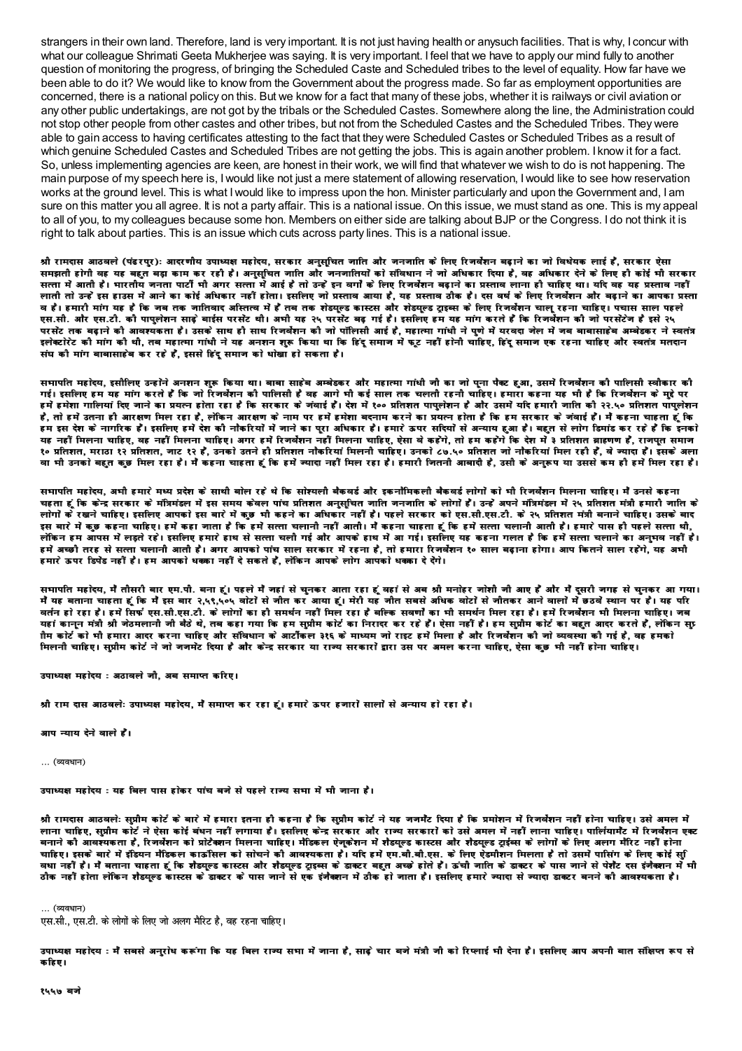strangers in their own land. Therefore, land is very important. It is not just having health or anysuch facilities. That is why, I concur with what our colleague Shrimati Geeta Mukherjee was saying. It is very important. I feel that we have to apply our mind fully to another question of monitoring the progress, of bringing the Scheduled Caste and Scheduled tribes to the level of equality. How far have we been able to do it? We would like to know from the Government about the progress made. So far as employment opportunities are concerned, there is a national policy on this. But we know for a fact that many of these jobs, whether it is railways or civil aviation or any other public undertakings, are not got by the tribals or the Scheduled Castes. Somewhere along the line, the Administration could not stop other people from other castes and other tribes, but not from the Scheduled Castes and the Scheduled Tribes. They were able to gain access to having certificates attesting to the fact that they were Scheduled Castes or Scheduled Tribes as a result of which genuine Scheduled Castes and Scheduled Tribes are not getting the jobs. This is again another problem. I know it for a fact. So, unless implementing agencies are keen, are honest in their work, we will find that whatever we wish to do is not happening. The main purpose of my speech here is, I would like not just a mere statement of allowing reservation, I would like to see how reservation works at the ground level. This is what I would like to impress upon the hon. Minister particularly and upon the Government and, I am sure on this matter you all agree. It is not a party affair. This is a national issue. On this issue, we must stand as one. This is my appeal to all of you, to my colleagues because some hon. Members on either side are talking about BJP or the Congress. I do not think it is right to talk about parties. This is an issue which cuts across party lines. This is a national issue.

**श्री रामदास आठवले (पंढरपुर): आदरणीय उपाध्यक्ष महोदय, सरकार अनुसूचित जाति और जनजाति के लिए रिजर्वेशन बढ़ाने का जो विधेयक लाई है, सरकार ऐसा समझती होगी वह यह बहुत बड़ा काम कर रही है। अनुसूचित जाति और जनजातियों को संविधान ने जो अधिकार दिया है, वह अधिकार देने के लिए ही कोई भी सरकार सत्ता में आती है। भारतीय जनता पार्टी भी अगर सत्ता में आई है तो उन्हें इन वर्गों के लिए रिजर्वेशन बढ़ाने का प्रस्ताव लाना ही चाहिए था। यदि वह यह प्रस्ताव नहीं लाती तो उन्हें इस हाउस में आने का कोई अधिकार नहीं होता। इसलिए जो प्रस्ताव आया है, यह प्रस्ताव ठीक है। दस वर्ष के लिए रिजर्वेशन और बढ़ाने का आपका प्रस्ताव है। हमारी मांग यह है कि जब तक जातिवाद अस्तित्व में है तब तक शेड्यूल्ड कास्टस और शेड्यूल्ड ट्राइब्स के लिए रिजर्वेशन चालू रहना चाहिए। पचास साल पहले एस.सी. और एस.टी. की पापुलेशन साढ़े बाईस परसेंट थी। अभी यह २५ परसेंट बढ़ गई है। इसलिए हम यह मांग करते हैं कि रिजर्वेशन की जो परसेंटेज है इसे २५ परसेंट तक बढ़ाने की आवश्यकता है। उसके साथ ही साथ रिजर्वेशन की जो पॉलिसी आई है, महात्मा गांधी ने पुणे में यरवदा जेल में जब बाबासाहेब अम्बेडकर ने स्वतंत्र इलेक्टोरेट की मांग की थी, तब महात्मा गांधी ने यह अनशन शुरू किया था कि हिंदू समाज में फूट नहीं होनी चाहिए, हिंदू समाज एक रहना चाहिए और स्वतंत्र मतदान संघ की मांग बाबासाहेब कर रहे हैं, इससे हिंदू समाज को धोखा हो सकता है।**

**सभापति महोदय, इसीलिए उन्होंने अनशन शुरू किया था। बाबा साहेब अम्बेडकर और महात्मा गांधी जी का जो पूना पैक्ट हुआ, उसमें रिजर्वेशन की पालिसी स्वीकार की गई। इसलिए हम यह मांग करते हैं कि जो रिजर्वेशन की पालिसी है वह आगे भी कई साल तक चलती रहनी चाहिए। हमारा कहना यह भी है कि रिजर्वेशन के मुद्दे पर हमें हमेशा गालियां दिए जाने का प्रयत्न होता रहा है कि सरकार के जंवाई हैं। देश में १०० प्रतिशत पापुलेशन है और उसमें यदि हमारी जाति की २२.५० प्रतिशत पापुलेशन है, तो हमें उतना ही आरक्षण मिल रहा है, लेकिन आरक्षण के नाम पर हमें हमेशा बदनाम करने का प्रयत्न होता है कि हम सरकार के जंवाई हैं। मैं कहना चाहता हूं कि हम इस देश के नागरिक हैं। इसलिए हमें देश की नौकरियों में जाने का पूरा अधिकार है। हमारे ऊपर सदियों से अन्याय हुआ है। बहुत से लोग डिमांड कर रहे हैं कि इनको यह नहीं मिलना चाहिए, वह नहीं मिलना चाहिए। अगर हमें रिजर्वेशन नहीं मिलना चाहिए, ऐसा वे कहेंगे, तो हम कहेंगे कि देश में ३ प्रतिशत ब्राह्मण हैं, राजपूत समाज १० प्रतिशत, मराठा १२ प्रतिशत, जाट १२ हैं, उनको उतने ही प्रतिशत नौकरियां मिलनी चाहिए। उनको ८७.५० प्रतिशत जो नौकरियां मिल रही हैं, वे ज्यादा हैं। इसके अलावा भी उनको बहुत कुछ मिल रहा है। मैं कहना चाहता हूं कि हमें ज्यादा नहीं मिल रहा है। हमारी जितनी आबादी है, उसी के अनुरूप या उससे कम ही हमें मिल रहा है।**

**सभापति महोदय, अभी हमारे मध्य प्रदेश के साथी बोल रहे थे कि सोश्यली बैकवर्ड और इकनौमिकली बैकवर्ड लोगों को भी रिजर्वेशन मिलना चाहिए। मैं उनसे कहना चहता हूं कि केन्द्र सरकार के मंत्रिमंडल में इस समय केवल पांच प्रतिशत अनुसूचित जाति जनजाति के लोगों हैं। उन्हें अपने मंत्रिमंडल में २५ प्रतिशत मंत्री हमारी जाति के लोगों के रखने चाहिए। इसलिए आपको इस बारे में कुछ भी कहने का अधिकार नहीं है। पहले सरकार को एस.सी.एस.टी. के २५ प्रतिशत मंत्री बनाने चाहिए। उसके बाद इस बारे में कुछ कहना चाहिए। हमें कहा जाता है कि हमें सत्ता चलानी नहीं आती। मैं कहना चाहता हूं कि हमें सत्ता चलानी आती है। हमारे पास ही पहले सत्ता थी, लेकिन हम आपस में लड़ते रहे। इसलिए हमारे हाथ से सत्ता चली गई और आपके हाथ में आ गई। इसलिए यह कहना गलत है कि हमें सत्ता चलाने का अनुभव नहीं है। हमें अच्छी तरह से सत्ता चलानी आती है। अगर आपको पांच साल सरकार में रहना है, तो हमारा रिजर्वेशन १० साल बढ़ाना होगा। आप कितने साल रहेंगे, यह अभी हमारे ऊपर डिपेंड नहीं है। हम आपको धक्का नहीं दे सकते हैं, लेकिन आपके लोग आपको धक्का दे देंगे।**

**सभापति महोदय, मैं तीसरी बार एम.पी. बना हूं। पहले मैं जहां से चुनकर आता रहा हूं वहां से अब श्री मनोहर जोशी जी आए हैं और मैं दूसरी जगह से चुनकर आ गया। मैं यह बताना चाहता हूं कि मैं इस बार २,५९,५०५ वोटों से जीत कर आया हूं। मेरी यह जीत सबसे अधिक वोटों से जीतकर आने वालों में छठवें स्थान पर है। यह परिवर्तन हो रहा है। हमें सिर्फ एस.सी.एस.टी. के लोगों का ही समर्थन नहीं मिल रहा है बल्कि सवर्णों का भी समर्थन मिल रहा है। हमें रिजर्वेशन भी मिलना चाहिए। जब यहां कानून मंत्री श्री जेठमलानी जी बैठे थे, तब कहा गया कि हम सुप्रीम कोर्ट का निरादर कर रहे हैं। ऐसा नहीं है। हम सुप्रीम कोर्ट का बहुत आदर करते हैं, लेकिन सुप्रीम कोर्ट को भी हमारा आदर करना चाहिए और संविधान के आर्टीकल ३१६ के माध्यम जो राइट हमें मिला है और रिजर्वेशन की जो व्यवस्था की गई है, वह हमको मिलनी चाहिए। सुप्रीम कोर्ट ने जो जजमेंट दिया है और केन्द्र सरकार या राज्य सरकारों द्वारा उस पर अमल करना चाहिए, ऐसा कुछ भी नहीं होना चाहिए।**

**उपाध्यक्ष महोदय : अठावले जी, अब समाप्त करिए।**

**श्री राम दास आठवलेः उपाध्यक्ष महोदय, मैं समाप्त कर रहा हूं। हमारे ऊपर हजारों सालों से अन्याय हो रहा है।**

**आप न्याय देने वाले हैं।**

… (व्यवधान)

**उपाध्यक्ष महोदय : यह बिल पास होकर पांच बजे से पहले राज्य सभा में भी जाना है।**

**श्री रामदास आठवलेः सुप्रीम कोर्ट के बारे में हमारा इतना ही कहना है कि सुप्रीम कोर्ट ने यह जजमेंट दिया है कि प्रमोशन में रिजर्वेशन नहीं होना चाहिए। उसे अमल में लाना चाहिए, सुप्रीम कोर्ट ने ऐसा कोई बंधन नहीं लगाया है। इसलिए केन्द्र सरकार और राज्य सरकारों को उसे अमल में नहीं लाना चाहिए। पार्लियामेंट में रिजर्वेशन एक्ट बनाने की आवश्यकता है, रिजर्वेशन को प्रोटैक्शन मिलना चाहिए। मैडिकल ऐजूकेशन में शैडयूल्ड कास्टस और शैडयूल्ड ट्राईब्स के लोगों के लिए अलग मैरिट नहीं होना चाहिए। इसके बारे में इंडियन मैडिकल काउंसिल को सोचने की आवश्यकता है। यदि हमें एम.बी.बी.एस. के लिए ऐडमीशन मिलता है तो उसमें पासिंग के लिए कोई सुविधा नहीं है। मैं बताना चाहता हूं कि शैडयूल्ड कास्टस और शैडयूल्ड ट्राइब्स के डाक्टर बहुत अच्छे होते हैं। ऊंची जाति के डाक्टर के पास जाने से पेशैंट दस इंजैक्शन में भी ठीक नहीं होता लेकिन शैडयूल्ड कास्टस के डाक्टर के पास जाने से एक इंजैक्शन में ठीक हो जाता है। इसलिए हमारे ज्यादा से ज्यादा डाक्टर बनने की आवश्यकता है।**

… (व्यवधान)
एस.सी., एस.टी. के लोगों के लिए जो अलग मैरिट है, वह रहना चाहिए।

**उपाध्यक्ष महोदय : मैं सबसे अनुरोध करूंगा कि यह बिल राज्य सभा में जाना है, साढ़े चार बजे मंत्री जी को रिप्लाई भी देना है। इसलिए आप अपनी बात संक्षिप्त रूप से कहिए।**

**१५५७ बजे**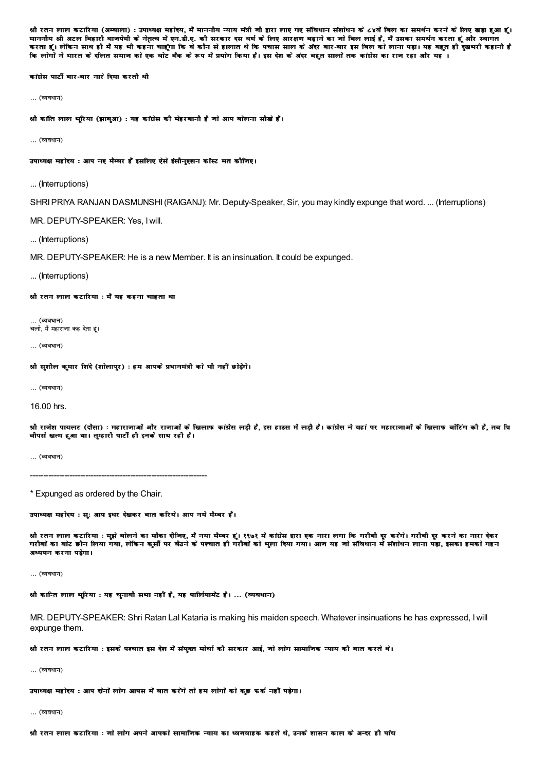**श्री रतन लाल कटारिया (अम्बाला) : उपाध्यक्ष महोदय, मैं माननीय न्याय मंत्री जी द्वारा लाए गए संविधान संशोधन के ८४वें बिल का समर्थन करने के लिए खड़ा हुआ हूं। माननीय श्री अटल बिहारी वाजपेयी के नेतृत्व में एन.डी.ए. की सरकार दस वर्ष के लिए आरक्षण बढ़ाने का जो बिल लाई है, मैं उसका समर्थन करता हूं और स्वागत करता हूं। लेकिन साथ ही मैं यह भी कहना चाहूंगा कि वे कौन से हालात थे कि पचास साल के अंदर बार-बार इस बिल को लाना पड़ा। यह बहुत ही दुखभरी कहानी है कि लोगों ने भारत के दलित समाज को एक वोट बैंक के रूप में प्रयोग किया है। इस देश के अंदर बहुत सालों तक कांग्रेस का राज रहा और यह ।**

**कांग्रेस पार्टी बार-बार नारे दिया करती थी**

... (व्यवधान)

**श्री कांति लाल भूरिया (झाबुआ) : यह कांग्रेस की मेहरबानी है जो आप बोलना सीखे हैं।**

... (व्यवधान)

**उपाध्यक्ष महोदय : आप नए मैम्बर हैं इसलिए ऐसे इंसीनुएशन कॉस्ट मत कीजिए।**

... (Interruptions)

SHRI PRIYA RANJAN DASMUNSHI (RAIGANJ): Mr. Deputy-Speaker, Sir, you may kindly expunge that word. ... (Interruptions)

MR. DEPUTY-SPEAKER: Yes, I will.

... (Interruptions)

MR. DEPUTY-SPEAKER: He is a new Member. It is an insinuation. It could be expunged.

... (Interruptions)

**श्री रतन लाल कटारिया : मैं यह कहना चाहता था**

... (व्यवधान)
चलो, मैं महाराजा कह देता हूं।

... (व्यवधान)

**श्री सुशील कुमार शिंदे (शोलापुर) : हम आपके प्रधानमंत्री को भी नहीं छोड़ेंगे।**

... (व्यवधान)

16.00 hrs.

**श्री राजेश पायलट (दौसा) : महाराजाओं और राजाओं के खिलाफ कांग्रेस लड़ी है, इस हाउस में लड़ी है। कांग्रेस ने यहां पर महाराजाओं के खिलाफ वोटिंग की है, तब प्रिवीपर्स खत्म हुआ था। तुम्हारी पार्टी ही इनके साथ रही है।**

... (व्यवधान)

---

\* Expunged as ordered by the Chair.

**उपाध्यक्ष महोदय : सु: आप इधर देखकर बात करिये। आप नये मैम्बर हैं।**

**श्री रतन लाल कटारिया : मुझे बोलने का मौका दीजिए, मैं नया मैम्बर हूं। १९७१ में कांग्रेस द्वारा एक नारा लगा कि गरीबी दूर करेंगे। गरीबी दूर करने का नारा देकर गरीबों का वोट छीन लिया गया, लेकिन कुर्सी पर बैठने के पश्चात ही गरीबों को भुला दिया गया। आज यह जो संविधान में संशोधन लाना पड़ा, इसका हमको गहन अध्ययन करना पड़ेगा।**

... (व्यवधान)

**श्री कान्ति लाल भूरिया : यह चुनावी सभा नहीं है, यह पार्लियामेंट है। ... (व्यवधान)**

MR. DEPUTY-SPEAKER: Shri Ratan Lal Kataria is making his maiden speech. Whatever insinuations he has expressed, I will expunge them.

**श्री रतन लाल कटारिया : इसके पश्चात इस देश में संयुक्त मोर्चा की सरकार आई, जो लोग सामाजिक न्याय की बात करते थे।**

... (व्यवधान)

**उपाध्यक्ष महोदय : आप दोनों लोग आपस में बात करेंगे तो हम लोगों को कुछ फर्क नहीं पड़ेगा।**

... (व्यवधान)

**श्री रतन लाल कटारिया : जो लोग अपने आपको सामाजिक न्याय का ध्वजवाहक कहते थे, उनके शासन काल के अन्दर ही पांच**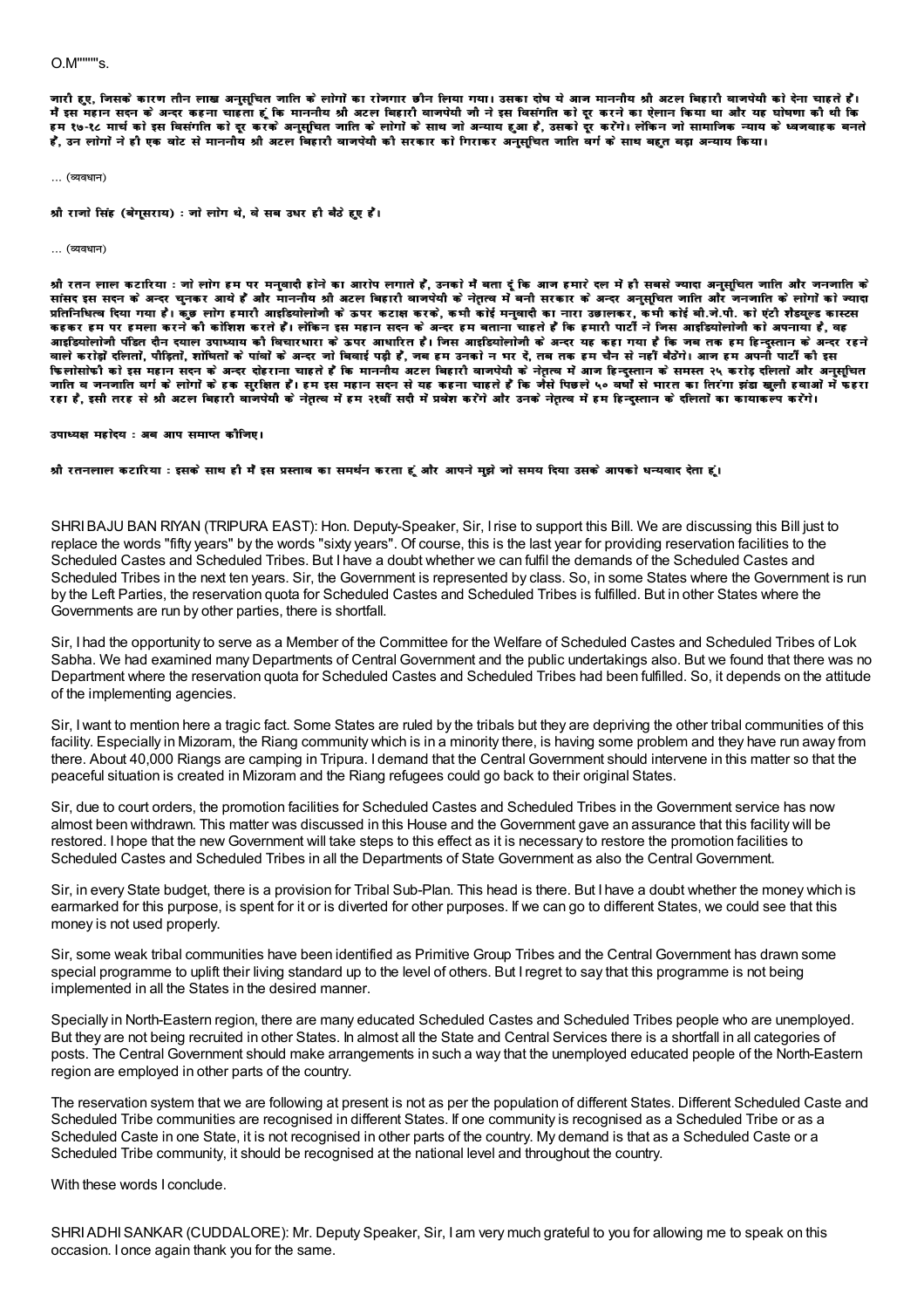O.M"""'s.

जारी हुए, जिसके कारण तीन लाख अनुसूचित जाति के लोगों का रोजगार छीन लिया गया। उसका दोष ये आज माननीय श्री अटल बिहारी वाजपेयी को देना चाहते हैं। मैं इस महान सदन के अन्दर कहना चाहता हूं कि माननीय श्री अटल बिहारी वाजपेयी जी ने इस विसंगति को दूर करने का ऐलान किया था और यह घोषणा की थी कि हम १७-१८ मार्च को इस विसंगति को दूर करके अनुसूचित जाति के लोगों के साथ जो अन्याय हुआ है, उसको दूर करेंगे। लेकिन जो सामाजिक न्याय के ध्वजवाहक बनते हैं, उन लोगों ने ही एक वोट से माननीय श्री अटल बिहारी वाजपेयी की सरकार को गिराकर अनुसूचित जाति वर्ग के साथ बहुत बड़ा अन्याय किया।

… (व्यवधान)

**श्री राजो सिंह (बेगूसराय) : जो लोग थे, वे सब उधर ही बैठे हुए हैं।**

… (व्यवधान)

**श्री रतन लाल कटारिया :** जो लोग हम पर मनुवादी होने का आरोप लगाते हैं, उनको मैं बता दूं कि आज हमारे दल में ही सबसे ज्यादा अनुसूचित जाति और जनजाति के सांसद इस सदन के अन्दर चुनकर आये हैं और माननीय श्री अटल बिहारी वाजपेयी के नेतृत्व में बनी सरकार के अन्दर अनुसूचित जाति और जनजाति के लोगों को ज्यादा प्रतिनिधित्व दिया गया है। कुछ लोग हमारी आइडियोलोजी के ऊपर कटाक्ष करके, कभी कोई मनुवादी का नारा उछालकर, कभी कोई बी.जे.पी. को एंटी शैड्यूल्ड कास्ट्स कहकर हम पर हमला करने की कोशिश करते हैं। लेकिन इस महान सदन के अन्दर हम बताना चाहते हैं कि हमारी पार्टी ने जिस आइडियोलोजी को अपनाया है, वह आइडियोलोजी पंडित दीन दयाल उपाध्याय की विचारधारा के ऊपर आधारित है। जिस आइडियोलोजी के अन्दर यह कहा गया है कि जब तक हम हिन्दुस्तान के अन्दर रहने वाले करोड़ों दलितों, पीड़ितों, शोषितों के पांवों के अन्दर जो बिवाई पड़ी है, जब हम उनको न भर दें, तब तक हम चैन से नहीं बैठेंगे। आज हम अपनी पार्टी की इस फिलासोफी को इस महान सदन के अन्दर दोहराना चाहते हैं कि माननीय अटल बिहारी वाजपेयी के नेतृत्व में आज हिन्दुस्तान के समस्त २५ करोड़ दलितों और अनुसूचित जाति व जनजाति वर्ग के लोगों के हक सुरक्षित हैं। हम इस महान सदन से यह कहना चाहते हैं कि जैसे पिछले ५० वर्षों से भारत का तिरंगा झंडा खुली हवाओं में फहरा रहा है, इसी तरह से श्री अटल बिहारी वाजपेयी के नेतृत्व में हम २१वीं सदी में प्रवेश करेंगे और उनके नेतृत्व में हम हिन्दुस्तान के दलितों का कायाकल्प करेंगे।

**उपाध्यक्ष महोदय : अब आप समाप्त कीजिए।**

**श्री रतनलाल कटारिया :** इसके साथ ही मैं इस प्रस्ताव का समर्थन करता हूं और आपने मुझे जो समय दिया उसके आपको धन्यवाद देता हूं।

SHRI BAJU BAN RIYAN (TRIPURA EAST): Hon. Deputy-Speaker, Sir, I rise to support this Bill. We are discussing this Bill just to replace the words "fifty years" by the words "sixty years". Of course, this is the last year for providing reservation facilities to the Scheduled Castes and Scheduled Tribes. But I have a doubt whether we can fulfil the demands of the Scheduled Castes and Scheduled Tribes in the next ten years. Sir, the Government is represented by class. So, in some States where the Government is run by the Left Parties, the reservation quota for Scheduled Castes and Scheduled Tribes is fulfilled. But in other States where the Governments are run by other parties, there is shortfall.

Sir, I had the opportunity to serve as a Member of the Committee for the Welfare of Scheduled Castes and Scheduled Tribes of Lok Sabha. We had examined many Departments of Central Government and the public undertakings also. But we found that there was no Department where the reservation quota for Scheduled Castes and Scheduled Tribes had been fulfilled. So, it depends on the attitude of the implementing agencies.

Sir, I want to mention here a tragic fact. Some States are ruled by the tribals but they are depriving the other tribal communities of this facility. Especially in Mizoram, the Riang community which is in a minority there, is having some problem and they have run away from there. About 40,000 Riangs are camping in Tripura. I demand that the Central Government should intervene in this matter so that the peaceful situation is created in Mizoram and the Riang refugees could go back to their original States.

Sir, due to court orders, the promotion facilities for Scheduled Castes and Scheduled Tribes in the Government service has now almost been withdrawn. This matter was discussed in this House and the Government gave an assurance that this facility will be restored. I hope that the new Government will take steps to this effect as it is necessary to restore the promotion facilities to Scheduled Castes and Scheduled Tribes in all the Departments of State Government as also the Central Government.

Sir, in every State budget, there is a provision for Tribal Sub-Plan. This head is there. But I have a doubt whether the money which is earmarked for this purpose, is spent for it or is diverted for other purposes. If we can go to different States, we could see that this money is not used properly.

Sir, some weak tribal communities have been identified as Primitive Group Tribes and the Central Government has drawn some special programme to uplift their living standard up to the level of others. But I regret to say that this programme is not being implemented in all the States in the desired manner.

Specially in North-Eastern region, there are many educated Scheduled Castes and Scheduled Tribes people who are unemployed. But they are not being recruited in other States. In almost all the State and Central Services there is a shortfall in all categories of posts. The Central Government should make arrangements in such a way that the unemployed educated people of the North-Eastern region are employed in other parts of the country.

The reservation system that we are following at present is not as per the population of different States. Different Scheduled Caste and Scheduled Tribe communities are recognised in different States. If one community is recognised as a Scheduled Tribe or as a Scheduled Caste in one State, it is not recognised in other parts of the country. My demand is that as a Scheduled Caste or a Scheduled Tribe community, it should be recognised at the national level and throughout the country.

With these words I conclude.

SHRI ADHI SANKAR (CUDDALORE): Mr. Deputy Speaker, Sir, I am very much grateful to you for allowing me to speak on this occasion. I once again thank you for the same.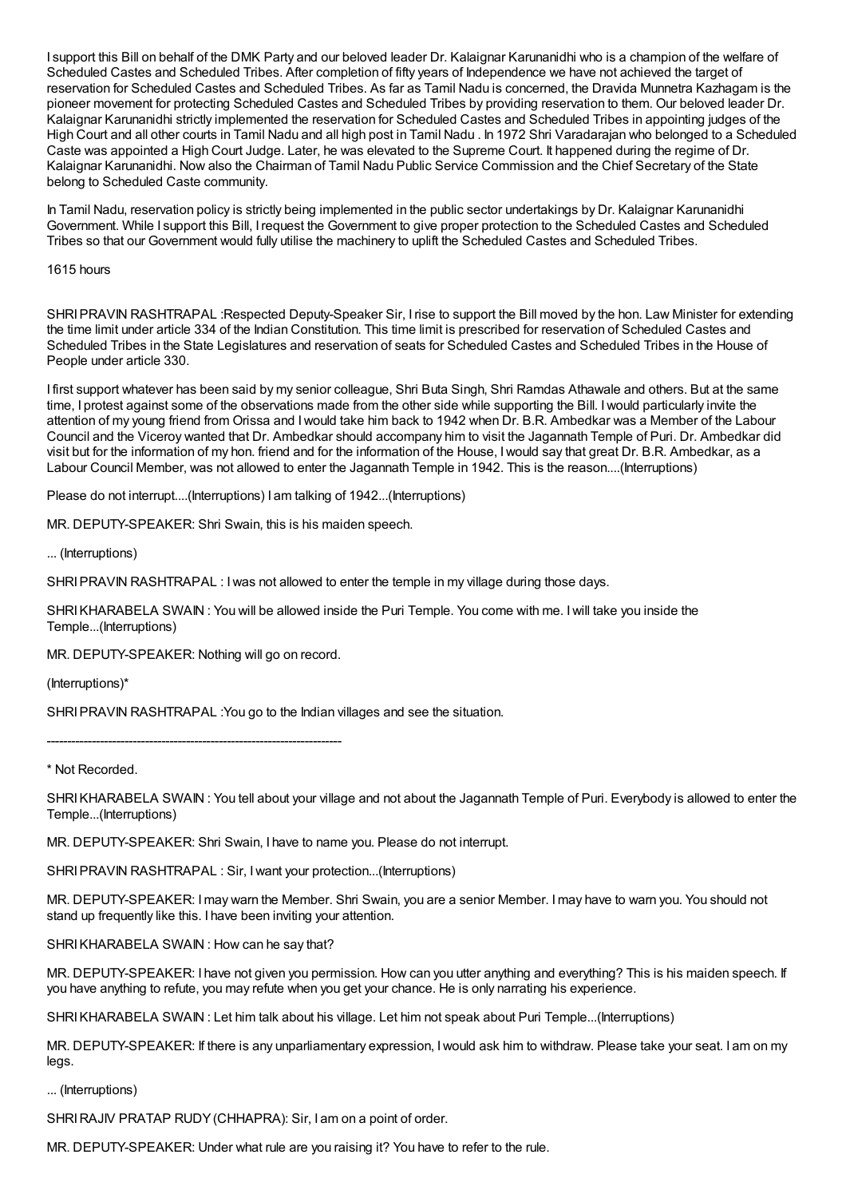I support this Bill on behalf of the DMK Party and our beloved leader Dr. Kalaignar Karunanidhi who is a champion of the welfare of Scheduled Castes and Scheduled Tribes. After completion of fifty years of Independence we have not achieved the target of reservation for Scheduled Castes and Scheduled Tribes. As far as Tamil Nadu is concerned, the Dravida Munnetra Kazhagam is the pioneer movement for protecting Scheduled Castes and Scheduled Tribes by providing reservation to them. Our beloved leader Dr. Kalaignar Karunanidhi strictly implemented the reservation for Scheduled Castes and Scheduled Tribes in appointing judges of the High Court and all other courts in Tamil Nadu and all high post in Tamil Nadu . In 1972 Shri Varadarajan who belonged to a Scheduled Caste was appointed a High Court Judge. Later, he was elevated to the Supreme Court. It happened during the regime of Dr. Kalaignar Karunanidhi. Now also the Chairman of Tamil Nadu Public Service Commission and the Chief Secretary of the State belong to Scheduled Caste community.

In Tamil Nadu, reservation policy is strictly being implemented in the public sector undertakings by Dr. Kalaignar Karunanidhi Government. While I support this Bill, I request the Government to give proper protection to the Scheduled Castes and Scheduled Tribes so that our Government would fully utilise the machinery to uplift the Scheduled Castes and Scheduled Tribes.

1615 hours

SHRI PRAVIN RASHTRAPAL :Respected Deputy-Speaker Sir, I rise to support the Bill moved by the hon. Law Minister for extending the time limit under article 334 of the Indian Constitution. This time limit is prescribed for reservation of Scheduled Castes and Scheduled Tribes in the State Legislatures and reservation of seats for Scheduled Castes and Scheduled Tribes in the House of People under article 330.

I first support whatever has been said by my senior colleague, Shri Buta Singh, Shri Ramdas Athawale and others. But at the same time, I protest against some of the observations made from the other side while supporting the Bill. I would particularly invite the attention of my young friend from Orissa and I would take him back to 1942 when Dr. B.R. Ambedkar was a Member of the Labour Council and the Viceroy wanted that Dr. Ambedkar should accompany him to visit the Jagannath Temple of Puri. Dr. Ambedkar did visit but for the information of my hon. friend and for the information of the House, I would say that great Dr. B.R. Ambedkar, as a Labour Council Member, was not allowed to enter the Jagannath Temple in 1942. This is the reason....(Interruptions)

Please do not interrupt....(Interruptions) I am talking of 1942...(Interruptions)

MR. DEPUTY-SPEAKER: Shri Swain, this is his maiden speech.

... (Interruptions)

SHRI PRAVIN RASHTRAPAL : I was not allowed to enter the temple in my village during those days.

SHRI KHARABELA SWAIN : You will be allowed inside the Puri Temple. You come with me. I will take you inside the Temple...(Interruptions)

MR. DEPUTY-SPEAKER: Nothing will go on record.

(Interruptions)*

SHRI PRAVIN RASHTRAPAL :You go to the Indian villages and see the situation.

---

* Not Recorded.

SHRI KHARABELA SWAIN : You tell about your village and not about the Jagannath Temple of Puri. Everybody is allowed to enter the Temple...(Interruptions)

MR. DEPUTY-SPEAKER: Shri Swain, I have to name you. Please do not interrupt.

SHRI PRAVIN RASHTRAPAL : Sir, I want your protection...(Interruptions)

MR. DEPUTY-SPEAKER: I may warn the Member. Shri Swain, you are a senior Member. I may have to warn you. You should not stand up frequently like this. I have been inviting your attention.

SHRI KHARABELA SWAIN : How can he say that?

MR. DEPUTY-SPEAKER: I have not given you permission. How can you utter anything and everything? This is his maiden speech. If you have anything to refute, you may refute when you get your chance. He is only narrating his experience.

SHRI KHARABELA SWAIN : Let him talk about his village. Let him not speak about Puri Temple...(Interruptions)

MR. DEPUTY-SPEAKER: If there is any unparliamentary expression, I would ask him to withdraw. Please take your seat. I am on my legs.

... (Interruptions)

SHRI RAJIV PRATAP RUDY (CHHAPRA): Sir, I am on a point of order.

MR. DEPUTY-SPEAKER: Under what rule are you raising it? You have to refer to the rule.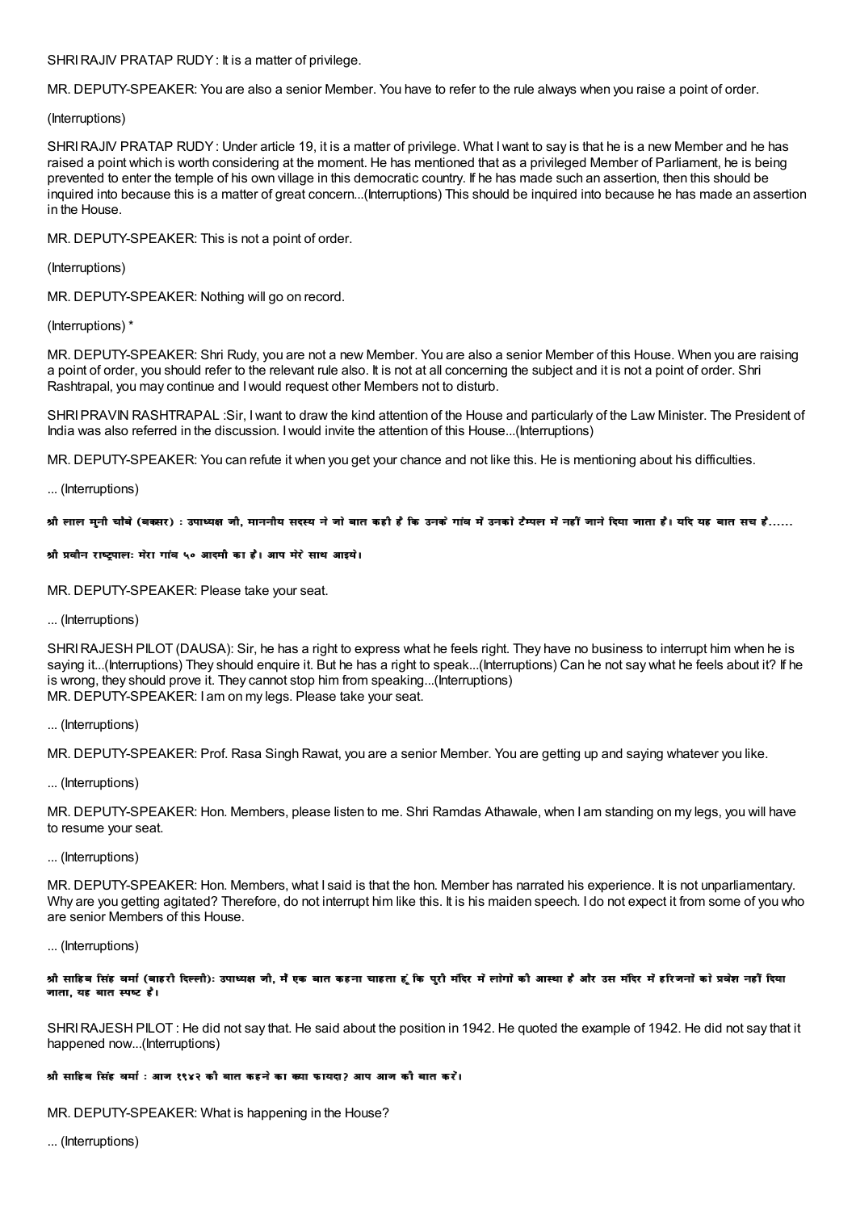SHRI RAJIV PRATAP RUDY : It is a matter of privilege.

MR. DEPUTY-SPEAKER: You are also a senior Member. You have to refer to the rule always when you raise a point of order.

(Interruptions)

SHRI RAJIV PRATAP RUDY : Under article 19, it is a matter of privilege. What I want to say is that he is a new Member and he has raised a point which is worth considering at the moment. He has mentioned that as a privileged Member of Parliament, he is being prevented to enter the temple of his own village in this democratic country. If he has made such an assertion, then this should be inquired into because this is a matter of great concern...(Interruptions) This should be inquired into because he has made an assertion in the House.

MR. DEPUTY-SPEAKER: This is not a point of order.

(Interruptions)

MR. DEPUTY-SPEAKER: Nothing will go on record.

(Interruptions) *

MR. DEPUTY-SPEAKER: Shri Rudy, you are not a new Member. You are also a senior Member of this House. When you are raising a point of order, you should refer to the relevant rule also. It is not at all concerning the subject and it is not a point of order. Shri Rashtrapal, you may continue and I would request other Members not to disturb.

SHRI PRAVIN RASHTRAPAL :Sir, I want to draw the kind attention of the House and particularly of the Law Minister. The President of India was also referred in the discussion. I would invite the attention of this House...(Interruptions)

MR. DEPUTY-SPEAKER: You can refute it when you get your chance and not like this. He is mentioning about his difficulties.

... (Interruptions)

**श्री लाल मुनी चौबे (बक्सर) : उपाध्यक्ष जी, माननीय सदस्य ने जो बात कही है कि उनके गांव में उनको टैम्पल में नहीं जाने दिया जाता है। यदि यह बात सच है......**

**श्री प्रवीन राष्ट्रपालः मेरा गांव ५० आदमी का है। आप मेरे साथ आइये।**

MR. DEPUTY-SPEAKER: Please take your seat.

... (Interruptions)

SHRI RAJESH PILOT (DAUSA): Sir, he has a right to express what he feels right. They have no business to interrupt him when he is saying it...(Interruptions) They should enquire it. But he has a right to speak...(Interruptions) Can he not say what he feels about it? If he is wrong, they should prove it. They cannot stop him from speaking...(Interruptions)

MR. DEPUTY-SPEAKER: I am on my legs. Please take your seat.

... (Interruptions)

MR. DEPUTY-SPEAKER: Prof. Rasa Singh Rawat, you are a senior Member. You are getting up and saying whatever you like.

... (Interruptions)

MR. DEPUTY-SPEAKER: Hon. Members, please listen to me. Shri Ramdas Athawale, when I am standing on my legs, you will have to resume your seat.

... (Interruptions)

MR. DEPUTY-SPEAKER: Hon. Members, what I said is that the hon. Member has narrated his experience. It is not unparliamentary. Why are you getting agitated? Therefore, do not interrupt him like this. It is his maiden speech. I do not expect it from some of you who are senior Members of this House.

... (Interruptions)

**श्री साहिब सिंह वर्मा (बाहरी दिल्ली): उपाध्यक्ष जी, मैं एक बात कहना चाहता हूं कि पुरी मंदिर में लोगों की आस्था है और उस मंदिर में हरिजनों को प्रवेश नहीं दिया जाता, यह बात स्पष्ट है।**

SHRI RAJESH PILOT : He did not say that. He said about the position in 1942. He quoted the example of 1942. He did not say that it happened now...(Interruptions)

**श्री साहिब सिंह वर्मा : आज १९४२ की बात कहने का क्या फायदा? आप आज की बात करें।**

MR. DEPUTY-SPEAKER: What is happening in the House?

... (Interruptions)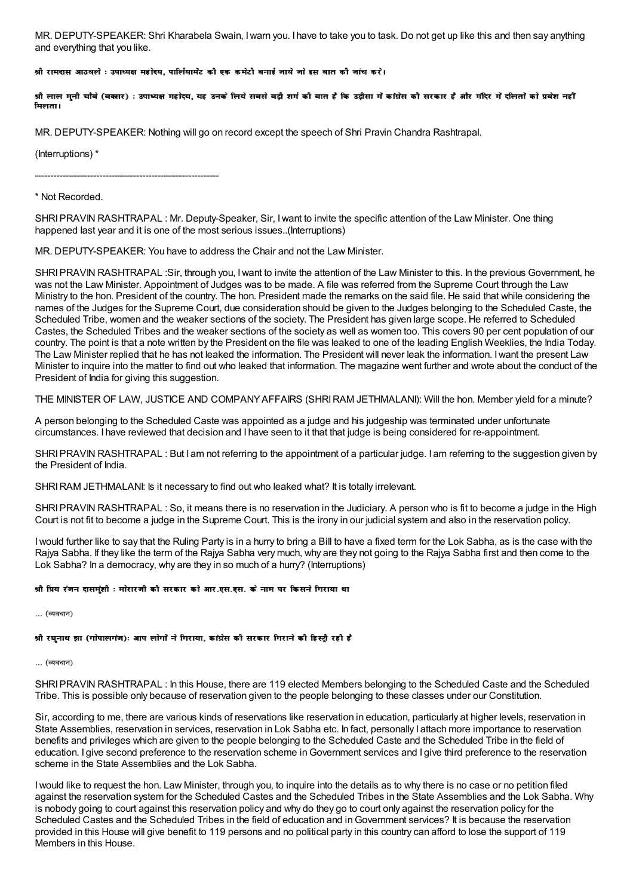MR. DEPUTY-SPEAKER: Shri Kharabela Swain, I warn you. I have to take you to task. Do not get up like this and then say anything and everything that you like.

**श्री रामदास आठवले : उपाध्यक्ष महोदय, पार्लियामेंट की एक कमेटी बनाई जाये जो इस बात की जांच करे।**

**श्री लाल मुनी चौबे (बक्सर) : उपाध्यक्ष महोदय, यह उनके लिये सबसे बड़ी शर्म की बात है कि उड़ीसा में कांग्रेस की सरकार है और मंदिर में दलितों को प्रवेश नहीं मिलता।**

MR. DEPUTY-SPEAKER: Nothing will go on record except the speech of Shri Pravin Chandra Rashtrapal.

(Interruptions) *

---

* Not Recorded.

SHRI PRAVIN RASHTRAPAL : Mr. Deputy-Speaker, Sir, I want to invite the specific attention of the Law Minister. One thing happened last year and it is one of the most serious issues..(Interruptions)

MR. DEPUTY-SPEAKER: You have to address the Chair and not the Law Minister.

SHRI PRAVIN RASHTRAPAL :Sir, through you, I want to invite the attention of the Law Minister to this. In the previous Government, he was not the Law Minister. Appointment of Judges was to be made. A file was referred from the Supreme Court through the Law Ministry to the hon. President of the country. The hon. President made the remarks on the said file. He said that while considering the names of the Judges for the Supreme Court, due consideration should be given to the Judges belonging to the Scheduled Caste, the Scheduled Tribe, women and the weaker sections of the society. The President has given large scope. He referred to Scheduled Castes, the Scheduled Tribes and the weaker sections of the society as well as women too. This covers 90 per cent population of our country. The point is that a note written by the President on the file was leaked to one of the leading English Weeklies, the India Today. The Law Minister replied that he has not leaked the information. The President will never leak the information. I want the present Law Minister to inquire into the matter to find out who leaked that information. The magazine went further and wrote about the conduct of the President of India for giving this suggestion.

THE MINISTER OF LAW, JUSTICE AND COMPANY AFFAIRS (SHRI RAM JETHMALANI): Will the hon. Member yield for a minute?

A person belonging to the Scheduled Caste was appointed as a judge and his judgeship was terminated under unfortunate circumstances. I have reviewed that decision and I have seen to it that that judge is being considered for re-appointment.

SHRI PRAVIN RASHTRAPAL : But I am not referring to the appointment of a particular judge. I am referring to the suggestion given by the President of India.

SHRI RAM JETHMALANI: Is it necessary to find out who leaked what? It is totally irrelevant.

SHRI PRAVIN RASHTRAPAL : So, it means there is no reservation in the Judiciary. A person who is fit to become a judge in the High Court is not fit to become a judge in the Supreme Court. This is the irony in our judicial system and also in the reservation policy.

I would further like to say that the Ruling Party is in a hurry to bring a Bill to have a fixed term for the Lok Sabha, as is the case with the Rajya Sabha. If they like the term of the Rajya Sabha very much, why are they not going to the Rajya Sabha first and then come to the Lok Sabha? In a democracy, why are they in so much of a hurry? (Interruptions)

**श्री प्रिय रंजन दासमुंशी : मोरारजी की सरकार को आर.एस.एस. के नाम पर किसने गिराया था**

... (व्यवधान)

**श्री रघुनाथ झा (गोपालगंज): आप लोगों ने गिराया, कांग्रेस की सरकार गिराने की हिस्ट्री रही है**

... (व्यवधान)

SHRI PRAVIN RASHTRAPAL : In this House, there are 119 elected Members belonging to the Scheduled Caste and the Scheduled Tribe. This is possible only because of reservation given to the people belonging to these classes under our Constitution.

Sir, according to me, there are various kinds of reservations like reservation in education, particularly at higher levels, reservation in State Assemblies, reservation in services, reservation in Lok Sabha etc. In fact, personally I attach more importance to reservation benefits and privileges which are given to the people belonging to the Scheduled Caste and the Scheduled Tribe in the field of education. I give second preference to the reservation scheme in Government services and I give third preference to the reservation scheme in the State Assemblies and the Lok Sabha.

I would like to request the hon. Law Minister, through you, to inquire into the details as to why there is no case or no petition filed against the reservation system for the Scheduled Castes and the Scheduled Tribes in the State Assemblies and the Lok Sabha. Why is nobody going to court against this reservation policy and why do they go to court only against the reservation policy for the Scheduled Castes and the Scheduled Tribes in the field of education and in Government services? It is because the reservation provided in this House will give benefit to 119 persons and no political party in this country can afford to lose the support of 119 Members in this House.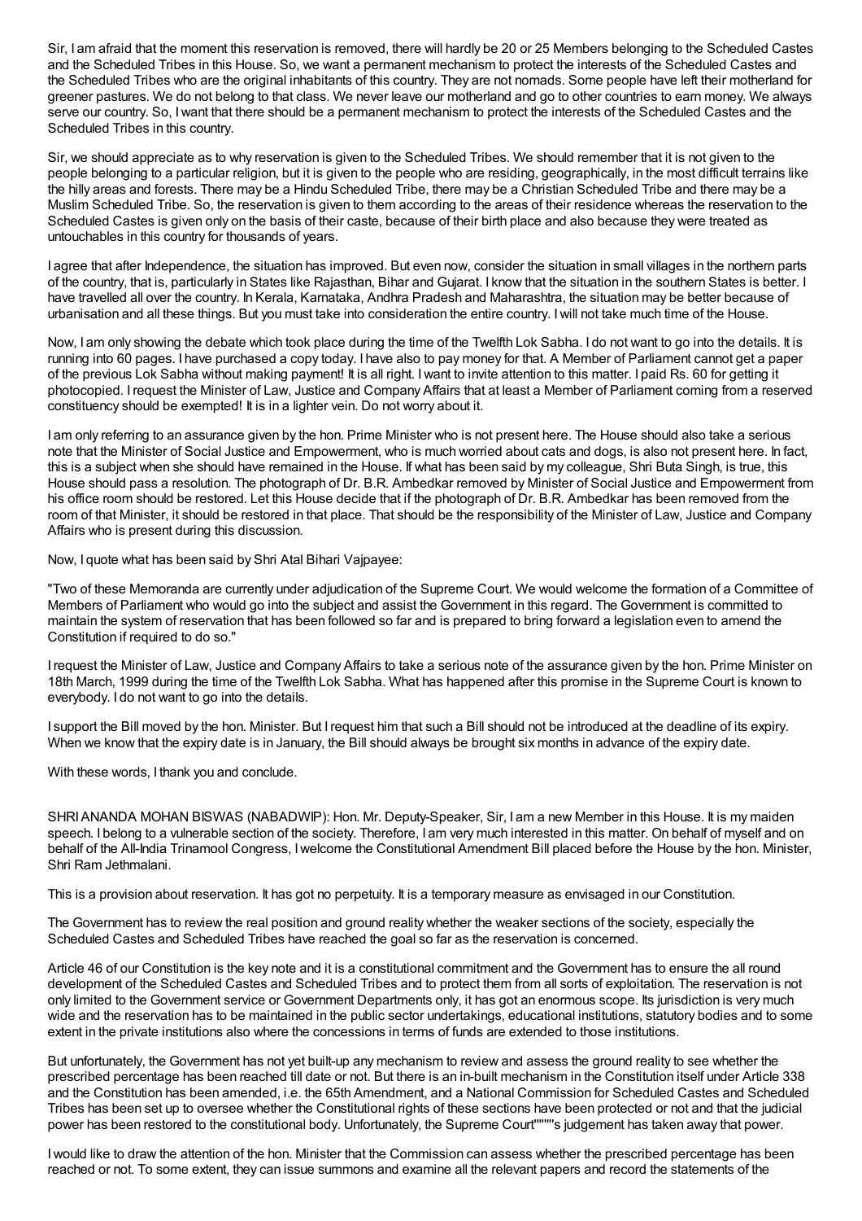Sir, I am afraid that the moment this reservation is removed, there will hardly be 20 or 25 Members belonging to the Scheduled Castes and the Scheduled Tribes in this House. So, we want a permanent mechanism to protect the interests of the Scheduled Castes and the Scheduled Tribes who are the original inhabitants of this country. They are not nomads. Some people have left their motherland for greener pastures. We do not belong to that class. We never leave our motherland and go to other countries to earn money. We always serve our country. So, I want that there should be a permanent mechanism to protect the interests of the Scheduled Castes and the Scheduled Tribes in this country.

Sir, we should appreciate as to why reservation is given to the Scheduled Tribes. We should remember that it is not given to the people belonging to a particular religion, but it is given to the people who are residing, geographically, in the most difficult terrains like the hilly areas and forests. There may be a Hindu Scheduled Tribe, there may be a Christian Scheduled Tribe and there may be a Muslim Scheduled Tribe. So, the reservation is given to them according to the areas of their residence whereas the reservation to the Scheduled Castes is given only on the basis of their caste, because of their birth place and also because they were treated as untouchables in this country for thousands of years.

I agree that after Independence, the situation has improved. But even now, consider the situation in small villages in the northern parts of the country, that is, particularly in States like Rajasthan, Bihar and Gujarat. I know that the situation in the southern States is better. I have travelled all over the country. In Kerala, Karnataka, Andhra Pradesh and Maharashtra, the situation may be better because of urbanisation and all these things. But you must take into consideration the entire country. I will not take much time of the House.

Now, I am only showing the debate which took place during the time of the Twelfth Lok Sabha. I do not want to go into the details. It is running into 60 pages. I have purchased a copy today. I have also to pay money for that. A Member of Parliament cannot get a paper of the previous Lok Sabha without making payment! It is all right. I want to invite attention to this matter. I paid Rs. 60 for getting it photocopied. I request the Minister of Law, Justice and Company Affairs that at least a Member of Parliament coming from a reserved constituency should be exempted! It is in a lighter vein. Do not worry about it.

I am only referring to an assurance given by the hon. Prime Minister who is not present here. The House should also take a serious note that the Minister of Social Justice and Empowerment, who is much worried about cats and dogs, is also not present here. In fact, this is a subject when she should have remained in the House. If what has been said by my colleague, Shri Buta Singh, is true, this House should pass a resolution. The photograph of Dr. B.R. Ambedkar removed by Minister of Social Justice and Empowerment from his office room should be restored. Let this House decide that if the photograph of Dr. B.R. Ambedkar has been removed from the room of that Minister, it should be restored in that place. That should be the responsibility of the Minister of Law, Justice and Company Affairs who is present during this discussion.

Now, I quote what has been said by Shri Atal Bihari Vajpayee:

"Two of these Memoranda are currently under adjudication of the Supreme Court. We would welcome the formation of a Committee of Members of Parliament who would go into the subject and assist the Government in this regard. The Government is committed to maintain the system of reservation that has been followed so far and is prepared to bring forward a legislation even to amend the Constitution if required to do so."

I request the Minister of Law, Justice and Company Affairs to take a serious note of the assurance given by the hon. Prime Minister on 18th March, 1999 during the time of the Twelfth Lok Sabha. What has happened after this promise in the Supreme Court is known to everybody. I do not want to go into the details.

I support the Bill moved by the hon. Minister. But I request him that such a Bill should not be introduced at the deadline of its expiry. When we know that the expiry date is in January, the Bill should always be brought six months in advance of the expiry date.

With these words, I thank you and conclude.

SHRI ANANDA MOHAN BISWAS (NABADWIP): Hon. Mr. Deputy-Speaker, Sir, I am a new Member in this House. It is my maiden speech. I belong to a vulnerable section of the society. Therefore, I am very much interested in this matter. On behalf of myself and on behalf of the All-India Trinamool Congress, I welcome the Constitutional Amendment Bill placed before the House by the hon. Minister, Shri Ram Jethmalani.

This is a provision about reservation. It has got no perpetuity. It is a temporary measure as envisaged in our Constitution.

The Government has to review the real position and ground reality whether the weaker sections of the society, especially the Scheduled Castes and Scheduled Tribes have reached the goal so far as the reservation is concerned.

Article 46 of our Constitution is the key note and it is a constitutional commitment and the Government has to ensure the all round development of the Scheduled Castes and Scheduled Tribes and to protect them from all sorts of exploitation. The reservation is not only limited to the Government service or Government Departments only, it has got an enormous scope. Its jurisdiction is very much wide and the reservation has to be maintained in the public sector undertakings, educational institutions, statutory bodies and to some extent in the private institutions also where the concessions in terms of funds are extended to those institutions.

But unfortunately, the Government has not yet built-up any mechanism to review and assess the ground reality to see whether the prescribed percentage has been reached till date or not. But there is an in-built mechanism in the Constitution itself under Article 338 and the Constitution has been amended, i.e. the 65th Amendment, and a National Commission for Scheduled Castes and Scheduled Tribes has been set up to oversee whether the Constitutional rights of these sections have been protected or not and that the judicial power has been restored to the constitutional body. Unfortunately, the Supreme Court""""s judgement has taken away that power.

I would like to draw the attention of the hon. Minister that the Commission can assess whether the prescribed percentage has been reached or not. To some extent, they can issue summons and examine all the relevant papers and record the statements of the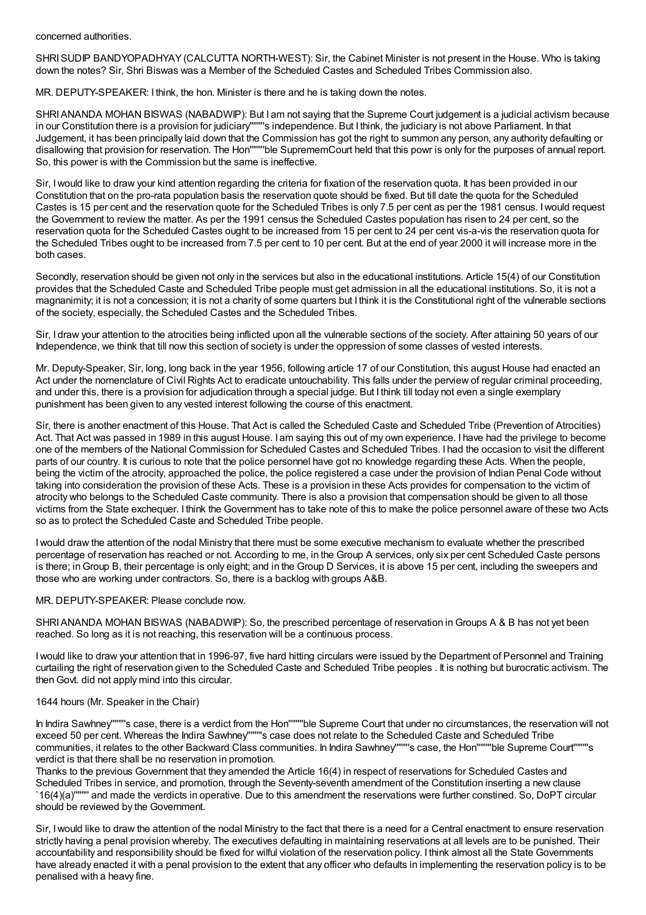concerned authorities.

SHRI SUDIP BANDYOPADHYAY (CALCUTTA NORTH-WEST): Sir, the Cabinet Minister is not present in the House. Who is taking down the notes? Sir, Shri Biswas was a Member of the Scheduled Castes and Scheduled Tribes Commission also.

MR. DEPUTY-SPEAKER: I think, the hon. Minister is there and he is taking down the notes.

SHRI ANANDA MOHAN BISWAS (NABADWIP): But I am not saying that the Supreme Court judgement is a judicial activism because in our Constitution there is a provision for judiciary""""s independence. But I think, the judiciary is not above Parliament. In that Judgement, it has been principally laid down that the Commission has got the right to summon any person, any authority defaulting or disallowing that provision for reservation. The Hon""""ble SuprememCourt held that this powr is only for the purposes of annual report. So, this power is with the Commission but the same is ineffective.

Sir, I would like to draw your kind attention regarding the criteria for fixation of the reservation quota. It has been provided in our Constitution that on the pro-rata population basis the reservation quote should be fixed. But till date the quota for the Scheduled Castes is 15 per cent and the reservation quote for the Scheduled Tribes is only 7.5 per cent as per the 1981 census. I would request the Government to review the matter. As per the 1991 census the Scheduled Castes population has risen to 24 per cent, so the reservation quota for the Scheduled Castes ought to be increased from 15 per cent to 24 per cent vis-a-vis the reservation quota for the Scheduled Tribes ought to be increased from 7.5 per cent to 10 per cent. But at the end of year 2000 it will increase more in the both cases.

Secondly, reservation should be given not only in the services but also in the educational institutions. Article 15(4) of our Constitution provides that the Scheduled Caste and Scheduled Tribe people must get admission in all the educational institutions. So, it is not a magnanimity; it is not a concession; it is not a charity of some quarters but I think it is the Constitutional right of the vulnerable sections of the society, especially, the Scheduled Castes and the Scheduled Tribes.

Sir, I draw your attention to the atrocities being inflicted upon all the vulnerable sections of the society. After attaining 50 years of our Independence, we think that till now this section of society is under the oppression of some classes of vested interests.

Mr. Deputy-Speaker, Sir, long, long back in the year 1956, following article 17 of our Constitution, this august House had enacted an Act under the nomenclature of Civil Rights Act to eradicate untouchability. This falls under the perview of regular criminal proceeding, and under this, there is a provision for adjudication through a special judge. But I think till today not even a single exemplary punishment has been given to any vested interest following the course of this enactment.

Sir, there is another enactment of this House. That Act is called the Scheduled Caste and Scheduled Tribe (Prevention of Atrocities) Act. That Act was passed in 1989 in this august House. I am saying this out of my own experience. I have had the privilege to become one of the members of the National Commission for Scheduled Castes and Scheduled Tribes. I had the occasion to visit the different parts of our country. It is curious to note that the police personnel have got no knowledge regarding these Acts. When the people, being the victim of the atrocity, approached the police, the police registered a case under the provision of Indian Penal Code without taking into consideration the provision of these Acts. These is a provision in these Acts provides for compensation to the victim of atrocity who belongs to the Scheduled Caste community. There is also a provision that compensation should be given to all those victims from the State exchequer. I think the Government has to take note of this to make the police personnel aware of these two Acts so as to protect the Scheduled Caste and Scheduled Tribe people.

I would draw the attention of the nodal Ministry that there must be some executive mechanism to evaluate whether the prescribed percentage of reservation has reached or not. According to me, in the Group A services, only six per cent Scheduled Caste persons is there; in Group B, their percentage is only eight; and in the Group D Services, it is above 15 per cent, including the sweepers and those who are working under contractors. So, there is a backlog with groups A&B.

MR. DEPUTY-SPEAKER: Please conclude now.

SHRI ANANDA MOHAN BISWAS (NABADWIP): So, the prescribed percentage of reservation in Groups A & B has not yet been reached. So long as it is not reaching, this reservation will be a continuous process.

I would like to draw your attention that in 1996-97, five hard hitting circulars were issued by the Department of Personnel and Training curtailing the right of reservation given to the Scheduled Caste and Scheduled Tribe peoples . It is nothing but burocratic activism. The then Govt. did not apply mind into this circular.

1644 hours (Mr. Speaker in the Chair)

In Indira Sawhney""""s case, there is a verdict from the Hon""""ble Supreme Court that under no circumstances, the reservation will not exceed 50 per cent. Whereas the Indira Sawhney""""s case does not relate to the Scheduled Caste and Scheduled Tribe communities, it relates to the other Backward Class communities. In Indira Sawhney""""s case, the Hon""""ble Supreme Court""""s verdict is that there shall be no reservation in promotion.
Thanks to the previous Government that they amended the Article 16(4) in respect of reservations for Scheduled Castes and Scheduled Tribes in service, and promotion, through the Seventy-seventh amendment of the Constitution inserting a new clause `16(4)(a)"""" and made the verdicts in operative. Due to this amendment the reservations were further constined. So, DoPT circular should be reviewed by the Government.

Sir, I would like to draw the attention of the nodal Ministry to the fact that there is a need for a Central enactment to ensure reservation strictly having a penal provision whereby. The executives defaulting in maintaining reservations at all levels are to be punished. Their accountability and responsibility should be fixed for wilful violation of the reservation policy. I think almost all the State Governments have already enacted it with a penal provision to the extent that any officer who defaults in implementing the reservation policy is to be penalised with a heavy fine.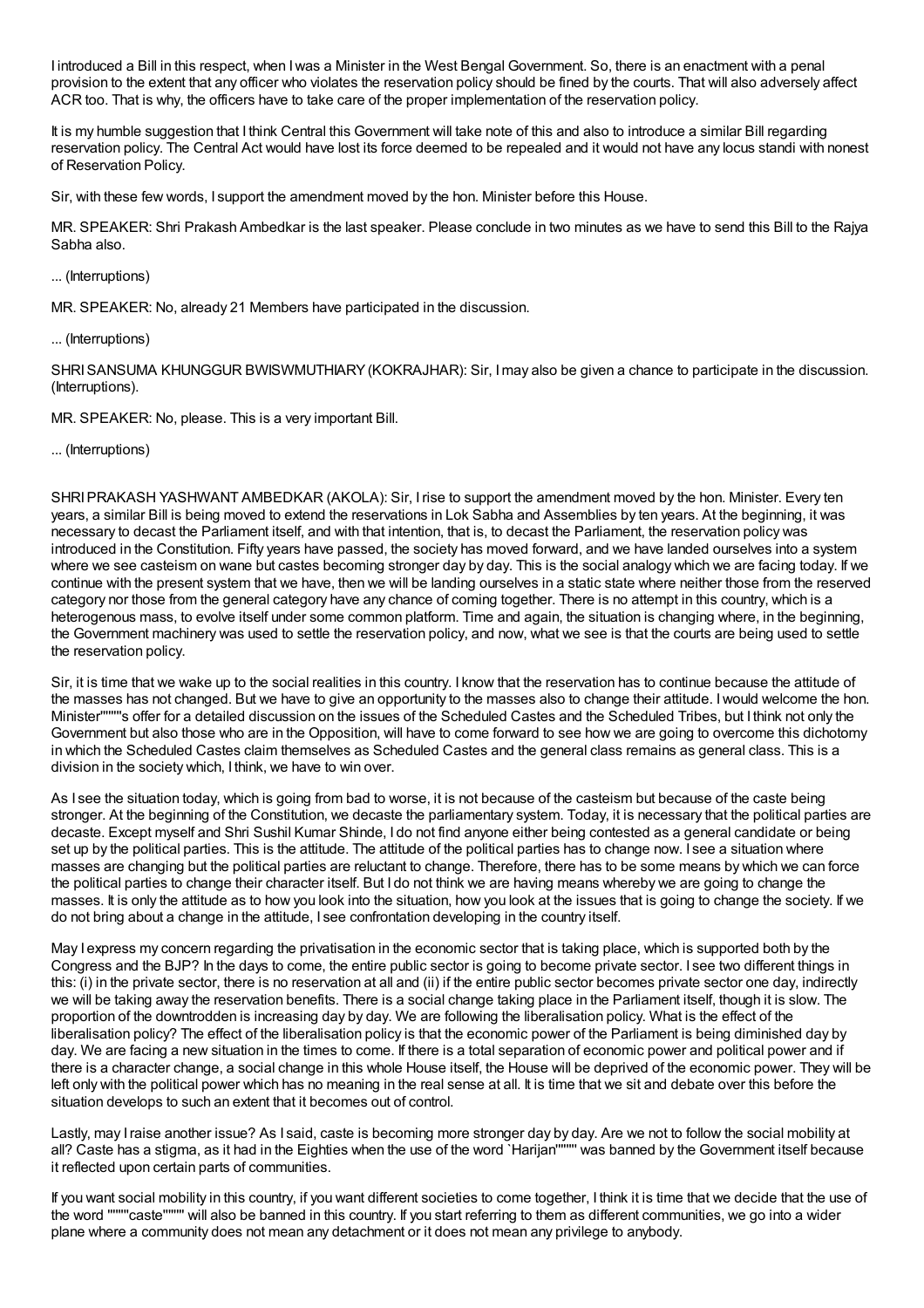I introduced a Bill in this respect, when I was a Minister in the West Bengal Government. So, there is an enactment with a penal provision to the extent that any officer who violates the reservation policy should be fined by the courts. That will also adversely affect ACR too. That is why, the officers have to take care of the proper implementation of the reservation policy.

It is my humble suggestion that I think Central this Government will take note of this and also to introduce a similar Bill regarding reservation policy. The Central Act would have lost its force deemed to be repealed and it would not have any locus standi with nonest of Reservation Policy.

Sir, with these few words, I support the amendment moved by the hon. Minister before this House.

MR. SPEAKER: Shri Prakash Ambedkar is the last speaker. Please conclude in two minutes as we have to send this Bill to the Rajya Sabha also.

... (Interruptions)

MR. SPEAKER: No, already 21 Members have participated in the discussion.

... (Interruptions)

SHRI SANSUMA KHUNGGUR BWISWMUTHIARY (KOKRAJHAR): Sir, I may also be given a chance to participate in the discussion. (Interruptions).

MR. SPEAKER: No, please. This is a very important Bill.

... (Interruptions)

SHRI PRAKASH YASHWANT AMBEDKAR (AKOLA): Sir, I rise to support the amendment moved by the hon. Minister. Every ten years, a similar Bill is being moved to extend the reservations in Lok Sabha and Assemblies by ten years. At the beginning, it was necessary to decast the Parliament itself, and with that intention, that is, to decast the Parliament, the reservation policy was introduced in the Constitution. Fifty years have passed, the society has moved forward, and we have landed ourselves into a system where we see casteism on wane but castes becoming stronger day by day. This is the social analogy which we are facing today. If we continue with the present system that we have, then we will be landing ourselves in a static state where neither those from the reserved category nor those from the general category have any chance of coming together. There is no attempt in this country, which is a heterogenous mass, to evolve itself under some common platform. Time and again, the situation is changing where, in the beginning, the Government machinery was used to settle the reservation policy, and now, what we see is that the courts are being used to settle the reservation policy.

Sir, it is time that we wake up to the social realities in this country. I know that the reservation has to continue because the attitude of the masses has not changed. But we have to give an opportunity to the masses also to change their attitude. I would welcome the hon. Minister""""s offer for a detailed discussion on the issues of the Scheduled Castes and the Scheduled Tribes, but I think not only the Government but also those who are in the Opposition, will have to come forward to see how we are going to overcome this dichotomy in which the Scheduled Castes claim themselves as Scheduled Castes and the general class remains as general class. This is a division in the society which, I think, we have to win over.

As I see the situation today, which is going from bad to worse, it is not because of the casteism but because of the caste being stronger. At the beginning of the Constitution, we decaste the parliamentary system. Today, it is necessary that the political parties are decaste. Except myself and Shri Sushil Kumar Shinde, I do not find anyone either being contested as a general candidate or being set up by the political parties. This is the attitude. The attitude of the political parties has to change now. I see a situation where masses are changing but the political parties are reluctant to change. Therefore, there has to be some means by which we can force the political parties to change their character itself. But I do not think we are having means whereby we are going to change the masses. It is only the attitude as to how you look into the situation, how you look at the issues that is going to change the society. If we do not bring about a change in the attitude, I see confrontation developing in the country itself.

May I express my concern regarding the privatisation in the economic sector that is taking place, which is supported both by the Congress and the BJP? In the days to come, the entire public sector is going to become private sector. I see two different things in this: (i) in the private sector, there is no reservation at all and (ii) if the entire public sector becomes private sector one day, indirectly we will be taking away the reservation benefits. There is a social change taking place in the Parliament itself, though it is slow. The proportion of the downtrodden is increasing day by day. We are following the liberalisation policy. What is the effect of the liberalisation policy? The effect of the liberalisation policy is that the economic power of the Parliament is being diminished day by day. We are facing a new situation in the times to come. If there is a total separation of economic power and political power and if there is a character change, a social change in this whole House itself, the House will be deprived of the economic power. They will be left only with the political power which has no meaning in the real sense at all. It is time that we sit and debate over this before the situation develops to such an extent that it becomes out of control.

Lastly, may I raise another issue? As I said, caste is becoming more stronger day by day. Are we not to follow the social mobility at all? Caste has a stigma, as it had in the Eighties when the use of the word `Harijan'""""" was banned by the Government itself because it reflected upon certain parts of communities.

If you want social mobility in this country, if you want different societies to come together, I think it is time that we decide that the use of the word """"caste"""" will also be banned in this country. If you start referring to them as different communities, we go into a wider plane where a community does not mean any detachment or it does not mean any privilege to anybody.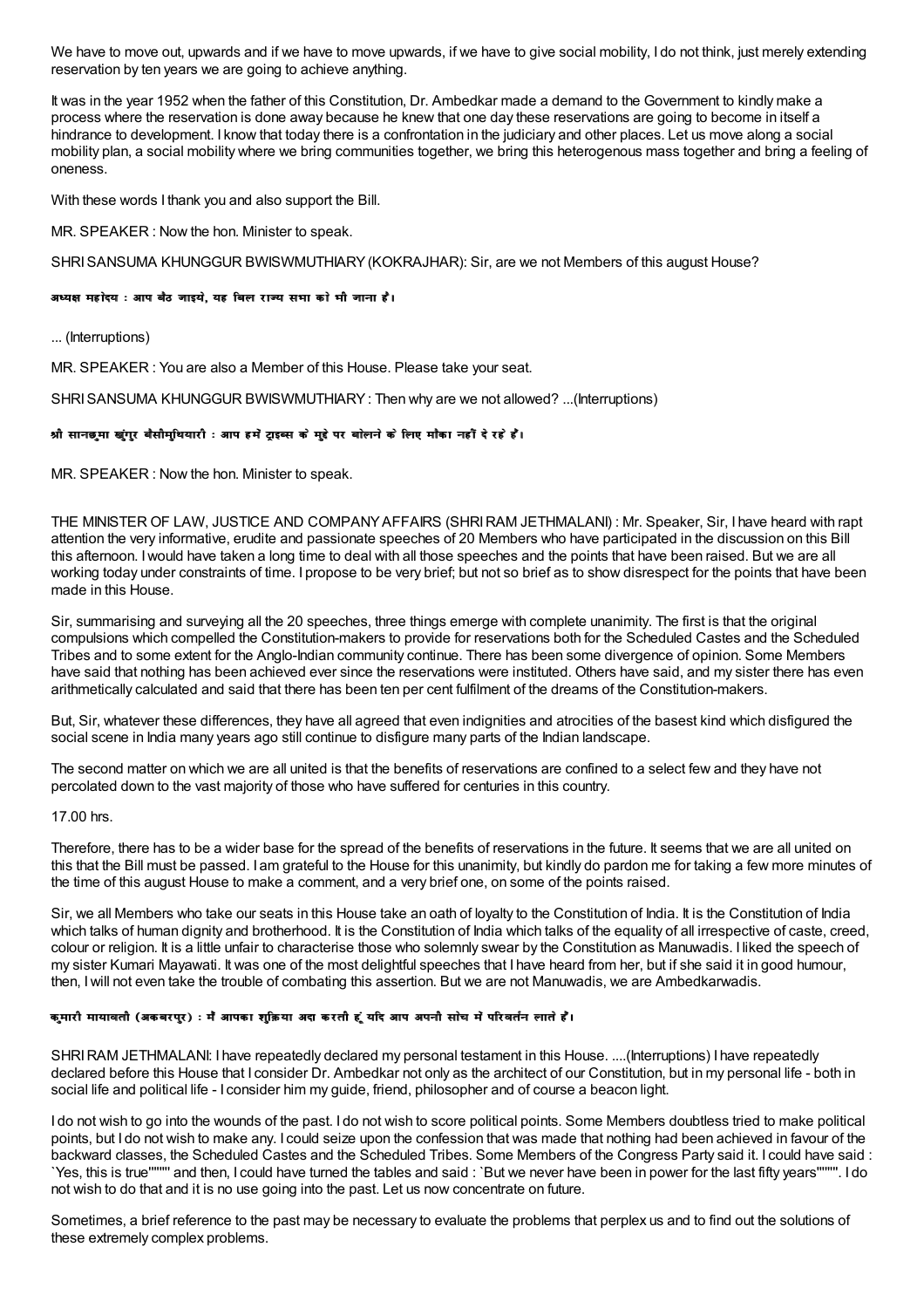We have to move out, upwards and if we have to move upwards, if we have to give social mobility, I do not think, just merely extending reservation by ten years we are going to achieve anything.

It was in the year 1952 when the father of this Constitution, Dr. Ambedkar made a demand to the Government to kindly make a process where the reservation is done away because he knew that one day these reservations are going to become in itself a hindrance to development. I know that today there is a confrontation in the judiciary and other places. Let us move along a social mobility plan, a social mobility where we bring communities together, we bring this heterogenous mass together and bring a feeling of oneness.

With these words I thank you and also support the Bill.

MR. SPEAKER : Now the hon. Minister to speak.

SHRI SANSUMA KHUNGGUR BWISWMUTHIARY (KOKRAJHAR): Sir, are we not Members of this august House?

**अध्यक्ष महोदय : आप बैठ जाइये, यह बिल राज्य सभा को भी जाना है।**

... (Interruptions)

MR. SPEAKER : You are also a Member of this House. Please take your seat.

SHRI SANSUMA KHUNGGUR BWISWMUTHIARY : Then why are we not allowed? ...(Interruptions)

**श्री सानछूमा खुंगुर बैसीमुथियारी : आप हमें ट्राइब्स के मुद्दे पर बोलने के लिए मौका नहीं दे रहे हैं।**

MR. SPEAKER : Now the hon. Minister to speak.

THE MINISTER OF LAW, JUSTICE AND COMPANY AFFAIRS (SHRI RAM JETHMALANI) : Mr. Speaker, Sir, I have heard with rapt attention the very informative, erudite and passionate speeches of 20 Members who have participated in the discussion on this Bill this afternoon. I would have taken a long time to deal with all those speeches and the points that have been raised. But we are all working today under constraints of time. I propose to be very brief; but not so brief as to show disrespect for the points that have been made in this House.

Sir, summarising and surveying all the 20 speeches, three things emerge with complete unanimity. The first is that the original compulsions which compelled the Constitution-makers to provide for reservations both for the Scheduled Castes and the Scheduled Tribes and to some extent for the Anglo-Indian community continue. There has been some divergence of opinion. Some Members have said that nothing has been achieved ever since the reservations were instituted. Others have said, and my sister there has even arithmetically calculated and said that there has been ten per cent fulfilment of the dreams of the Constitution-makers.

But, Sir, whatever these differences, they have all agreed that even indignities and atrocities of the basest kind which disfigured the social scene in India many years ago still continue to disfigure many parts of the Indian landscape.

The second matter on which we are all united is that the benefits of reservations are confined to a select few and they have not percolated down to the vast majority of those who have suffered for centuries in this country.

17.00 hrs.

Therefore, there has to be a wider base for the spread of the benefits of reservations in the future. It seems that we are all united on this that the Bill must be passed. I am grateful to the House for this unanimity, but kindly do pardon me for taking a few more minutes of the time of this august House to make a comment, and a very brief one, on some of the points raised.

Sir, we all Members who take our seats in this House take an oath of loyalty to the Constitution of India. It is the Constitution of India which talks of human dignity and brotherhood. It is the Constitution of India which talks of the equality of all irrespective of caste, creed, colour or religion. It is a little unfair to characterise those who solemnly swear by the Constitution as Manuwadis. I liked the speech of my sister Kumari Mayawati. It was one of the most delightful speeches that I have heard from her, but if she said it in good humour, then, I will not even take the trouble of combating this assertion. But we are not Manuwadis, we are Ambedkarwadis.

**कुमारी मायावती (अकबरपुर) : मैं आपका शुक्रिया अदा करती हूं यदि आप अपनी सोच में परिवर्तन लाते हैं।**

SHRI RAM JETHMALANI: I have repeatedly declared my personal testament in this House. ....(Interruptions) I have repeatedly declared before this House that I consider Dr. Ambedkar not only as the architect of our Constitution, but in my personal life - both in social life and political life - I consider him my guide, friend, philosopher and of course a beacon light.

I do not wish to go into the wounds of the past. I do not wish to score political points. Some Members doubtless tried to make political points, but I do not wish to make any. I could seize upon the confession that was made that nothing had been achieved in favour of the backward classes, the Scheduled Castes and the Scheduled Tribes. Some Members of the Congress Party said it. I could have said : `Yes, this is true""""" and then, I could have turned the tables and said : `But we never have been in power for the last fifty years"""""". I do not wish to do that and it is no use going into the past. Let us now concentrate on future.

Sometimes, a brief reference to the past may be necessary to evaluate the problems that perplex us and to find out the solutions of these extremely complex problems.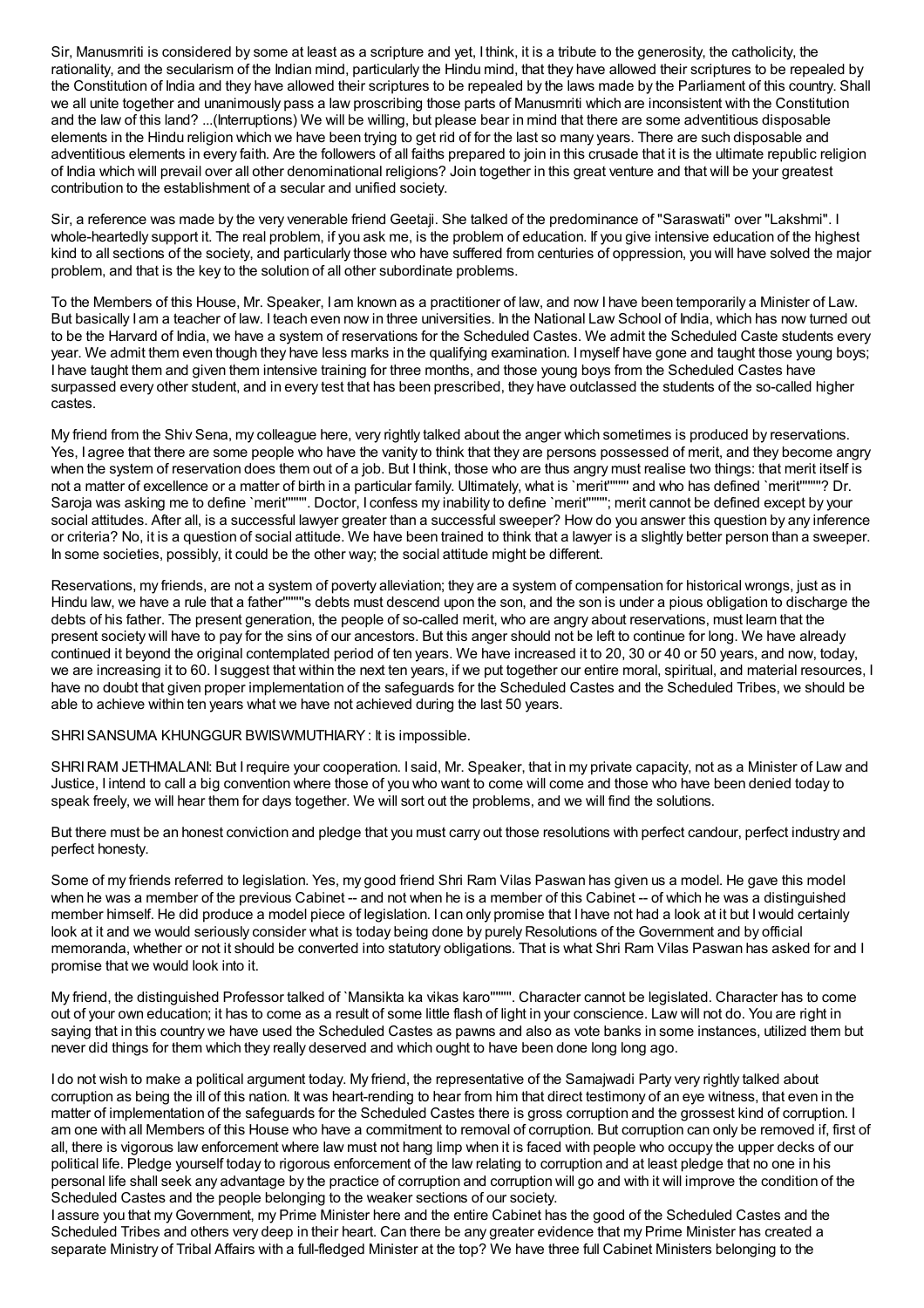Sir, Manusmriti is considered by some at least as a scripture and yet, I think, it is a tribute to the generosity, the catholicity, the rationality, and the secularism of the Indian mind, particularly the Hindu mind, that they have allowed their scriptures to be repealed by the Constitution of India and they have allowed their scriptures to be repealed by the laws made by the Parliament of this country. Shall we all unite together and unanimously pass a law proscribing those parts of Manusmriti which are inconsistent with the Constitution and the law of this land? ...(Interruptions) We will be willing, but please bear in mind that there are some adventitious disposable elements in the Hindu religion which we have been trying to get rid of for the last so many years. There are such disposable and adventitious elements in every faith. Are the followers of all faiths prepared to join in this crusade that it is the ultimate republic religion of India which will prevail over all other denominational religions? Join together in this great venture and that will be your greatest contribution to the establishment of a secular and unified society.

Sir, a reference was made by the very venerable friend Geetaji. She talked of the predominance of "Saraswati" over "Lakshmi". I whole-heartedly support it. The real problem, if you ask me, is the problem of education. If you give intensive education of the highest kind to all sections of the society, and particularly those who have suffered from centuries of oppression, you will have solved the major problem, and that is the key to the solution of all other subordinate problems.

To the Members of this House, Mr. Speaker, I am known as a practitioner of law, and now I have been temporarily a Minister of Law. But basically I am a teacher of law. I teach even now in three universities. In the National Law School of India, which has now turned out to be the Harvard of India, we have a system of reservations for the Scheduled Castes. We admit the Scheduled Caste students every year. We admit them even though they have less marks in the qualifying examination. I myself have gone and taught those young boys; I have taught them and given them intensive training for three months, and those young boys from the Scheduled Castes have surpassed every other student, and in every test that has been prescribed, they have outclassed the students of the so-called higher castes.

My friend from the Shiv Sena, my colleague here, very rightly talked about the anger which sometimes is produced by reservations. Yes, I agree that there are some people who have the vanity to think that they are persons possessed of merit, and they become angry when the system of reservation does them out of a job. But I think, those who are thus angry must realise two things: that merit itself is not a matter of excellence or a matter of birth in a particular family. Ultimately, what is `merit'''''' and who has defined `merit''''''? Dr. Saroja was asking me to define `merit''''''. Doctor, I confess my inability to define `merit''''''; merit cannot be defined except by your social attitudes. After all, is a successful lawyer greater than a successful sweeper? How do you answer this question by any inference or criteria? No, it is a question of social attitude. We have been trained to think that a lawyer is a slightly better person than a sweeper. In some societies, possibly, it could be the other way; the social attitude might be different.

Reservations, my friends, are not a system of poverty alleviation; they are a system of compensation for historical wrongs, just as in Hindu law, we have a rule that a father''''''s debts must descend upon the son, and the son is under a pious obligation to discharge the debts of his father. The present generation, the people of so-called merit, who are angry about reservations, must learn that the present society will have to pay for the sins of our ancestors. But this anger should not be left to continue for long. We have already continued it beyond the original contemplated period of ten years. We have increased it to 20, 30 or 40 or 50 years, and now, today, we are increasing it to 60. I suggest that within the next ten years, if we put together our entire moral, spiritual, and material resources, I have no doubt that given proper implementation of the safeguards for the Scheduled Castes and the Scheduled Tribes, we should be able to achieve within ten years what we have not achieved during the last 50 years.

SHRI SANSUMA KHUNGGUR BWISWMUTHIARY : It is impossible.

SHRI RAM JETHMALANI: But I require your cooperation. I said, Mr. Speaker, that in my private capacity, not as a Minister of Law and Justice, I intend to call a big convention where those of you who want to come will come and those who have been denied today to speak freely, we will hear them for days together. We will sort out the problems, and we will find the solutions.

But there must be an honest conviction and pledge that you must carry out those resolutions with perfect candour, perfect industry and perfect honesty.

Some of my friends referred to legislation. Yes, my good friend Shri Ram Vilas Paswan has given us a model. He gave this model when he was a member of the previous Cabinet -- and not when he is a member of this Cabinet -- of which he was a distinguished member himself. He did produce a model piece of legislation. I can only promise that I have not had a look at it but I would certainly look at it and we would seriously consider what is today being done by purely Resolutions of the Government and by official memoranda, whether or not it should be converted into statutory obligations. That is what Shri Ram Vilas Paswan has asked for and I promise that we would look into it.

My friend, the distinguished Professor talked of `Mansikta ka vikas karo''''''. Character cannot be legislated. Character has to come out of your own education; it has to come as a result of some little flash of light in your conscience. Law will not do. You are right in saying that in this country we have used the Scheduled Castes as pawns and also as vote banks in some instances, utilized them but never did things for them which they really deserved and which ought to have been done long long ago.

I do not wish to make a political argument today. My friend, the representative of the Samajwadi Party very rightly talked about corruption as being the ill of this nation. It was heart-rending to hear from him that direct testimony of an eye witness, that even in the matter of implementation of the safeguards for the Scheduled Castes there is gross corruption and the grossest kind of corruption. I am one with all Members of this House who have a commitment to removal of corruption. But corruption can only be removed if, first of all, there is vigorous law enforcement where law must not hang limp when it is faced with people who occupy the upper decks of our political life. Pledge yourself today to rigorous enforcement of the law relating to corruption and at least pledge that no one in his personal life shall seek any advantage by the practice of corruption and corruption will go and with it will improve the condition of the Scheduled Castes and the people belonging to the weaker sections of our society.

I assure you that my Government, my Prime Minister here and the entire Cabinet has the good of the Scheduled Castes and the Scheduled Tribes and others very deep in their heart. Can there be any greater evidence that my Prime Minister has created a separate Ministry of Tribal Affairs with a full-fledged Minister at the top? We have three full Cabinet Ministers belonging to the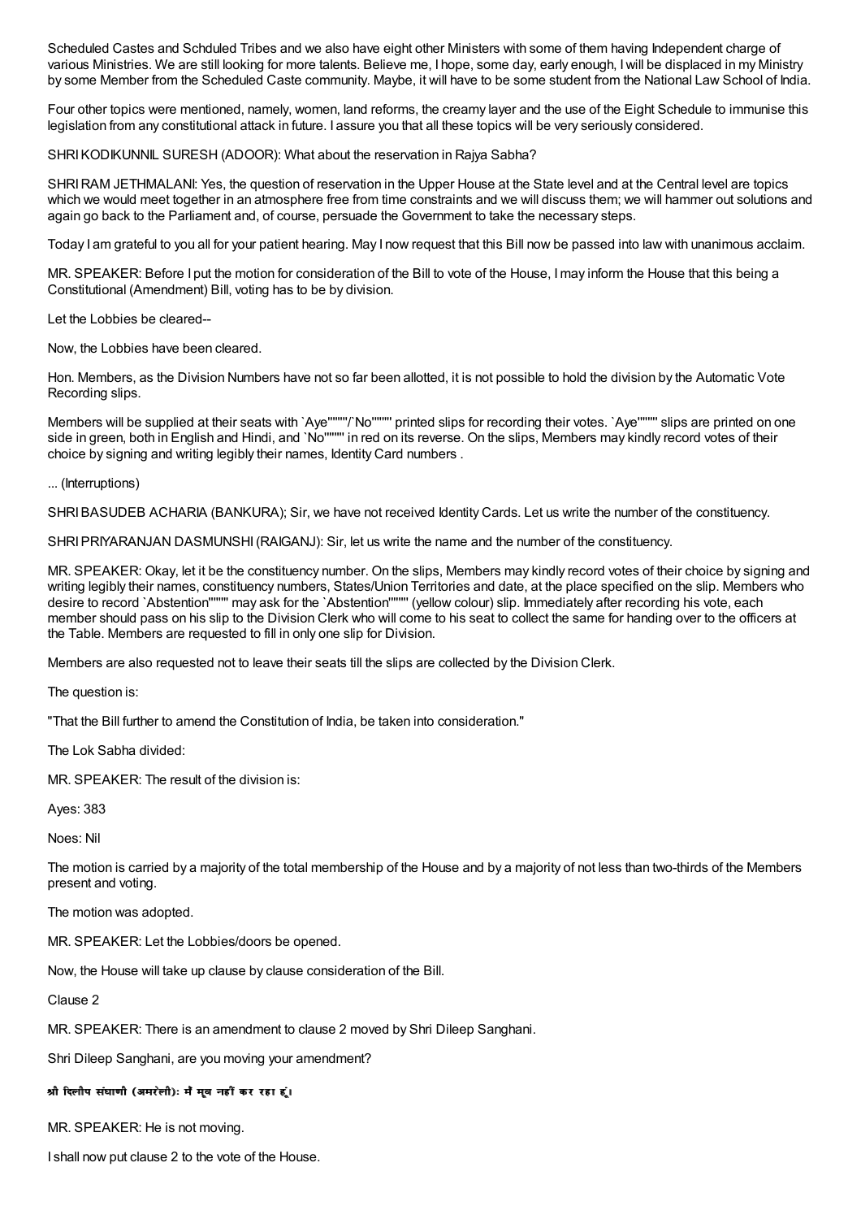Scheduled Castes and Schduled Tribes and we also have eight other Ministers with some of them having Independent charge of various Ministries. We are still looking for more talents. Believe me, I hope, some day, early enough, I will be displaced in my Ministry by some Member from the Scheduled Caste community. Maybe, it will have to be some student from the National Law School of India.

Four other topics were mentioned, namely, women, land reforms, the creamy layer and the use of the Eight Schedule to immunise this legislation from any constitutional attack in future. I assure you that all these topics will be very seriously considered.

SHRI KODIKUNNIL SURESH (ADOOR): What about the reservation in Rajya Sabha?

SHRI RAM JETHMALANI: Yes, the question of reservation in the Upper House at the State level and at the Central level are topics which we would meet together in an atmosphere free from time constraints and we will discuss them; we will hammer out solutions and again go back to the Parliament and, of course, persuade the Government to take the necessary steps.

Today I am grateful to you all for your patient hearing. May I now request that this Bill now be passed into law with unanimous acclaim.

MR. SPEAKER: Before I put the motion for consideration of the Bill to vote of the House, I may inform the House that this being a Constitutional (Amendment) Bill, voting has to be by division.

Let the Lobbies be cleared--

Now, the Lobbies have been cleared.

Hon. Members, as the Division Numbers have not so far been allotted, it is not possible to hold the division by the Automatic Vote Recording slips.

Members will be supplied at their seats with `Aye""""/`No"""" printed slips for recording their votes. `Aye"""" slips are printed on one side in green, both in English and Hindi, and `No"""" in red on its reverse. On the slips, Members may kindly record votes of their choice by signing and writing legibly their names, Identity Card numbers .

... (Interruptions)

SHRI BASUDEB ACHARIA (BANKURA); Sir, we have not received Identity Cards. Let us write the number of the constituency.

SHRI PRIYARANJAN DASMUNSHI (RAIGANJ): Sir, let us write the name and the number of the constituency.

MR. SPEAKER: Okay, let it be the constituency number. On the slips, Members may kindly record votes of their choice by signing and writing legibly their names, constituency numbers, States/Union Territories and date, at the place specified on the slip. Members who desire to record `Abstention"""" may ask for the `Abstention"""" (yellow colour) slip. Immediately after recording his vote, each member should pass on his slip to the Division Clerk who will come to his seat to collect the same for handing over to the officers at the Table. Members are requested to fill in only one slip for Division.

Members are also requested not to leave their seats till the slips are collected by the Division Clerk.

The question is:

"That the Bill further to amend the Constitution of India, be taken into consideration."

The Lok Sabha divided:

MR. SPEAKER: The result of the division is:

Ayes: 383

Noes: Nil

The motion is carried by a majority of the total membership of the House and by a majority of not less than two-thirds of the Members present and voting.

The motion was adopted.

MR. SPEAKER: Let the Lobbies/doors be opened.

Now, the House will take up clause by clause consideration of the Bill.

Clause 2

MR. SPEAKER: There is an amendment to clause 2 moved by Shri Dileep Sanghani.

Shri Dileep Sanghani, are you moving your amendment?

**श्री दिलीप संघाणी (अमरेली): मैं मूव नहीं कर रहा हूं।**

MR. SPEAKER: He is not moving.

I shall now put clause 2 to the vote of the House.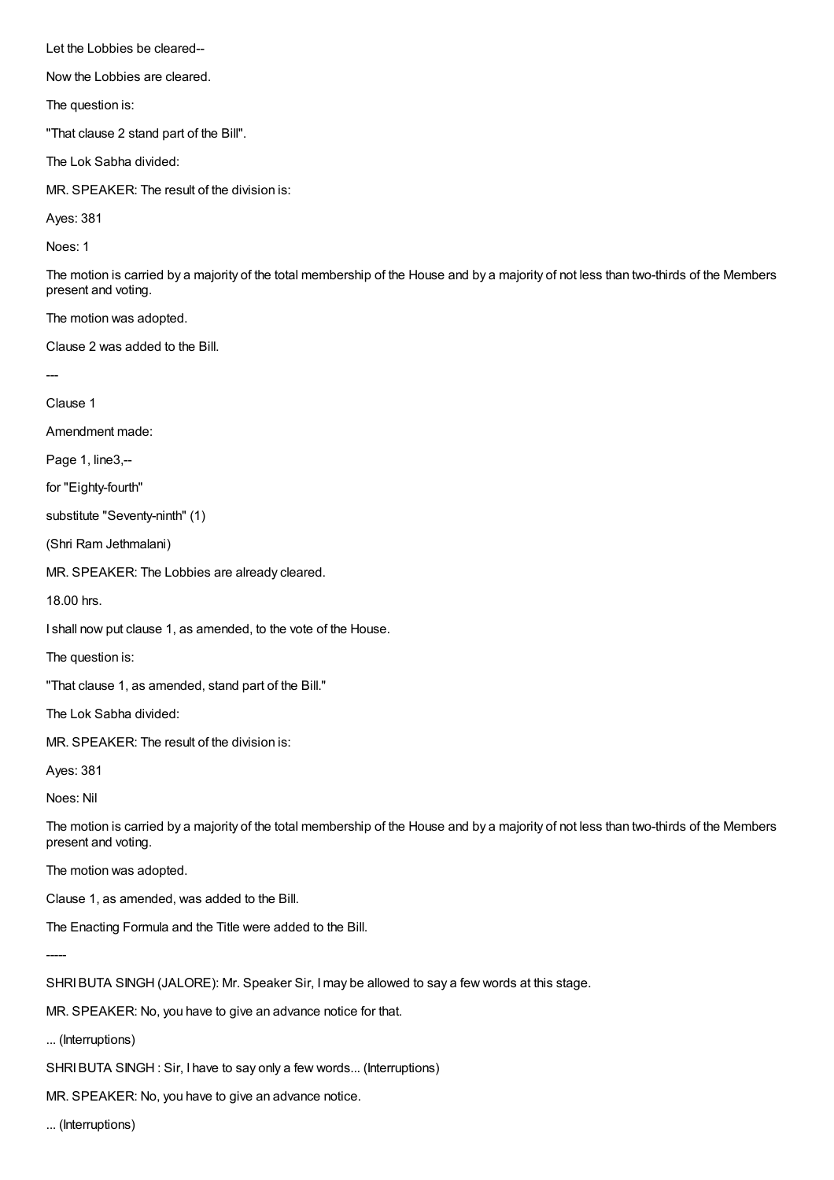Let the Lobbies be cleared--

Now the Lobbies are cleared.

The question is:

"That clause 2 stand part of the Bill".

The Lok Sabha divided:

MR. SPEAKER: The result of the division is:

Ayes: 381

Noes: 1

The motion is carried by a majority of the total membership of the House and by a majority of not less than two-thirds of the Members present and voting.

The motion was adopted.

Clause 2 was added to the Bill.

---

Clause 1

Amendment made:

Page 1, line3,--

for "Eighty-fourth"

substitute "Seventy-ninth" (1)

(Shri Ram Jethmalani)

MR. SPEAKER: The Lobbies are already cleared.

18.00 hrs.

I shall now put clause 1, as amended, to the vote of the House.

The question is:

"That clause 1, as amended, stand part of the Bill."

The Lok Sabha divided:

MR. SPEAKER: The result of the division is:

Ayes: 381

Noes: Nil

The motion is carried by a majority of the total membership of the House and by a majority of not less than two-thirds of the Members present and voting.

The motion was adopted.

Clause 1, as amended, was added to the Bill.

The Enacting Formula and the Title were added to the Bill.

-----

SHRI BUTA SINGH (JALORE): Mr. Speaker Sir, I may be allowed to say a few words at this stage.

MR. SPEAKER: No, you have to give an advance notice for that.

... (Interruptions)

SHRI BUTA SINGH : Sir, I have to say only a few words... (Interruptions)

MR. SPEAKER: No, you have to give an advance notice.

... (Interruptions)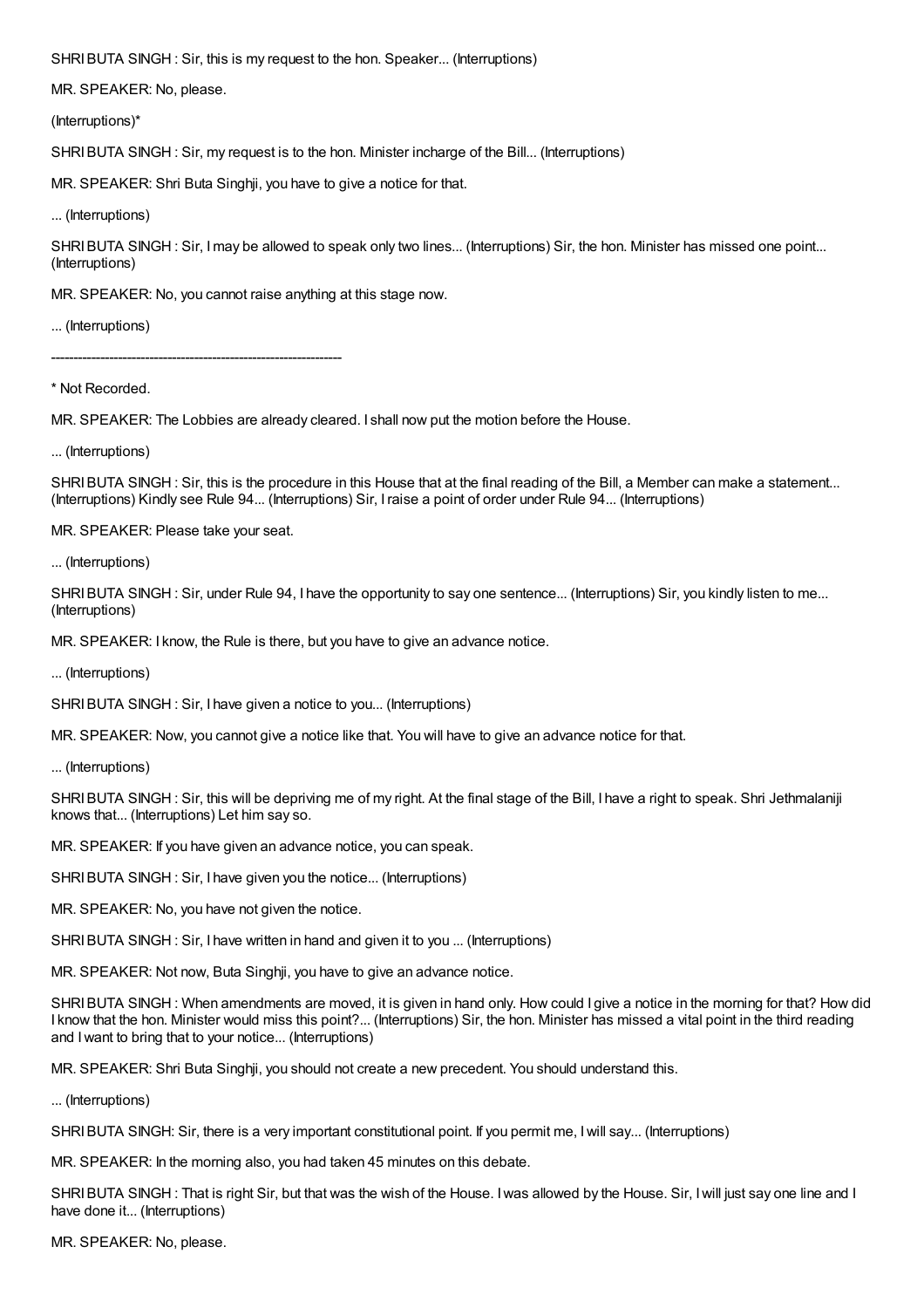SHRI BUTA SINGH : Sir, this is my request to the hon. Speaker... (Interruptions)

MR. SPEAKER: No, please.

(Interruptions)*

SHRI BUTA SINGH : Sir, my request is to the hon. Minister incharge of the Bill... (Interruptions)

MR. SPEAKER: Shri Buta Singhji, you have to give a notice for that.

... (Interruptions)

SHRI BUTA SINGH : Sir, I may be allowed to speak only two lines... (Interruptions) Sir, the hon. Minister has missed one point... (Interruptions)

MR. SPEAKER: No, you cannot raise anything at this stage now.

... (Interruptions)

---

* Not Recorded.

MR. SPEAKER: The Lobbies are already cleared. I shall now put the motion before the House.

... (Interruptions)

SHRI BUTA SINGH : Sir, this is the procedure in this House that at the final reading of the Bill, a Member can make a statement... (Interruptions) Kindly see Rule 94... (Interruptions) Sir, I raise a point of order under Rule 94... (Interruptions)

MR. SPEAKER: Please take your seat.

... (Interruptions)

SHRI BUTA SINGH : Sir, under Rule 94, I have the opportunity to say one sentence... (Interruptions) Sir, you kindly listen to me... (Interruptions)

MR. SPEAKER: I know, the Rule is there, but you have to give an advance notice.

... (Interruptions)

SHRI BUTA SINGH : Sir, I have given a notice to you... (Interruptions)

MR. SPEAKER: Now, you cannot give a notice like that. You will have to give an advance notice for that.

... (Interruptions)

SHRI BUTA SINGH : Sir, this will be depriving me of my right. At the final stage of the Bill, I have a right to speak. Shri Jethmalaniji knows that... (Interruptions) Let him say so.

MR. SPEAKER: If you have given an advance notice, you can speak.

SHRI BUTA SINGH : Sir, I have given you the notice... (Interruptions)

MR. SPEAKER: No, you have not given the notice.

SHRI BUTA SINGH : Sir, I have written in hand and given it to you ... (Interruptions)

MR. SPEAKER: Not now, Buta Singhji, you have to give an advance notice.

SHRI BUTA SINGH : When amendments are moved, it is given in hand only. How could I give a notice in the morning for that? How did I know that the hon. Minister would miss this point?... (Interruptions) Sir, the hon. Minister has missed a vital point in the third reading and I want to bring that to your notice... (Interruptions)

MR. SPEAKER: Shri Buta Singhji, you should not create a new precedent. You should understand this.

... (Interruptions)

SHRI BUTA SINGH: Sir, there is a very important constitutional point. If you permit me, I will say... (Interruptions)

MR. SPEAKER: In the morning also, you had taken 45 minutes on this debate.

SHRI BUTA SINGH : That is right Sir, but that was the wish of the House. I was allowed by the House. Sir, I will just say one line and I have done it... (Interruptions)

MR. SPEAKER: No, please.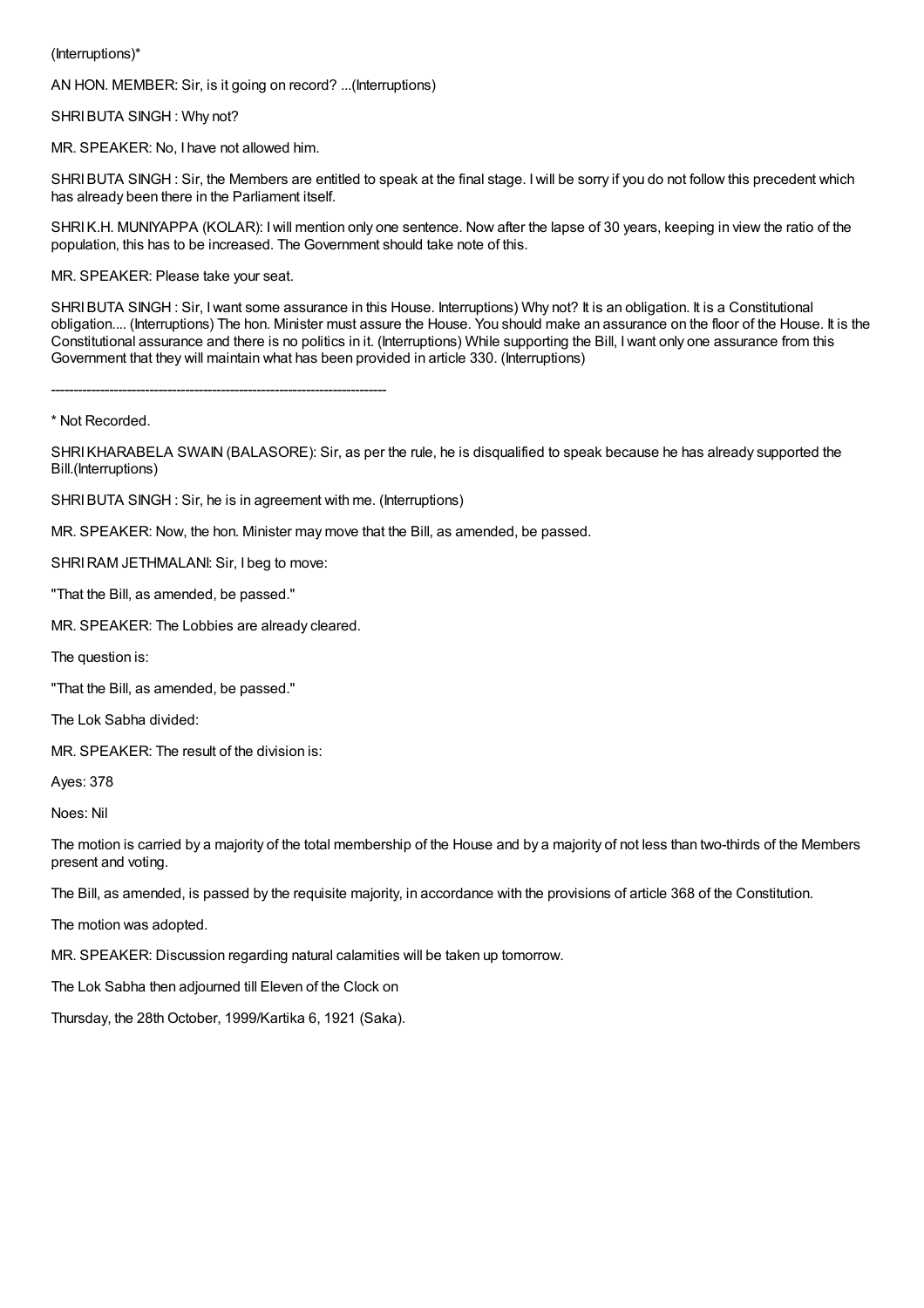(Interruptions)*

AN HON. MEMBER: Sir, is it going on record? ...(Interruptions)

SHRI BUTA SINGH : Why not?

MR. SPEAKER: No, I have not allowed him.

SHRI BUTA SINGH : Sir, the Members are entitled to speak at the final stage. I will be sorry if you do not follow this precedent which has already been there in the Parliament itself.

SHRI K.H. MUNIYAPPA (KOLAR): I will mention only one sentence. Now after the lapse of 30 years, keeping in view the ratio of the population, this has to be increased. The Government should take note of this.

MR. SPEAKER: Please take your seat.

SHRI BUTA SINGH : Sir, I want some assurance in this House. Interruptions) Why not? It is an obligation. It is a Constitutional obligation.... (Interruptions) The hon. Minister must assure the House. You should make an assurance on the floor of the House. It is the Constitutional assurance and there is no politics in it. (Interruptions) While supporting the Bill, I want only one assurance from this Government that they will maintain what has been provided in article 330. (Interruptions)

---

* Not Recorded.

SHRI KHARABELA SWAIN (BALASORE): Sir, as per the rule, he is disqualified to speak because he has already supported the Bill.(Interruptions)

SHRI BUTA SINGH : Sir, he is in agreement with me. (Interruptions)

MR. SPEAKER: Now, the hon. Minister may move that the Bill, as amended, be passed.

SHRI RAM JETHMALANI: Sir, I beg to move:

"That the Bill, as amended, be passed."

MR. SPEAKER: The Lobbies are already cleared.

The question is:

"That the Bill, as amended, be passed."

The Lok Sabha divided:

MR. SPEAKER: The result of the division is:

Ayes: 378

Noes: Nil

The motion is carried by a majority of the total membership of the House and by a majority of not less than two-thirds of the Members present and voting.

The Bill, as amended, is passed by the requisite majority, in accordance with the provisions of article 368 of the Constitution.

The motion was adopted.

MR. SPEAKER: Discussion regarding natural calamities will be taken up tomorrow.

The Lok Sabha then adjourned till Eleven of the Clock on

Thursday, the 28th October, 1999/Kartika 6, 1921 (Saka).